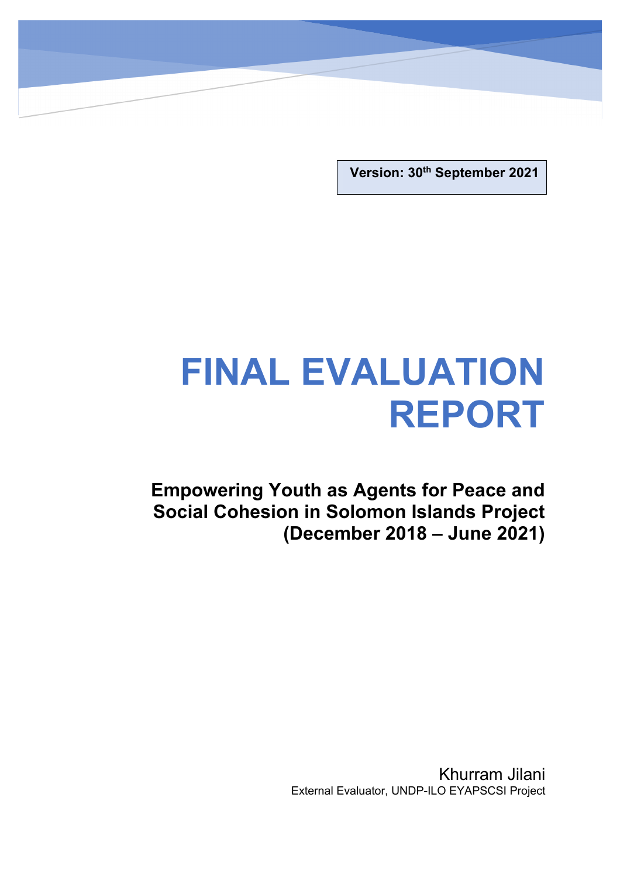**Version: 30th September 2021**

# FINAL EVALUATION REPORT

## Empowering Youth as Agents for Peace and Social Cohesion in Solomon Islands Project (December 2018 – June 2021)

Khurram Jilani

External Evaluator, UNDP-ILO EYAPSCSI Project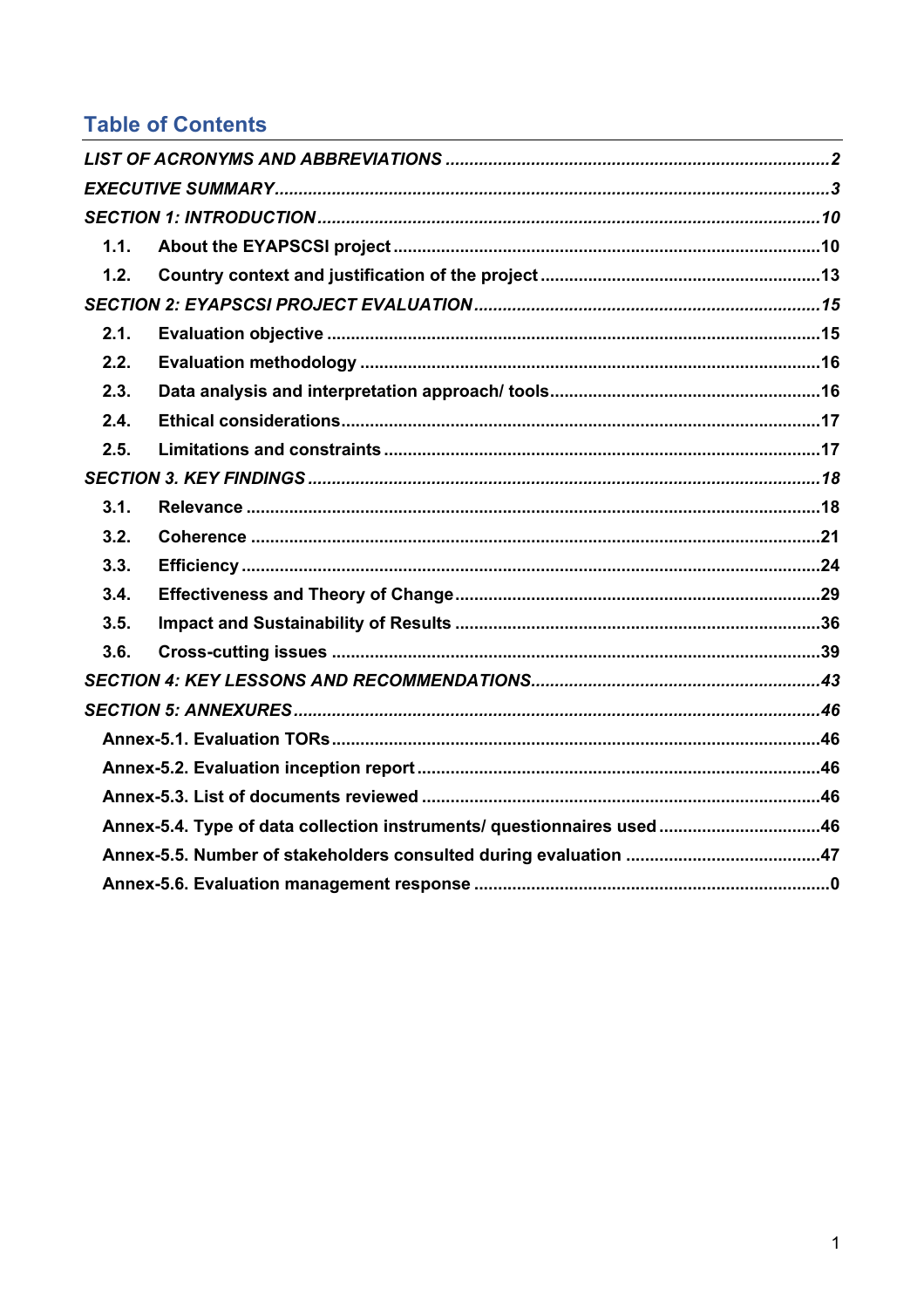## Table of Contents

*LIST OF ACRONYMS AND ABBREVIATIONS* ..... *2*

*EXECUTIVE SUMMARY* ..... *3*

*SECTION 1: INTRODUCTION* ..... *10*

- **1.1. About the EYAPSCSI project** ..... **10**
- **1.2. Country context and justification of the project** ..... **13**

*SECTION 2: EYAPSCSI PROJECT EVALUATION* ..... *15*

- **2.1. Evaluation objective** ..... **15**
- **2.2. Evaluation methodology** ..... **16**
- **2.3. Data analysis and interpretation approach/ tools** ..... **16**
- **2.4. Ethical considerations** ..... **17**
- **2.5. Limitations and constraints** ..... **17**

*SECTION 3. KEY FINDINGS* ..... *18*

- **3.1. Relevance** ..... **18**
- **3.2. Coherence** ..... **21**
- **3.3. Efficiency** ..... **24**
- **3.4. Effectiveness and Theory of Change** ..... **29**
- **3.5. Impact and Sustainability of Results** ..... **36**
- **3.6. Cross-cutting issues** ..... **39**

*SECTION 4: KEY LESSONS AND RECOMMENDATIONS* ..... *43*

*SECTION 5: ANNEXURES* ..... *46*

- **Annex-5.1. Evaluation TORs** ..... **46**
- **Annex-5.2. Evaluation inception report** ..... **46**
- **Annex-5.3. List of documents reviewed** ..... **46**
- **Annex-5.4. Type of data collection instruments/ questionnaires used** ..... **46**
- **Annex-5.5. Number of stakeholders consulted during evaluation** ..... **47**
- **Annex-5.6. Evaluation management response** ..... **0**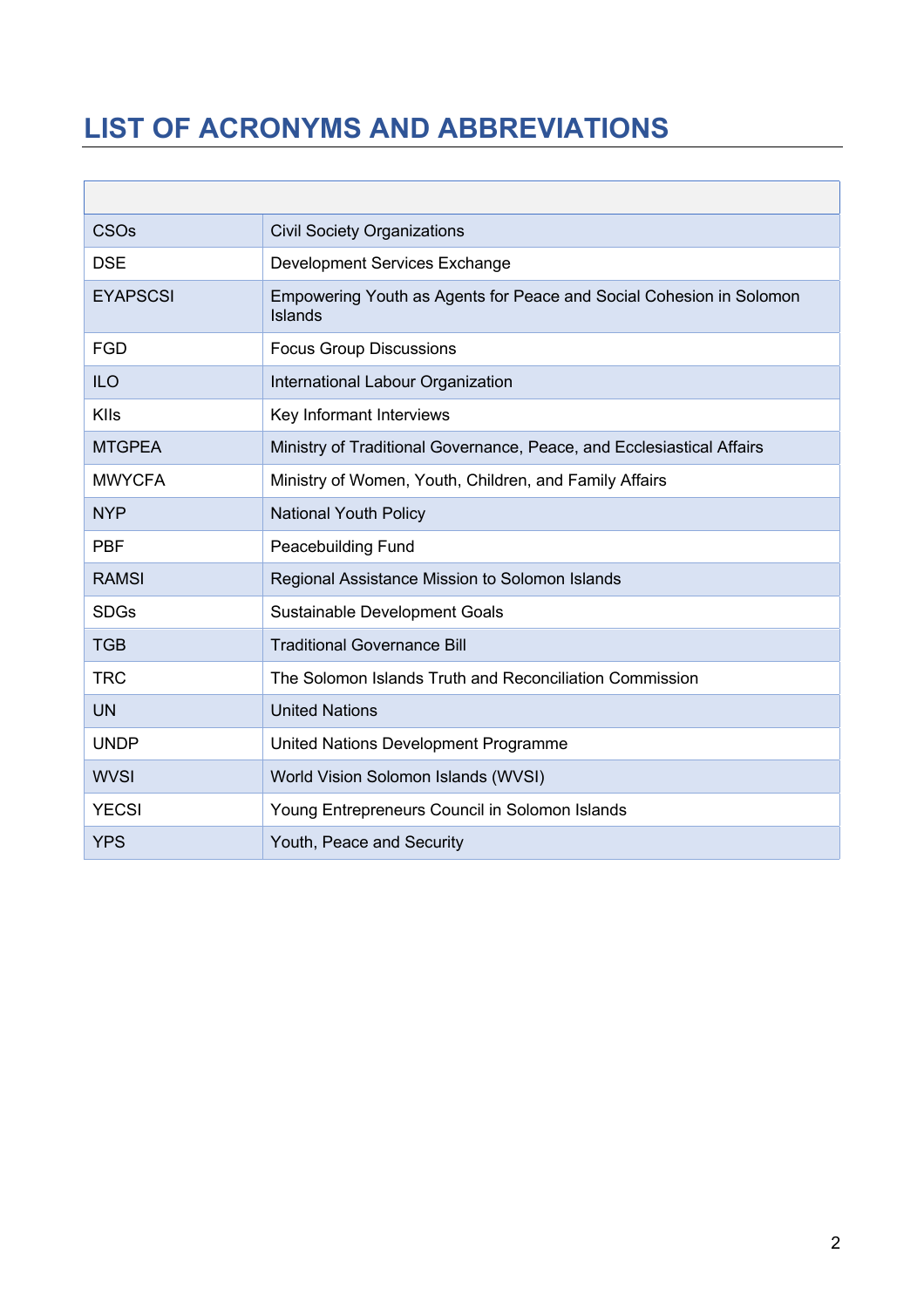# LIST OF ACRONYMS AND ABBREVIATIONS

| | |
|---|---|
| CSOs | Civil Society Organizations |
| DSE | Development Services Exchange |
| EYAPSCSI | Empowering Youth as Agents for Peace and Social Cohesion in Solomon Islands |
| FGD | Focus Group Discussions |
| ILO | International Labour Organization |
| KIIs | Key Informant Interviews |
| MTGPEA | Ministry of Traditional Governance, Peace, and Ecclesiastical Affairs |
| MWYCFA | Ministry of Women, Youth, Children, and Family Affairs |
| NYP | National Youth Policy |
| PBF | Peacebuilding Fund |
| RAMSI | Regional Assistance Mission to Solomon Islands |
| SDGs | Sustainable Development Goals |
| TGB | Traditional Governance Bill |
| TRC | The Solomon Islands Truth and Reconciliation Commission |
| UN | United Nations |
| UNDP | United Nations Development Programme |
| WVSI | World Vision Solomon Islands (WVSI) |
| YECSI | Young Entrepreneurs Council in Solomon Islands |
| YPS | Youth, Peace and Security |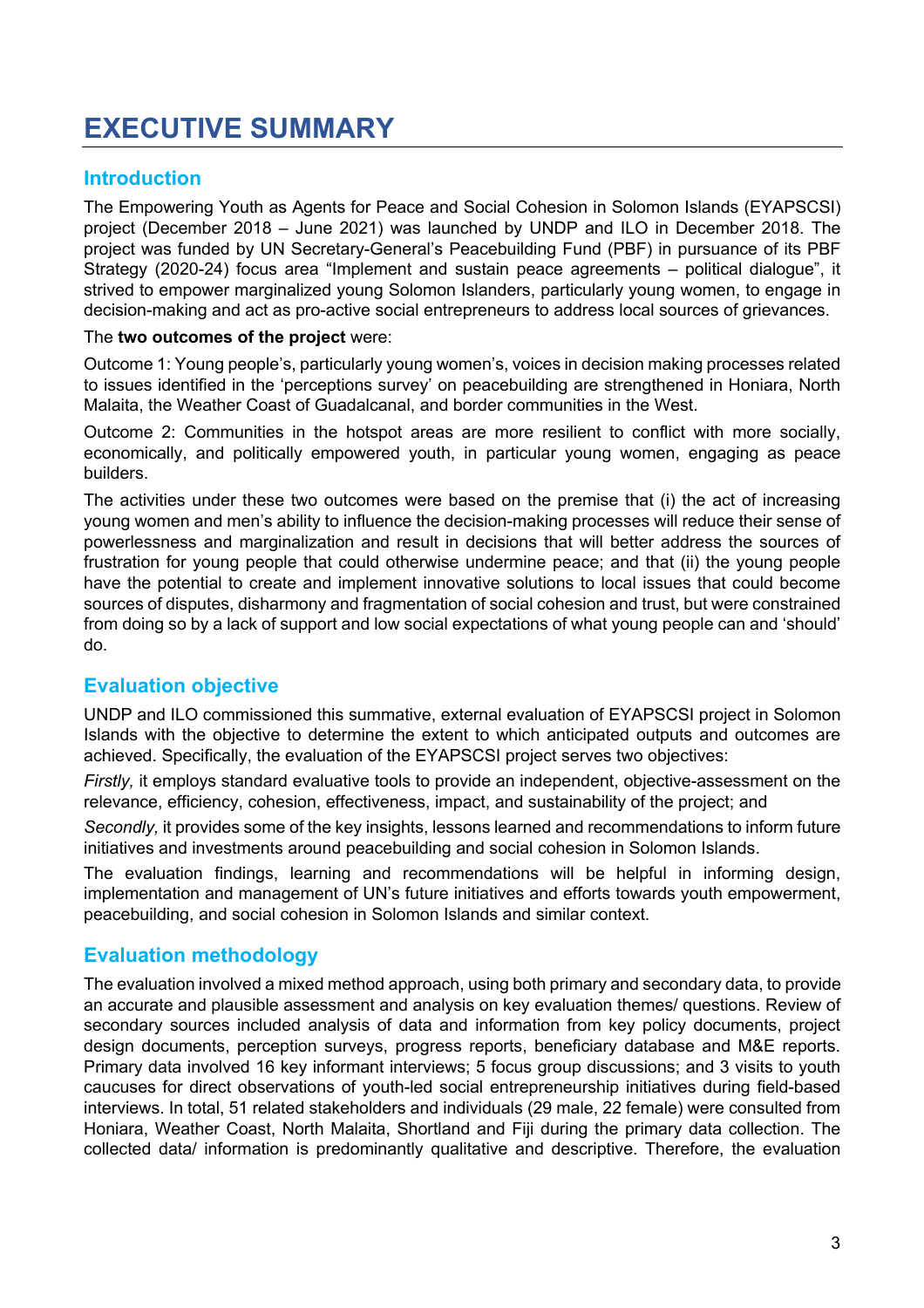# EXECUTIVE SUMMARY

## Introduction

The Empowering Youth as Agents for Peace and Social Cohesion in Solomon Islands (EYAPSCSI) project (December 2018 – June 2021) was launched by UNDP and ILO in December 2018. The project was funded by UN Secretary-General's Peacebuilding Fund (PBF) in pursuance of its PBF Strategy (2020-24) focus area "Implement and sustain peace agreements – political dialogue", it strived to empower marginalized young Solomon Islanders, particularly young women, to engage in decision-making and act as pro-active social entrepreneurs to address local sources of grievances.

The **two outcomes of the project** were:

Outcome 1: Young people's, particularly young women's, voices in decision making processes related to issues identified in the 'perceptions survey' on peacebuilding are strengthened in Honiara, North Malaita, the Weather Coast of Guadalcanal, and border communities in the West.

Outcome 2: Communities in the hotspot areas are more resilient to conflict with more socially, economically, and politically empowered youth, in particular young women, engaging as peace builders.

The activities under these two outcomes were based on the premise that (i) the act of increasing young women and men's ability to influence the decision-making processes will reduce their sense of powerlessness and marginalization and result in decisions that will better address the sources of frustration for young people that could otherwise undermine peace; and that (ii) the young people have the potential to create and implement innovative solutions to local issues that could become sources of disputes, disharmony and fragmentation of social cohesion and trust, but were constrained from doing so by a lack of support and low social expectations of what young people can and 'should' do.

## Evaluation objective

UNDP and ILO commissioned this summative, external evaluation of EYAPSCSI project in Solomon Islands with the objective to determine the extent to which anticipated outputs and outcomes are achieved. Specifically, the evaluation of the EYAPSCSI project serves two objectives:

*Firstly,* it employs standard evaluative tools to provide an independent, objective-assessment on the relevance, efficiency, cohesion, effectiveness, impact, and sustainability of the project; and

*Secondly,* it provides some of the key insights, lessons learned and recommendations to inform future initiatives and investments around peacebuilding and social cohesion in Solomon Islands.

The evaluation findings, learning and recommendations will be helpful in informing design, implementation and management of UN's future initiatives and efforts towards youth empowerment, peacebuilding, and social cohesion in Solomon Islands and similar context.

## Evaluation methodology

The evaluation involved a mixed method approach, using both primary and secondary data, to provide an accurate and plausible assessment and analysis on key evaluation themes/ questions. Review of secondary sources included analysis of data and information from key policy documents, project design documents, perception surveys, progress reports, beneficiary database and M&E reports. Primary data involved 16 key informant interviews; 5 focus group discussions; and 3 visits to youth caucuses for direct observations of youth-led social entrepreneurship initiatives during field-based interviews. In total, 51 related stakeholders and individuals (29 male, 22 female) were consulted from Honiara, Weather Coast, North Malaita, Shortland and Fiji during the primary data collection. The collected data/ information is predominantly qualitative and descriptive. Therefore, the evaluation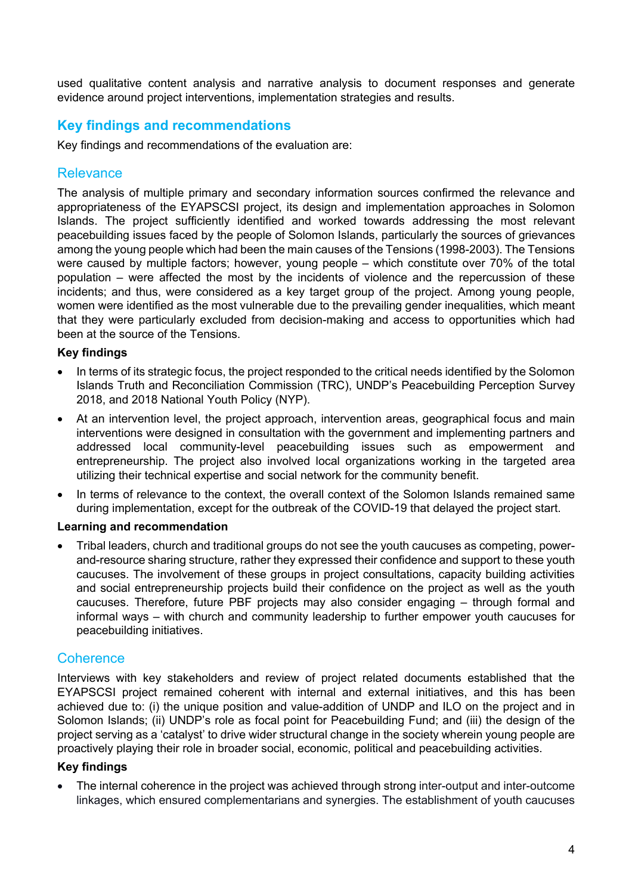used qualitative content analysis and narrative analysis to document responses and generate evidence around project interventions, implementation strategies and results.

## Key findings and recommendations

Key findings and recommendations of the evaluation are:

### Relevance

The analysis of multiple primary and secondary information sources confirmed the relevance and appropriateness of the EYAPSCSI project, its design and implementation approaches in Solomon Islands. The project sufficiently identified and worked towards addressing the most relevant peacebuilding issues faced by the people of Solomon Islands, particularly the sources of grievances among the young people which had been the main causes of the Tensions (1998-2003). The Tensions were caused by multiple factors; however, young people – which constitute over 70% of the total population – were affected the most by the incidents of violence and the repercussion of these incidents; and thus, were considered as a key target group of the project. Among young people, women were identified as the most vulnerable due to the prevailing gender inequalities, which meant that they were particularly excluded from decision-making and access to opportunities which had been at the source of the Tensions.

**Key findings**

- In terms of its strategic focus, the project responded to the critical needs identified by the Solomon Islands Truth and Reconciliation Commission (TRC), UNDP's Peacebuilding Perception Survey 2018, and 2018 National Youth Policy (NYP).
- At an intervention level, the project approach, intervention areas, geographical focus and main interventions were designed in consultation with the government and implementing partners and addressed local community-level peacebuilding issues such as empowerment and entrepreneurship. The project also involved local organizations working in the targeted area utilizing their technical expertise and social network for the community benefit.
- In terms of relevance to the context, the overall context of the Solomon Islands remained same during implementation, except for the outbreak of the COVID-19 that delayed the project start.

**Learning and recommendation**

- Tribal leaders, church and traditional groups do not see the youth caucuses as competing, power-and-resource sharing structure, rather they expressed their confidence and support to these youth caucuses. The involvement of these groups in project consultations, capacity building activities and social entrepreneurship projects build their confidence on the project as well as the youth caucuses. Therefore, future PBF projects may also consider engaging – through formal and informal ways – with church and community leadership to further empower youth caucuses for peacebuilding initiatives.

### Coherence

Interviews with key stakeholders and review of project related documents established that the EYAPSCSI project remained coherent with internal and external initiatives, and this has been achieved due to: (i) the unique position and value-addition of UNDP and ILO on the project and in Solomon Islands; (ii) UNDP's role as focal point for Peacebuilding Fund; and (iii) the design of the project serving as a 'catalyst' to drive wider structural change in the society wherein young people are proactively playing their role in broader social, economic, political and peacebuilding activities.

**Key findings**

- The internal coherence in the project was achieved through strong inter-output and inter-outcome linkages, which ensured complementarians and synergies. The establishment of youth caucuses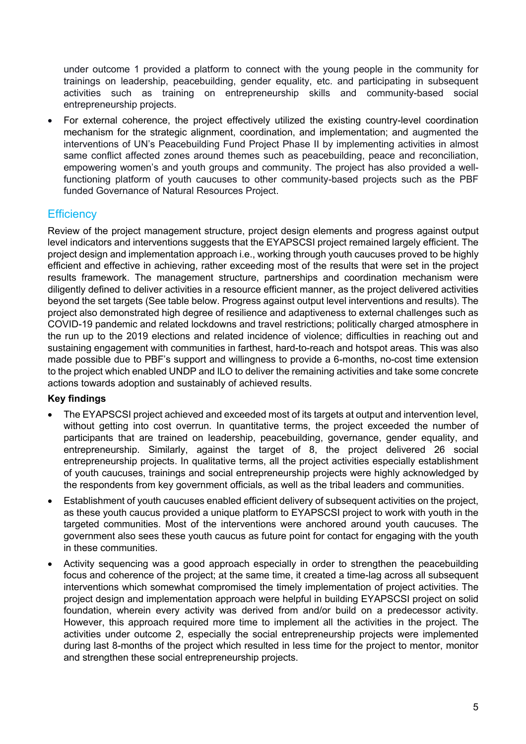under outcome 1 provided a platform to connect with the young people in the community for trainings on leadership, peacebuilding, gender equality, etc. and participating in subsequent activities such as training on entrepreneurship skills and community-based social entrepreneurship projects.

- For external coherence, the project effectively utilized the existing country-level coordination mechanism for the strategic alignment, coordination, and implementation; and augmented the interventions of UN's Peacebuilding Fund Project Phase II by implementing activities in almost same conflict affected zones around themes such as peacebuilding, peace and reconciliation, empowering women's and youth groups and community. The project has also provided a well-functioning platform of youth caucuses to other community-based projects such as the PBF funded Governance of Natural Resources Project.

## Efficiency

Review of the project management structure, project design elements and progress against output level indicators and interventions suggests that the EYAPSCSI project remained largely efficient. The project design and implementation approach i.e., working through youth caucuses proved to be highly efficient and effective in achieving, rather exceeding most of the results that were set in the project results framework. The management structure, partnerships and coordination mechanism were diligently defined to deliver activities in a resource efficient manner, as the project delivered activities beyond the set targets (See table below. Progress against output level interventions and results). The project also demonstrated high degree of resilience and adaptiveness to external challenges such as COVID-19 pandemic and related lockdowns and travel restrictions; politically charged atmosphere in the run up to the 2019 elections and related incidence of violence; difficulties in reaching out and sustaining engagement with communities in farthest, hard-to-reach and hotspot areas. This was also made possible due to PBF's support and willingness to provide a 6-months, no-cost time extension to the project which enabled UNDP and ILO to deliver the remaining activities and take some concrete actions towards adoption and sustainably of achieved results.

**Key findings**

- The EYAPSCSI project achieved and exceeded most of its targets at output and intervention level, without getting into cost overrun. In quantitative terms, the project exceeded the number of participants that are trained on leadership, peacebuilding, governance, gender equality, and entrepreneurship. Similarly, against the target of 8, the project delivered 26 social entrepreneurship projects. In qualitative terms, all the project activities especially establishment of youth caucuses, trainings and social entrepreneurship projects were highly acknowledged by the respondents from key government officials, as well as the tribal leaders and communities.
- Establishment of youth caucuses enabled efficient delivery of subsequent activities on the project, as these youth caucus provided a unique platform to EYAPSCSI project to work with youth in the targeted communities. Most of the interventions were anchored around youth caucuses. The government also sees these youth caucus as future point for contact for engaging with the youth in these communities.
- Activity sequencing was a good approach especially in order to strengthen the peacebuilding focus and coherence of the project; at the same time, it created a time-lag across all subsequent interventions which somewhat compromised the timely implementation of project activities. The project design and implementation approach were helpful in building EYAPSCSI project on solid foundation, wherein every activity was derived from and/or build on a predecessor activity. However, this approach required more time to implement all the activities in the project. The activities under outcome 2, especially the social entrepreneurship projects were implemented during last 8-months of the project which resulted in less time for the project to mentor, monitor and strengthen these social entrepreneurship projects.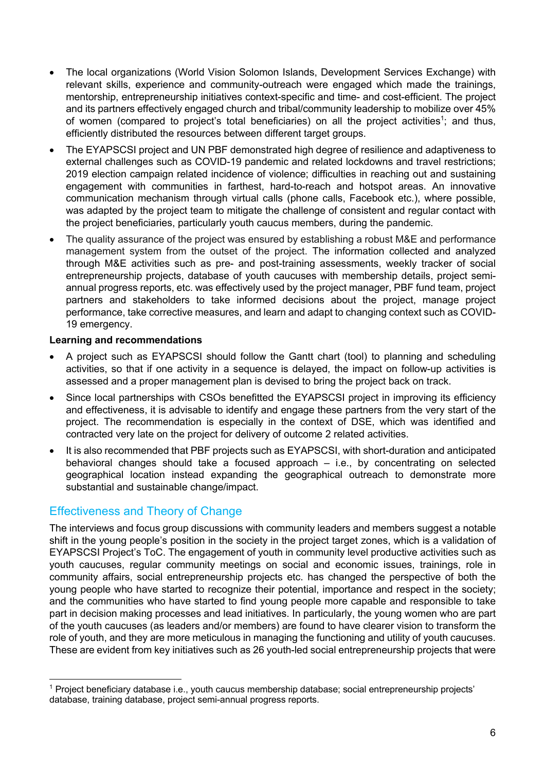- The local organizations (World Vision Solomon Islands, Development Services Exchange) with relevant skills, experience and community-outreach were engaged which made the trainings, mentorship, entrepreneurship initiatives context-specific and time- and cost-efficient. The project and its partners effectively engaged church and tribal/community leadership to mobilize over 45% of women (compared to project's total beneficiaries) on all the project activities[1]; and thus, efficiently distributed the resources between different target groups.
- The EYAPSCSI project and UN PBF demonstrated high degree of resilience and adaptiveness to external challenges such as COVID-19 pandemic and related lockdowns and travel restrictions; 2019 election campaign related incidence of violence; difficulties in reaching out and sustaining engagement with communities in farthest, hard-to-reach and hotspot areas. An innovative communication mechanism through virtual calls (phone calls, Facebook etc.), where possible, was adapted by the project team to mitigate the challenge of consistent and regular contact with the project beneficiaries, particularly youth caucus members, during the pandemic.
- The quality assurance of the project was ensured by establishing a robust M&E and performance management system from the outset of the project. The information collected and analyzed through M&E activities such as pre- and post-training assessments, weekly tracker of social entrepreneurship projects, database of youth caucuses with membership details, project semi-annual progress reports, etc. was effectively used by the project manager, PBF fund team, project partners and stakeholders to take informed decisions about the project, manage project performance, take corrective measures, and learn and adapt to changing context such as COVID-19 emergency.

**Learning and recommendations**

- A project such as EYAPSCSI should follow the Gantt chart (tool) to planning and scheduling activities, so that if one activity in a sequence is delayed, the impact on follow-up activities is assessed and a proper management plan is devised to bring the project back on track.
- Since local partnerships with CSOs benefitted the EYAPSCSI project in improving its efficiency and effectiveness, it is advisable to identify and engage these partners from the very start of the project. The recommendation is especially in the context of DSE, which was identified and contracted very late on the project for delivery of outcome 2 related activities.
- It is also recommended that PBF projects such as EYAPSCSI, with short-duration and anticipated behavioral changes should take a focused approach – i.e., by concentrating on selected geographical location instead expanding the geographical outreach to demonstrate more substantial and sustainable change/impact.

## Effectiveness and Theory of Change

The interviews and focus group discussions with community leaders and members suggest a notable shift in the young people's position in the society in the project target zones, which is a validation of EYAPSCSI Project's ToC. The engagement of youth in community level productive activities such as youth caucuses, regular community meetings on social and economic issues, trainings, role in community affairs, social entrepreneurship projects etc. has changed the perspective of both the young people who have started to recognize their potential, importance and respect in the society; and the communities who have started to find young people more capable and responsible to take part in decision making processes and lead initiatives. In particularly, the young women who are part of the youth caucuses (as leaders and/or members) are found to have clearer vision to transform the role of youth, and they are more meticulous in managing the functioning and utility of youth caucuses. These are evident from key initiatives such as 26 youth-led social entrepreneurship projects that were

[1] Project beneficiary database i.e., youth caucus membership database; social entrepreneurship projects' database, training database, project semi-annual progress reports.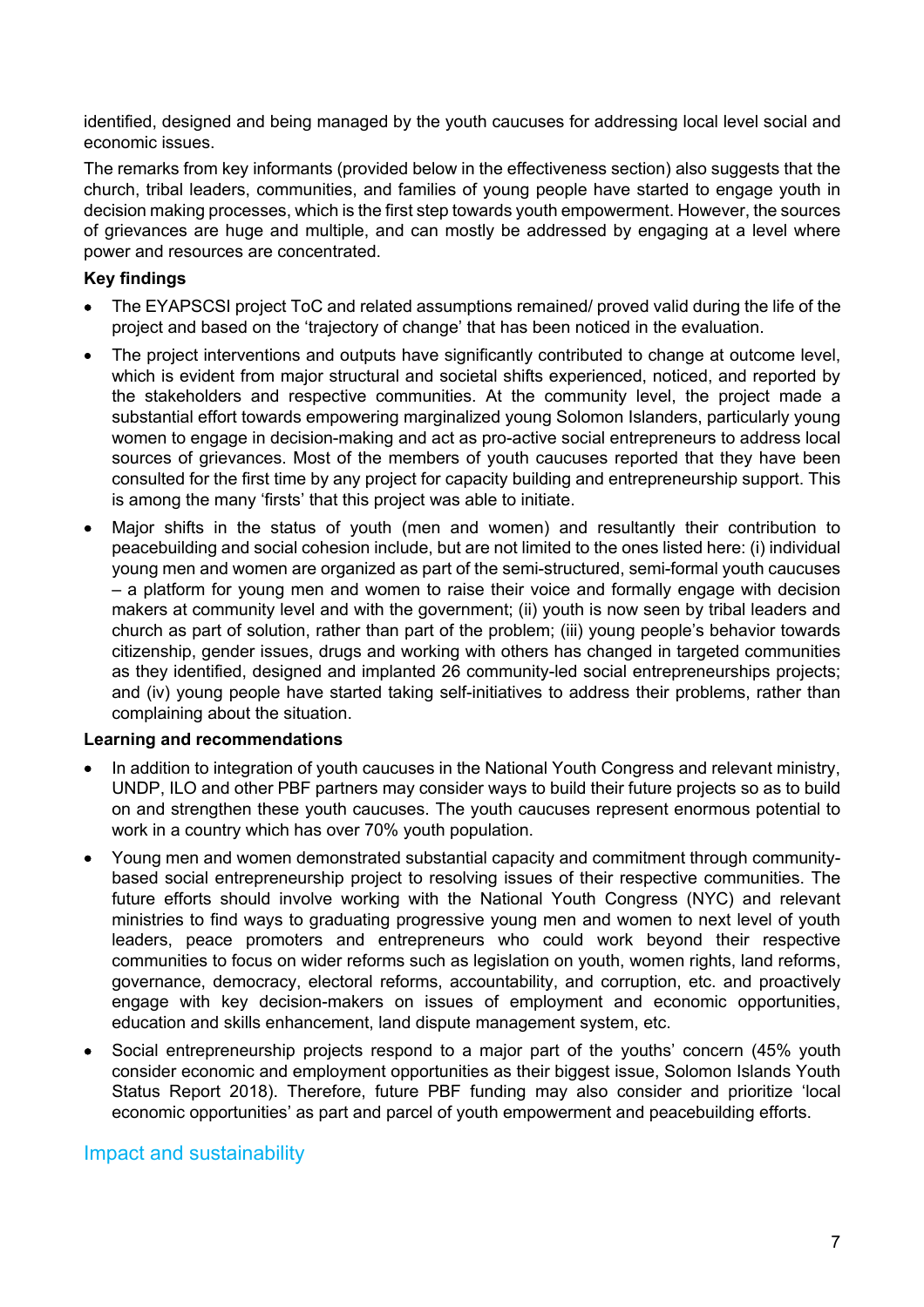identified, designed and being managed by the youth caucuses for addressing local level social and economic issues.

The remarks from key informants (provided below in the effectiveness section) also suggests that the church, tribal leaders, communities, and families of young people have started to engage youth in decision making processes, which is the first step towards youth empowerment. However, the sources of grievances are huge and multiple, and can mostly be addressed by engaging at a level where power and resources are concentrated.

**Key findings**

- The EYAPSCSI project ToC and related assumptions remained/ proved valid during the life of the project and based on the 'trajectory of change' that has been noticed in the evaluation.
- The project interventions and outputs have significantly contributed to change at outcome level, which is evident from major structural and societal shifts experienced, noticed, and reported by the stakeholders and respective communities. At the community level, the project made a substantial effort towards empowering marginalized young Solomon Islanders, particularly young women to engage in decision-making and act as pro-active social entrepreneurs to address local sources of grievances. Most of the members of youth caucuses reported that they have been consulted for the first time by any project for capacity building and entrepreneurship support. This is among the many 'firsts' that this project was able to initiate.
- Major shifts in the status of youth (men and women) and resultantly their contribution to peacebuilding and social cohesion include, but are not limited to the ones listed here: (i) individual young men and women are organized as part of the semi-structured, semi-formal youth caucuses – a platform for young men and women to raise their voice and formally engage with decision makers at community level and with the government; (ii) youth is now seen by tribal leaders and church as part of solution, rather than part of the problem; (iii) young people's behavior towards citizenship, gender issues, drugs and working with others has changed in targeted communities as they identified, designed and implanted 26 community-led social entrepreneurships projects; and (iv) young people have started taking self-initiatives to address their problems, rather than complaining about the situation.

**Learning and recommendations**

- In addition to integration of youth caucuses in the National Youth Congress and relevant ministry, UNDP, ILO and other PBF partners may consider ways to build their future projects so as to build on and strengthen these youth caucuses. The youth caucuses represent enormous potential to work in a country which has over 70% youth population.
- Young men and women demonstrated substantial capacity and commitment through community-based social entrepreneurship project to resolving issues of their respective communities. The future efforts should involve working with the National Youth Congress (NYC) and relevant ministries to find ways to graduating progressive young men and women to next level of youth leaders, peace promoters and entrepreneurs who could work beyond their respective communities to focus on wider reforms such as legislation on youth, women rights, land reforms, governance, democracy, electoral reforms, accountability, and corruption, etc. and proactively engage with key decision-makers on issues of employment and economic opportunities, education and skills enhancement, land dispute management system, etc.
- Social entrepreneurship projects respond to a major part of the youths' concern (45% youth consider economic and employment opportunities as their biggest issue, Solomon Islands Youth Status Report 2018). Therefore, future PBF funding may also consider and prioritize 'local economic opportunities' as part and parcel of youth empowerment and peacebuilding efforts.

## Impact and sustainability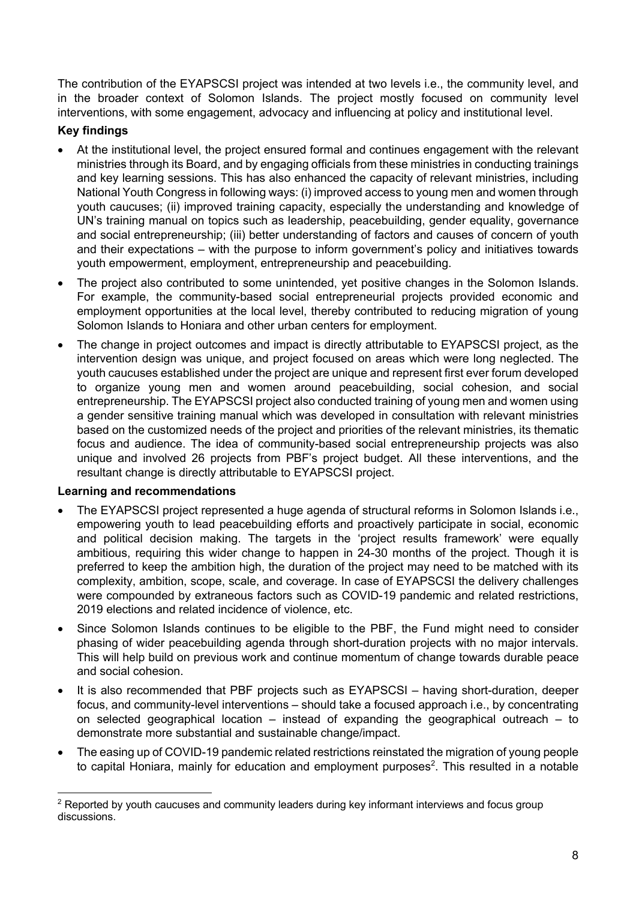The contribution of the EYAPSCSI project was intended at two levels i.e., the community level, and in the broader context of Solomon Islands. The project mostly focused on community level interventions, with some engagement, advocacy and influencing at policy and institutional level.

**Key findings**

- At the institutional level, the project ensured formal and continues engagement with the relevant ministries through its Board, and by engaging officials from these ministries in conducting trainings and key learning sessions. This has also enhanced the capacity of relevant ministries, including National Youth Congress in following ways: (i) improved access to young men and women through youth caucuses; (ii) improved training capacity, especially the understanding and knowledge of UN's training manual on topics such as leadership, peacebuilding, gender equality, governance and social entrepreneurship; (iii) better understanding of factors and causes of concern of youth and their expectations – with the purpose to inform government's policy and initiatives towards youth empowerment, employment, entrepreneurship and peacebuilding.
- The project also contributed to some unintended, yet positive changes in the Solomon Islands. For example, the community-based social entrepreneurial projects provided economic and employment opportunities at the local level, thereby contributed to reducing migration of young Solomon Islands to Honiara and other urban centers for employment.
- The change in project outcomes and impact is directly attributable to EYAPSCSI project, as the intervention design was unique, and project focused on areas which were long neglected. The youth caucuses established under the project are unique and represent first ever forum developed to organize young men and women around peacebuilding, social cohesion, and social entrepreneurship. The EYAPSCSI project also conducted training of young men and women using a gender sensitive training manual which was developed in consultation with relevant ministries based on the customized needs of the project and priorities of the relevant ministries, its thematic focus and audience. The idea of community-based social entrepreneurship projects was also unique and involved 26 projects from PBF's project budget. All these interventions, and the resultant change is directly attributable to EYAPSCSI project.

**Learning and recommendations**

- The EYAPSCSI project represented a huge agenda of structural reforms in Solomon Islands i.e., empowering youth to lead peacebuilding efforts and proactively participate in social, economic and political decision making. The targets in the 'project results framework' were equally ambitious, requiring this wider change to happen in 24-30 months of the project. Though it is preferred to keep the ambition high, the duration of the project may need to be matched with its complexity, ambition, scope, scale, and coverage. In case of EYAPSCSI the delivery challenges were compounded by extraneous factors such as COVID-19 pandemic and related restrictions, 2019 elections and related incidence of violence, etc.
- Since Solomon Islands continues to be eligible to the PBF, the Fund might need to consider phasing of wider peacebuilding agenda through short-duration projects with no major intervals. This will help build on previous work and continue momentum of change towards durable peace and social cohesion.
- It is also recommended that PBF projects such as EYAPSCSI – having short-duration, deeper focus, and community-level interventions – should take a focused approach i.e., by concentrating on selected geographical location – instead of expanding the geographical outreach – to demonstrate more substantial and sustainable change/impact.
- The easing up of COVID-19 pandemic related restrictions reinstated the migration of young people to capital Honiara, mainly for education and employment purposes[2]. This resulted in a notable

[2] Reported by youth caucuses and community leaders during key informant interviews and focus group discussions.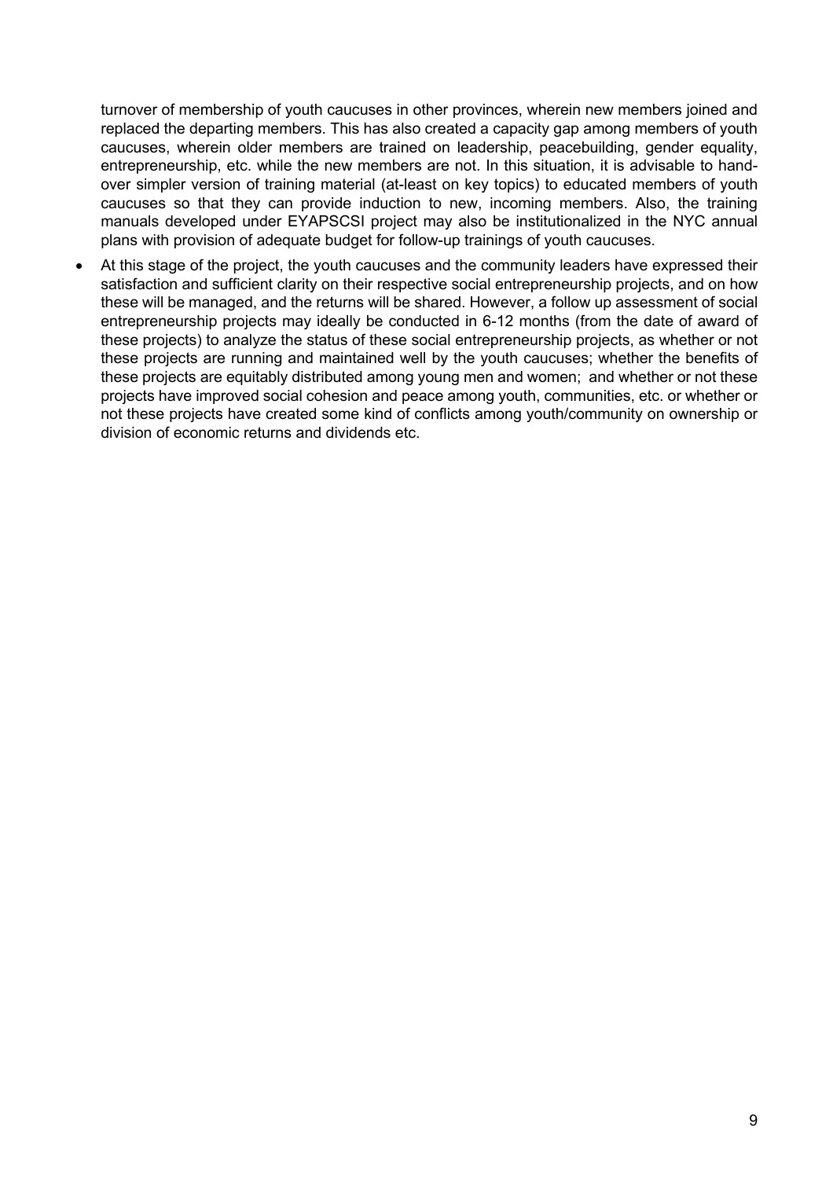turnover of membership of youth caucuses in other provinces, wherein new members joined and replaced the departing members. This has also created a capacity gap among members of youth caucuses, wherein older members are trained on leadership, peacebuilding, gender equality, entrepreneurship, etc. while the new members are not. In this situation, it is advisable to hand-over simpler version of training material (at-least on key topics) to educated members of youth caucuses so that they can provide induction to new, incoming members. Also, the training manuals developed under EYAPSCSI project may also be institutionalized in the NYC annual plans with provision of adequate budget for follow-up trainings of youth caucuses.

- At this stage of the project, the youth caucuses and the community leaders have expressed their satisfaction and sufficient clarity on their respective social entrepreneurship projects, and on how these will be managed, and the returns will be shared. However, a follow up assessment of social entrepreneurship projects may ideally be conducted in 6-12 months (from the date of award of these projects) to analyze the status of these social entrepreneurship projects, as whether or not these projects are running and maintained well by the youth caucuses; whether the benefits of these projects are equitably distributed among young men and women; and whether or not these projects have improved social cohesion and peace among youth, communities, etc. or whether or not these projects have created some kind of conflicts among youth/community on ownership or division of economic returns and dividends etc.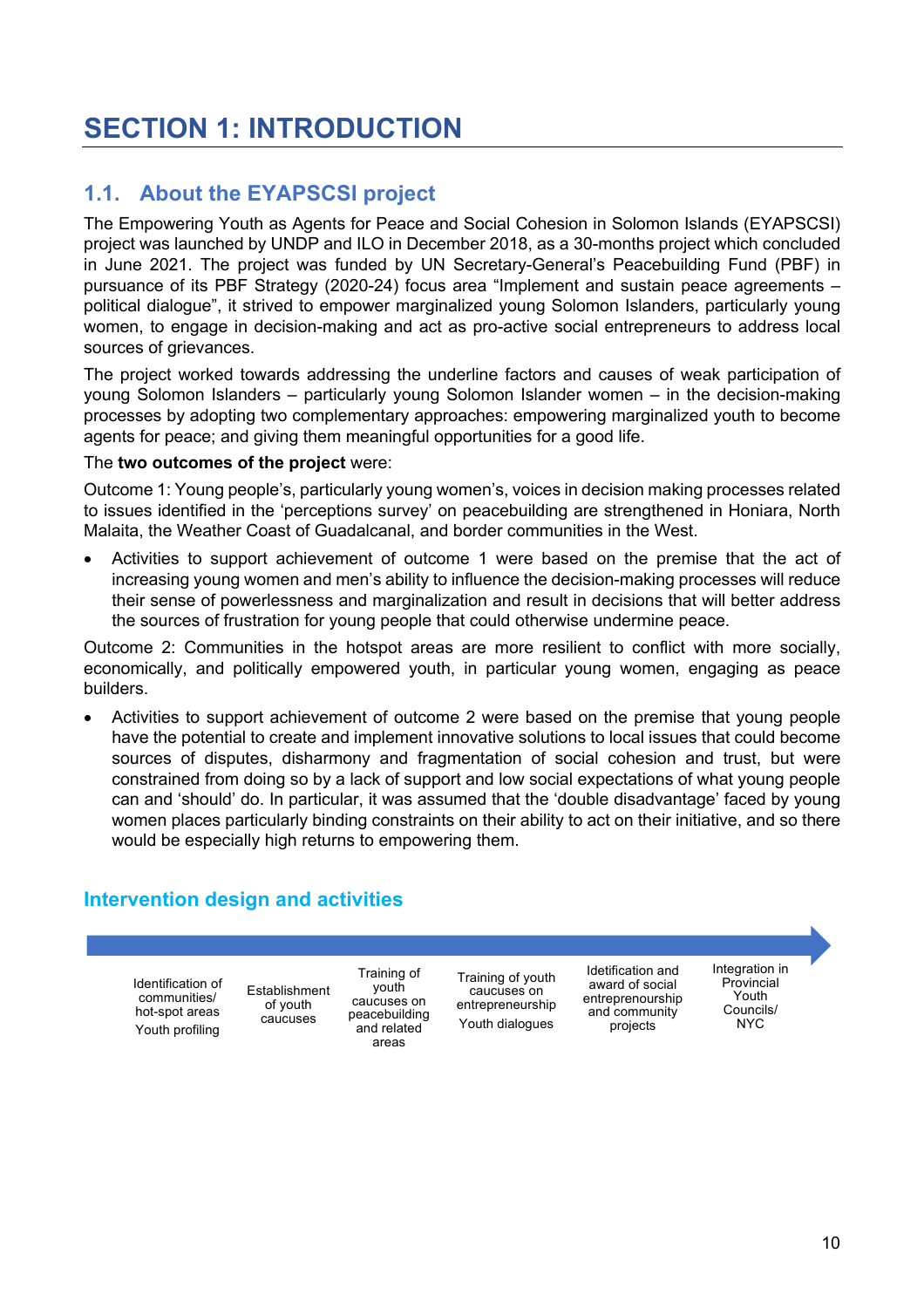# SECTION 1: INTRODUCTION

## 1.1. About the EYAPSCSI project

The Empowering Youth as Agents for Peace and Social Cohesion in Solomon Islands (EYAPSCSI) project was launched by UNDP and ILO in December 2018, as a 30-months project which concluded in June 2021. The project was funded by UN Secretary-General's Peacebuilding Fund (PBF) in pursuance of its PBF Strategy (2020-24) focus area "Implement and sustain peace agreements – political dialogue", it strived to empower marginalized young Solomon Islanders, particularly young women, to engage in decision-making and act as pro-active social entrepreneurs to address local sources of grievances.

The project worked towards addressing the underline factors and causes of weak participation of young Solomon Islanders – particularly young Solomon Islander women – in the decision-making processes by adopting two complementary approaches: empowering marginalized youth to become agents for peace; and giving them meaningful opportunities for a good life.

The **two outcomes of the project** were:

Outcome 1: Young people's, particularly young women's, voices in decision making processes related to issues identified in the 'perceptions survey' on peacebuilding are strengthened in Honiara, North Malaita, the Weather Coast of Guadalcanal, and border communities in the West.

- Activities to support achievement of outcome 1 were based on the premise that the act of increasing young women and men's ability to influence the decision-making processes will reduce their sense of powerlessness and marginalization and result in decisions that will better address the sources of frustration for young people that could otherwise undermine peace.

Outcome 2: Communities in the hotspot areas are more resilient to conflict with more socially, economically, and politically empowered youth, in particular young women, engaging as peace builders.

- Activities to support achievement of outcome 2 were based on the premise that young people have the potential to create and implement innovative solutions to local issues that could become sources of disputes, disharmony and fragmentation of social cohesion and trust, but were constrained from doing so by a lack of support and low social expectations of what young people can and 'should' do. In particular, it was assumed that the 'double disadvantage' faced by young women places particularly binding constraints on their ability to act on their initiative, and so there would be especially high returns to empowering them.

### Intervention design and activities

Identification of communities/ hot-spot areas; Youth profiling → Establishment of youth caucuses → Training of youth caucuses on peacebuilding and related areas → Training of youth caucuses on entrepreneurship; Youth dialogues → Idetification and award of social entrepreneurship and community projects → Integration in Provincial Youth Councils/ NYC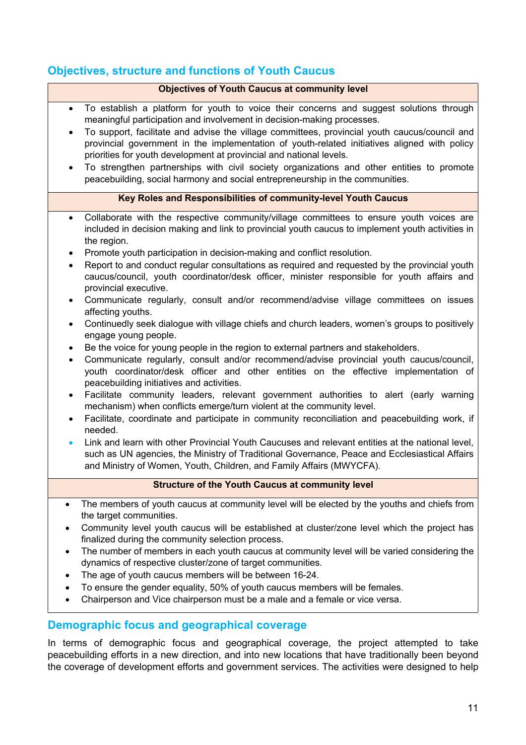## Objectives, structure and functions of Youth Caucus

| Objectives of Youth Caucus at community level |
|---|
| • To establish a platform for youth to voice their concerns and suggest solutions through meaningful participation and involvement in decision-making processes.<br>• To support, facilitate and advise the village committees, provincial youth caucus/council and provincial government in the implementation of youth-related initiatives aligned with policy priorities for youth development at provincial and national levels.<br>• To strengthen partnerships with civil society organizations and other entities to promote peacebuilding, social harmony and social entrepreneurship in the communities. |
| **Key Roles and Responsibilities of community-level Youth Caucus** |
| • Collaborate with the respective community/village committees to ensure youth voices are included in decision making and link to provincial youth caucus to implement youth activities in the region.<br>• Promote youth participation in decision-making and conflict resolution.<br>• Report to and conduct regular consultations as required and requested by the provincial youth caucus/council, youth coordinator/desk officer, minister responsible for youth affairs and provincial executive.<br>• Communicate regularly, consult and/or recommend/advise village committees on issues affecting youths.<br>• Continuedly seek dialogue with village chiefs and church leaders, women's groups to positively engage young people.<br>• Be the voice for young people in the region to external partners and stakeholders.<br>• Communicate regularly, consult and/or recommend/advise provincial youth caucus/council, youth coordinator/desk officer and other entities on the effective implementation of peacebuilding initiatives and activities.<br>• Facilitate community leaders, relevant government authorities to alert (early warning mechanism) when conflicts emerge/turn violent at the community level.<br>• Facilitate, coordinate and participate in community reconciliation and peacebuilding work, if needed.<br>• Link and learn with other Provincial Youth Caucuses and relevant entities at the national level, such as UN agencies, the Ministry of Traditional Governance, Peace and Ecclesiastical Affairs and Ministry of Women, Youth, Children, and Family Affairs (MWYCFA). |
| **Structure of the Youth Caucus at community level** |
| • The members of youth caucus at community level will be elected by the youths and chiefs from the target communities.<br>• Community level youth caucus will be established at cluster/zone level which the project has finalized during the community selection process.<br>• The number of members in each youth caucus at community level will be varied considering the dynamics of respective cluster/zone of target communities.<br>• The age of youth caucus members will be between 16-24.<br>• To ensure the gender equality, 50% of youth caucus members will be females.<br>• Chairperson and Vice chairperson must be a male and a female or vice versa. |

## Demographic focus and geographical coverage

In terms of demographic focus and geographical coverage, the project attempted to take peacebuilding efforts in a new direction, and into new locations that have traditionally been beyond the coverage of development efforts and government services. The activities were designed to help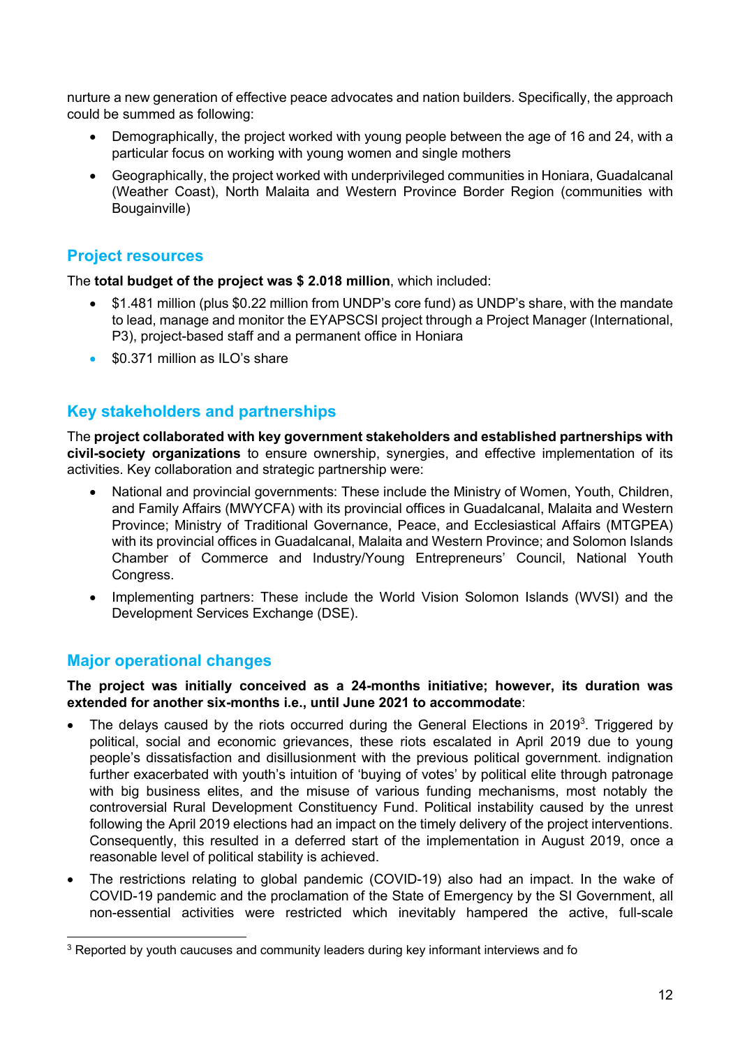nurture a new generation of effective peace advocates and nation builders. Specifically, the approach could be summed as following:

- Demographically, the project worked with young people between the age of 16 and 24, with a particular focus on working with young women and single mothers
- Geographically, the project worked with underprivileged communities in Honiara, Guadalcanal (Weather Coast), North Malaita and Western Province Border Region (communities with Bougainville)

## Project resources

The **total budget of the project was $ 2.018 million**, which included:

- $1.481 million (plus $0.22 million from UNDP's core fund) as UNDP's share, with the mandate to lead, manage and monitor the EYAPSCSI project through a Project Manager (International, P3), project-based staff and a permanent office in Honiara
- $0.371 million as ILO's share

## Key stakeholders and partnerships

The **project collaborated with key government stakeholders and established partnerships with civil-society organizations** to ensure ownership, synergies, and effective implementation of its activities. Key collaboration and strategic partnership were:

- National and provincial governments: These include the Ministry of Women, Youth, Children, and Family Affairs (MWYCFA) with its provincial offices in Guadalcanal, Malaita and Western Province; Ministry of Traditional Governance, Peace, and Ecclesiastical Affairs (MTGPEA) with its provincial offices in Guadalcanal, Malaita and Western Province; and Solomon Islands Chamber of Commerce and Industry/Young Entrepreneurs' Council, National Youth Congress.
- Implementing partners: These include the World Vision Solomon Islands (WVSI) and the Development Services Exchange (DSE).

## Major operational changes

**The project was initially conceived as a 24-months initiative; however, its duration was extended for another six-months i.e., until June 2021 to accommodate**:

- The delays caused by the riots occurred during the General Elections in 2019[3]. Triggered by political, social and economic grievances, these riots escalated in April 2019 due to young people's dissatisfaction and disillusionment with the previous political government. indignation further exacerbated with youth's intuition of 'buying of votes' by political elite through patronage with big business elites, and the misuse of various funding mechanisms, most notably the controversial Rural Development Constituency Fund. Political instability caused by the unrest following the April 2019 elections had an impact on the timely delivery of the project interventions. Consequently, this resulted in a deferred start of the implementation in August 2019, once a reasonable level of political stability is achieved.
- The restrictions relating to global pandemic (COVID-19) also had an impact. In the wake of COVID-19 pandemic and the proclamation of the State of Emergency by the SI Government, all non-essential activities were restricted which inevitably hampered the active, full-scale

[3] Reported by youth caucuses and community leaders during key informant interviews and fo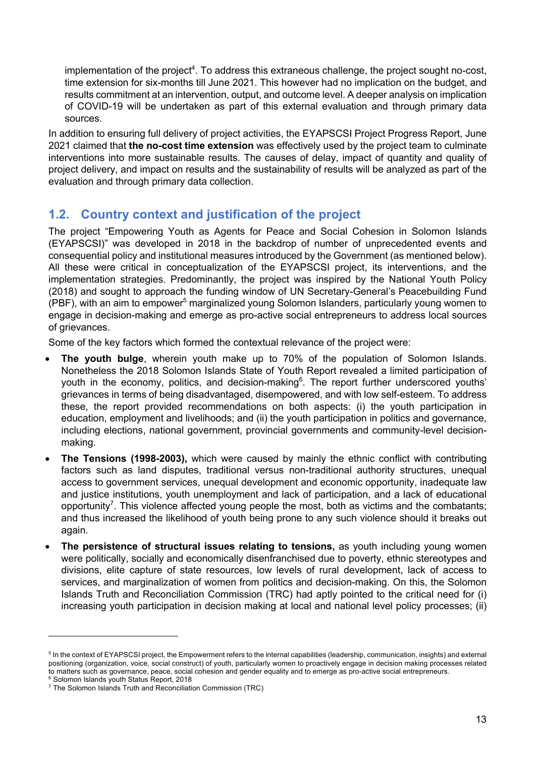implementation of the project[4]. To address this extraneous challenge, the project sought no-cost, time extension for six-months till June 2021. This however had no implication on the budget, and results commitment at an intervention, output, and outcome level. A deeper analysis on implication of COVID-19 will be undertaken as part of this external evaluation and through primary data sources.

In addition to ensuring full delivery of project activities, the EYAPSCSI Project Progress Report, June 2021 claimed that **the no-cost time extension** was effectively used by the project team to culminate interventions into more sustainable results. The causes of delay, impact of quantity and quality of project delivery, and impact on results and the sustainability of results will be analyzed as part of the evaluation and through primary data collection.

## 1.2. Country context and justification of the project

The project "Empowering Youth as Agents for Peace and Social Cohesion in Solomon Islands (EYAPSCSI)" was developed in 2018 in the backdrop of number of unprecedented events and consequential policy and institutional measures introduced by the Government (as mentioned below). All these were critical in conceptualization of the EYAPSCSI project, its interventions, and the implementation strategies. Predominantly, the project was inspired by the National Youth Policy (2018) and sought to approach the funding window of UN Secretary-General's Peacebuilding Fund (PBF), with an aim to empower[5] marginalized young Solomon Islanders, particularly young women to engage in decision-making and emerge as pro-active social entrepreneurs to address local sources of grievances.

Some of the key factors which formed the contextual relevance of the project were:

- **The youth bulge**, wherein youth make up to 70% of the population of Solomon Islands. Nonetheless the 2018 Solomon Islands State of Youth Report revealed a limited participation of youth in the economy, politics, and decision-making[6]. The report further underscored youths' grievances in terms of being disadvantaged, disempowered, and with low self-esteem. To address these, the report provided recommendations on both aspects: (i) the youth participation in education, employment and livelihoods; and (ii) the youth participation in politics and governance, including elections, national government, provincial governments and community-level decision-making.
- **The Tensions (1998-2003),** which were caused by mainly the ethnic conflict with contributing factors such as land disputes, traditional versus non-traditional authority structures, unequal access to government services, unequal development and economic opportunity, inadequate law and justice institutions, youth unemployment and lack of participation, and a lack of educational opportunity[7]. This violence affected young people the most, both as victims and the combatants; and thus increased the likelihood of youth being prone to any such violence should it breaks out again.
- **The persistence of structural issues relating to tensions,** as youth including young women were politically, socially and economically disenfranchised due to poverty, ethnic stereotypes and divisions, elite capture of state resources, low levels of rural development, lack of access to services, and marginalization of women from politics and decision-making. On this, the Solomon Islands Truth and Reconciliation Commission (TRC) had aptly pointed to the critical need for (i) increasing youth participation in decision making at local and national level policy processes; (ii)

---

[5] In the context of EYAPSCSI project, the Empowerment refers to the internal capabilities (leadership, communication, insights) and external positioning (organization, voice, social construct) of youth, particularly women to proactively engage in decision making processes related to matters such as governance, peace, social cohesion and gender equality and to emerge as pro-active social entrepreneurs.

[6] Solomon Islands youth Status Report, 2018

[7] The Solomon Islands Truth and Reconciliation Commission (TRC)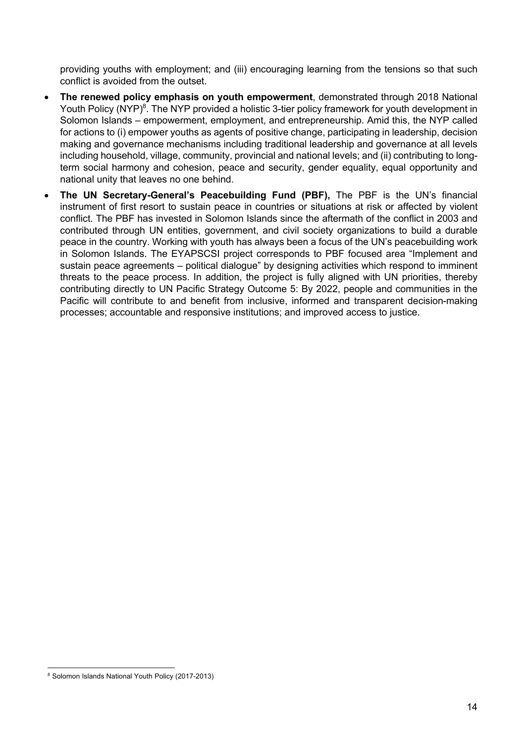providing youths with employment; and (iii) encouraging learning from the tensions so that such conflict is avoided from the outset.

- **The renewed policy emphasis on youth empowerment**, demonstrated through 2018 National Youth Policy (NYP)[8]. The NYP provided a holistic 3-tier policy framework for youth development in Solomon Islands – empowerment, employment, and entrepreneurship. Amid this, the NYP called for actions to (i) empower youths as agents of positive change, participating in leadership, decision making and governance mechanisms including traditional leadership and governance at all levels including household, village, community, provincial and national levels; and (ii) contributing to long-term social harmony and cohesion, peace and security, gender equality, equal opportunity and national unity that leaves no one behind.
- **The UN Secretary-General's Peacebuilding Fund (PBF),** The PBF is the UN's financial instrument of first resort to sustain peace in countries or situations at risk or affected by violent conflict. The PBF has invested in Solomon Islands since the aftermath of the conflict in 2003 and contributed through UN entities, government, and civil society organizations to build a durable peace in the country. Working with youth has always been a focus of the UN's peacebuilding work in Solomon Islands. The EYAPSCSI project corresponds to PBF focused area "Implement and sustain peace agreements – political dialogue" by designing activities which respond to imminent threats to the peace process. In addition, the project is fully aligned with UN priorities, thereby contributing directly to UN Pacific Strategy Outcome 5: By 2022, people and communities in the Pacific will contribute to and benefit from inclusive, informed and transparent decision-making processes; accountable and responsive institutions; and improved access to justice.

[8] Solomon Islands National Youth Policy (2017-2013)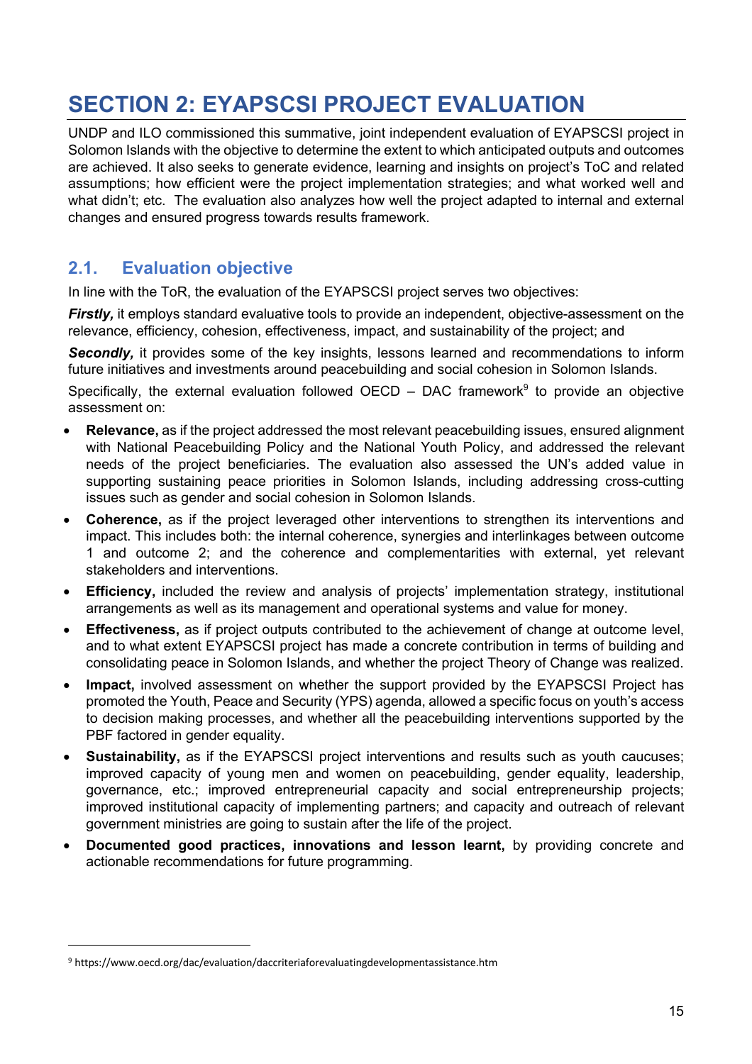# SECTION 2: EYAPSCSI PROJECT EVALUATION

UNDP and ILO commissioned this summative, joint independent evaluation of EYAPSCSI project in Solomon Islands with the objective to determine the extent to which anticipated outputs and outcomes are achieved. It also seeks to generate evidence, learning and insights on project's ToC and related assumptions; how efficient were the project implementation strategies; and what worked well and what didn't; etc. The evaluation also analyzes how well the project adapted to internal and external changes and ensured progress towards results framework.

## 2.1. Evaluation objective

In line with the ToR, the evaluation of the EYAPSCSI project serves two objectives:

***Firstly,*** it employs standard evaluative tools to provide an independent, objective-assessment on the relevance, efficiency, cohesion, effectiveness, impact, and sustainability of the project; and

***Secondly,*** it provides some of the key insights, lessons learned and recommendations to inform future initiatives and investments around peacebuilding and social cohesion in Solomon Islands.

Specifically, the external evaluation followed OECD – DAC framework[9] to provide an objective assessment on:

- **Relevance,** as if the project addressed the most relevant peacebuilding issues, ensured alignment with National Peacebuilding Policy and the National Youth Policy, and addressed the relevant needs of the project beneficiaries. The evaluation also assessed the UN's added value in supporting sustaining peace priorities in Solomon Islands, including addressing cross-cutting issues such as gender and social cohesion in Solomon Islands.
- **Coherence,** as if the project leveraged other interventions to strengthen its interventions and impact. This includes both: the internal coherence, synergies and interlinkages between outcome 1 and outcome 2; and the coherence and complementarities with external, yet relevant stakeholders and interventions.
- **Efficiency,** included the review and analysis of projects' implementation strategy, institutional arrangements as well as its management and operational systems and value for money.
- **Effectiveness,** as if project outputs contributed to the achievement of change at outcome level, and to what extent EYAPSCSI project has made a concrete contribution in terms of building and consolidating peace in Solomon Islands, and whether the project Theory of Change was realized.
- **Impact,** involved assessment on whether the support provided by the EYAPSCSI Project has promoted the Youth, Peace and Security (YPS) agenda, allowed a specific focus on youth's access to decision making processes, and whether all the peacebuilding interventions supported by the PBF factored in gender equality.
- **Sustainability,** as if the EYAPSCSI project interventions and results such as youth caucuses; improved capacity of young men and women on peacebuilding, gender equality, leadership, governance, etc.; improved entrepreneurial capacity and social entrepreneurship projects; improved institutional capacity of implementing partners; and capacity and outreach of relevant government ministries are going to sustain after the life of the project.
- **Documented good practices, innovations and lesson learnt,** by providing concrete and actionable recommendations for future programming.

[9] https://www.oecd.org/dac/evaluation/daccriteriaforevaluatingdevelopmentassistance.htm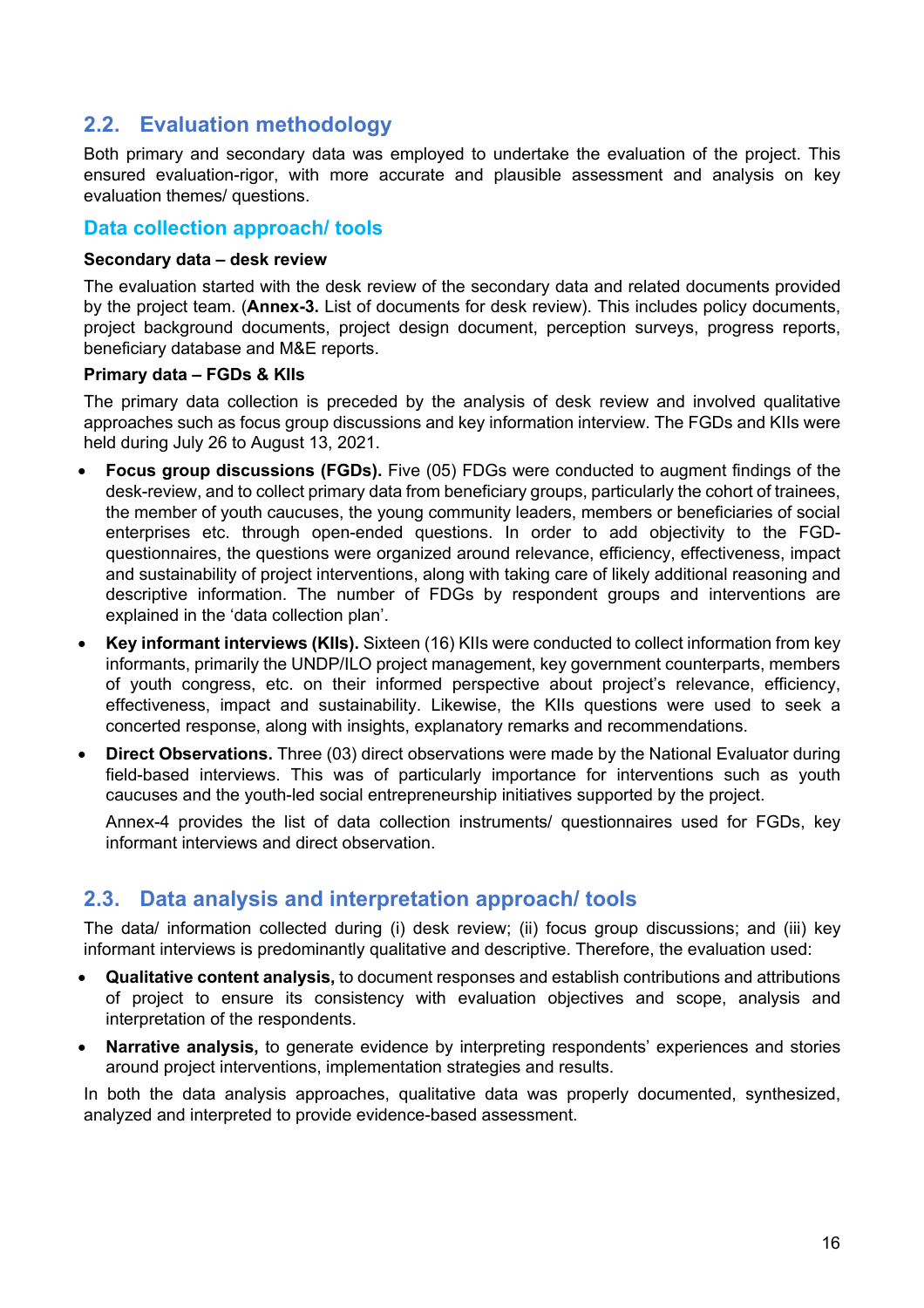## 2.2. Evaluation methodology

Both primary and secondary data was employed to undertake the evaluation of the project. This ensured evaluation-rigor, with more accurate and plausible assessment and analysis on key evaluation themes/ questions.

### Data collection approach/ tools

**Secondary data – desk review**

The evaluation started with the desk review of the secondary data and related documents provided by the project team. (**Annex-3.** List of documents for desk review). This includes policy documents, project background documents, project design document, perception surveys, progress reports, beneficiary database and M&E reports.

**Primary data – FGDs & KIIs**

The primary data collection is preceded by the analysis of desk review and involved qualitative approaches such as focus group discussions and key information interview. The FGDs and KIIs were held during July 26 to August 13, 2021.

- **Focus group discussions (FGDs).** Five (05) FDGs were conducted to augment findings of the desk-review, and to collect primary data from beneficiary groups, particularly the cohort of trainees, the member of youth caucuses, the young community leaders, members or beneficiaries of social enterprises etc. through open-ended questions. In order to add objectivity to the FGD-questionnaires, the questions were organized around relevance, efficiency, effectiveness, impact and sustainability of project interventions, along with taking care of likely additional reasoning and descriptive information. The number of FDGs by respondent groups and interventions are explained in the 'data collection plan'.
- **Key informant interviews (KIIs).** Sixteen (16) KIIs were conducted to collect information from key informants, primarily the UNDP/ILO project management, key government counterparts, members of youth congress, etc. on their informed perspective about project's relevance, efficiency, effectiveness, impact and sustainability. Likewise, the KIIs questions were used to seek a concerted response, along with insights, explanatory remarks and recommendations.
- **Direct Observations.** Three (03) direct observations were made by the National Evaluator during field-based interviews. This was of particularly importance for interventions such as youth caucuses and the youth-led social entrepreneurship initiatives supported by the project.

  Annex-4 provides the list of data collection instruments/ questionnaires used for FGDs, key informant interviews and direct observation.

## 2.3. Data analysis and interpretation approach/ tools

The data/ information collected during (i) desk review; (ii) focus group discussions; and (iii) key informant interviews is predominantly qualitative and descriptive. Therefore, the evaluation used:

- **Qualitative content analysis,** to document responses and establish contributions and attributions of project to ensure its consistency with evaluation objectives and scope, analysis and interpretation of the respondents.
- **Narrative analysis,** to generate evidence by interpreting respondents' experiences and stories around project interventions, implementation strategies and results.

In both the data analysis approaches, qualitative data was properly documented, synthesized, analyzed and interpreted to provide evidence-based assessment.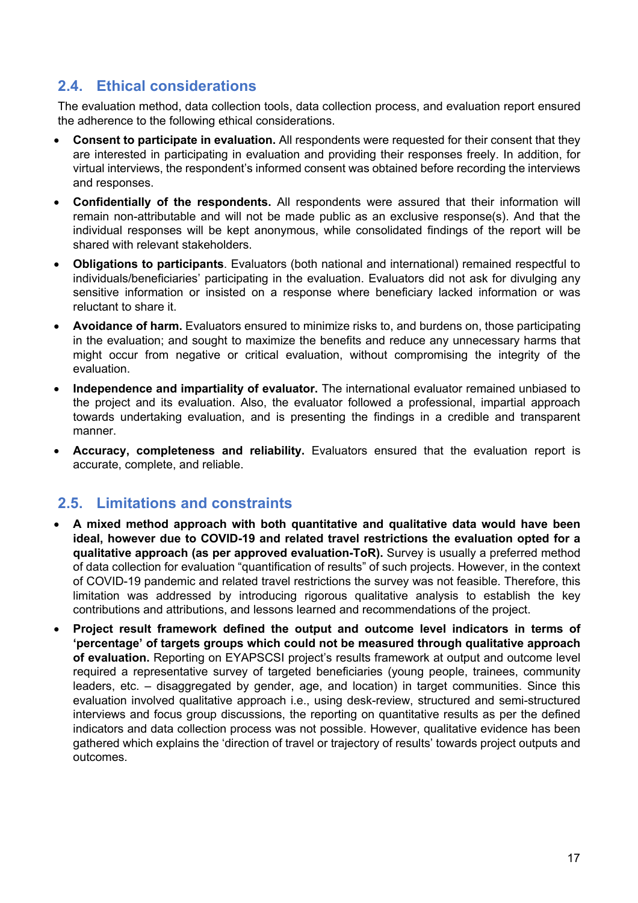## 2.4. Ethical considerations

The evaluation method, data collection tools, data collection process, and evaluation report ensured the adherence to the following ethical considerations.

- **Consent to participate in evaluation.** All respondents were requested for their consent that they are interested in participating in evaluation and providing their responses freely. In addition, for virtual interviews, the respondent's informed consent was obtained before recording the interviews and responses.
- **Confidentially of the respondents.** All respondents were assured that their information will remain non-attributable and will not be made public as an exclusive response(s). And that the individual responses will be kept anonymous, while consolidated findings of the report will be shared with relevant stakeholders.
- **Obligations to participants**. Evaluators (both national and international) remained respectful to individuals/beneficiaries' participating in the evaluation. Evaluators did not ask for divulging any sensitive information or insisted on a response where beneficiary lacked information or was reluctant to share it.
- **Avoidance of harm.** Evaluators ensured to minimize risks to, and burdens on, those participating in the evaluation; and sought to maximize the benefits and reduce any unnecessary harms that might occur from negative or critical evaluation, without compromising the integrity of the evaluation.
- **Independence and impartiality of evaluator.** The international evaluator remained unbiased to the project and its evaluation. Also, the evaluator followed a professional, impartial approach towards undertaking evaluation, and is presenting the findings in a credible and transparent manner.
- **Accuracy, completeness and reliability.** Evaluators ensured that the evaluation report is accurate, complete, and reliable.

## 2.5. Limitations and constraints

- **A mixed method approach with both quantitative and qualitative data would have been ideal, however due to COVID-19 and related travel restrictions the evaluation opted for a qualitative approach (as per approved evaluation-ToR).** Survey is usually a preferred method of data collection for evaluation "quantification of results" of such projects. However, in the context of COVID-19 pandemic and related travel restrictions the survey was not feasible. Therefore, this limitation was addressed by introducing rigorous qualitative analysis to establish the key contributions and attributions, and lessons learned and recommendations of the project.
- **Project result framework defined the output and outcome level indicators in terms of 'percentage' of targets groups which could not be measured through qualitative approach of evaluation.** Reporting on EYAPSCSI project's results framework at output and outcome level required a representative survey of targeted beneficiaries (young people, trainees, community leaders, etc. – disaggregated by gender, age, and location) in target communities. Since this evaluation involved qualitative approach i.e., using desk-review, structured and semi-structured interviews and focus group discussions, the reporting on quantitative results as per the defined indicators and data collection process was not possible. However, qualitative evidence has been gathered which explains the 'direction of travel or trajectory of results' towards project outputs and outcomes.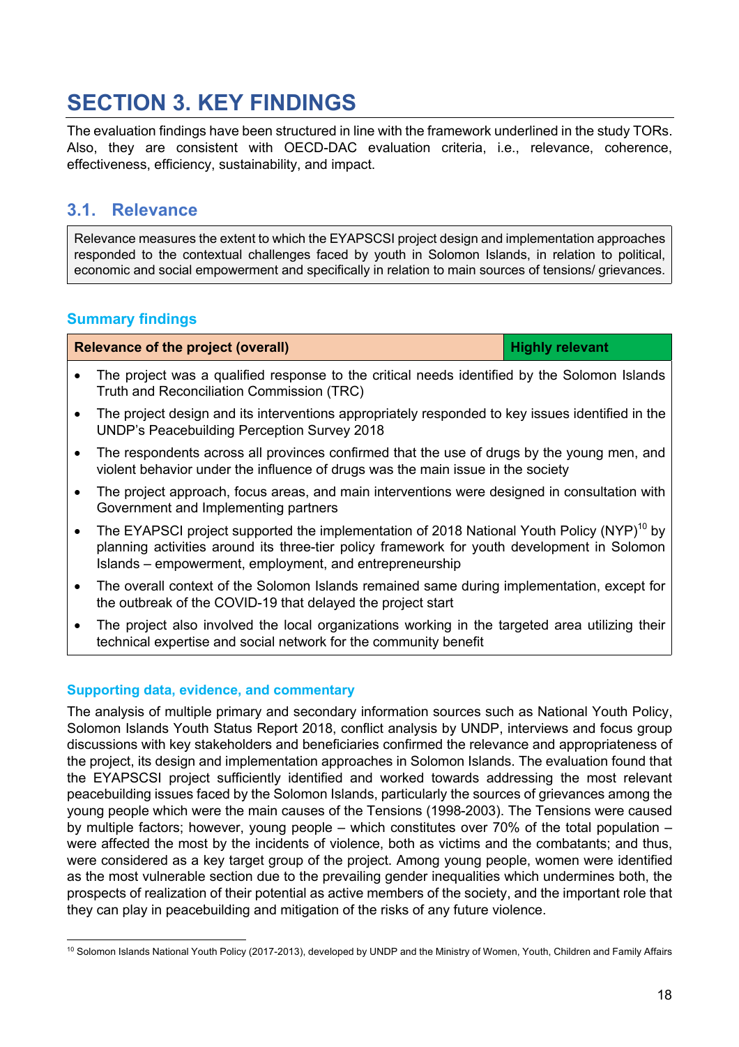# SECTION 3. KEY FINDINGS

The evaluation findings have been structured in line with the framework underlined in the study TORs. Also, they are consistent with OECD-DAC evaluation criteria, i.e., relevance, coherence, effectiveness, efficiency, sustainability, and impact.

## 3.1. Relevance

Relevance measures the extent to which the EYAPSCSI project design and implementation approaches responded to the contextual challenges faced by youth in Solomon Islands, in relation to political, economic and social empowerment and specifically in relation to main sources of tensions/ grievances.

### Summary findings

| Relevance of the project (overall) | Highly relevant |
|---|---|

- The project was a qualified response to the critical needs identified by the Solomon Islands Truth and Reconciliation Commission (TRC)
- The project design and its interventions appropriately responded to key issues identified in the UNDP's Peacebuilding Perception Survey 2018
- The respondents across all provinces confirmed that the use of drugs by the young men, and violent behavior under the influence of drugs was the main issue in the society
- The project approach, focus areas, and main interventions were designed in consultation with Government and Implementing partners
- The EYAPSCI project supported the implementation of 2018 National Youth Policy (NYP)[10] by planning activities around its three-tier policy framework for youth development in Solomon Islands – empowerment, employment, and entrepreneurship
- The overall context of the Solomon Islands remained same during implementation, except for the outbreak of the COVID-19 that delayed the project start
- The project also involved the local organizations working in the targeted area utilizing their technical expertise and social network for the community benefit

### Supporting data, evidence, and commentary

The analysis of multiple primary and secondary information sources such as National Youth Policy, Solomon Islands Youth Status Report 2018, conflict analysis by UNDP, interviews and focus group discussions with key stakeholders and beneficiaries confirmed the relevance and appropriateness of the project, its design and implementation approaches in Solomon Islands. The evaluation found that the EYAPSCSI project sufficiently identified and worked towards addressing the most relevant peacebuilding issues faced by the Solomon Islands, particularly the sources of grievances among the young people which were the main causes of the Tensions (1998-2003). The Tensions were caused by multiple factors; however, young people – which constitutes over 70% of the total population – were affected the most by the incidents of violence, both as victims and the combatants; and thus, were considered as a key target group of the project. Among young people, women were identified as the most vulnerable section due to the prevailing gender inequalities which undermines both, the prospects of realization of their potential as active members of the society, and the important role that they can play in peacebuilding and mitigation of the risks of any future violence.

---

[10] Solomon Islands National Youth Policy (2017-2013), developed by UNDP and the Ministry of Women, Youth, Children and Family Affairs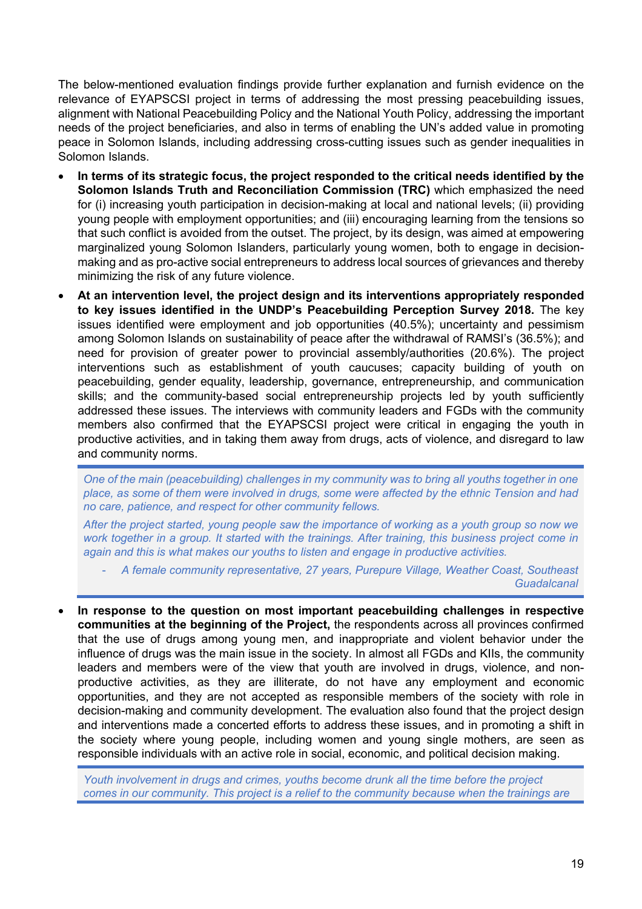The below-mentioned evaluation findings provide further explanation and furnish evidence on the relevance of EYAPSCSI project in terms of addressing the most pressing peacebuilding issues, alignment with National Peacebuilding Policy and the National Youth Policy, addressing the important needs of the project beneficiaries, and also in terms of enabling the UN's added value in promoting peace in Solomon Islands, including addressing cross-cutting issues such as gender inequalities in Solomon Islands.

- **In terms of its strategic focus, the project responded to the critical needs identified by the Solomon Islands Truth and Reconciliation Commission (TRC)** which emphasized the need for (i) increasing youth participation in decision-making at local and national levels; (ii) providing young people with employment opportunities; and (iii) encouraging learning from the tensions so that such conflict is avoided from the outset. The project, by its design, was aimed at empowering marginalized young Solomon Islanders, particularly young women, both to engage in decision-making and as pro-active social entrepreneurs to address local sources of grievances and thereby minimizing the risk of any future violence.
- **At an intervention level, the project design and its interventions appropriately responded to key issues identified in the UNDP's Peacebuilding Perception Survey 2018.** The key issues identified were employment and job opportunities (40.5%); uncertainty and pessimism among Solomon Islands on sustainability of peace after the withdrawal of RAMSI's (36.5%); and need for provision of greater power to provincial assembly/authorities (20.6%). The project interventions such as establishment of youth caucuses; capacity building of youth on peacebuilding, gender equality, leadership, governance, entrepreneurship, and communication skills; and the community-based social entrepreneurship projects led by youth sufficiently addressed these issues. The interviews with community leaders and FGDs with the community members also confirmed that the EYAPSCSI project were critical in engaging the youth in productive activities, and in taking them away from drugs, acts of violence, and disregard to law and community norms.

> *One of the main (peacebuilding) challenges in my community was to bring all youths together in one place, as some of them were involved in drugs, some were affected by the ethnic Tension and had no care, patience, and respect for other community fellows.*
>
> *After the project started, young people saw the importance of working as a youth group so now we work together in a group. It started with the trainings. After training, this business project come in again and this is what makes our youths to listen and engage in productive activities.*
>
> - *A female community representative, 27 years, Purepure Village, Weather Coast, Southeast Guadalcanal*

- **In response to the question on most important peacebuilding challenges in respective communities at the beginning of the Project,** the respondents across all provinces confirmed that the use of drugs among young men, and inappropriate and violent behavior under the influence of drugs was the main issue in the society. In almost all FGDs and KIIs, the community leaders and members were of the view that youth are involved in drugs, violence, and non-productive activities, as they are illiterate, do not have any employment and economic opportunities, and they are not accepted as responsible members of the society with role in decision-making and community development. The evaluation also found that the project design and interventions made a concerted efforts to address these issues, and in promoting a shift in the society where young people, including women and young single mothers, are seen as responsible individuals with an active role in social, economic, and political decision making.

> *Youth involvement in drugs and crimes, youths become drunk all the time before the project comes in our community. This project is a relief to the community because when the trainings are*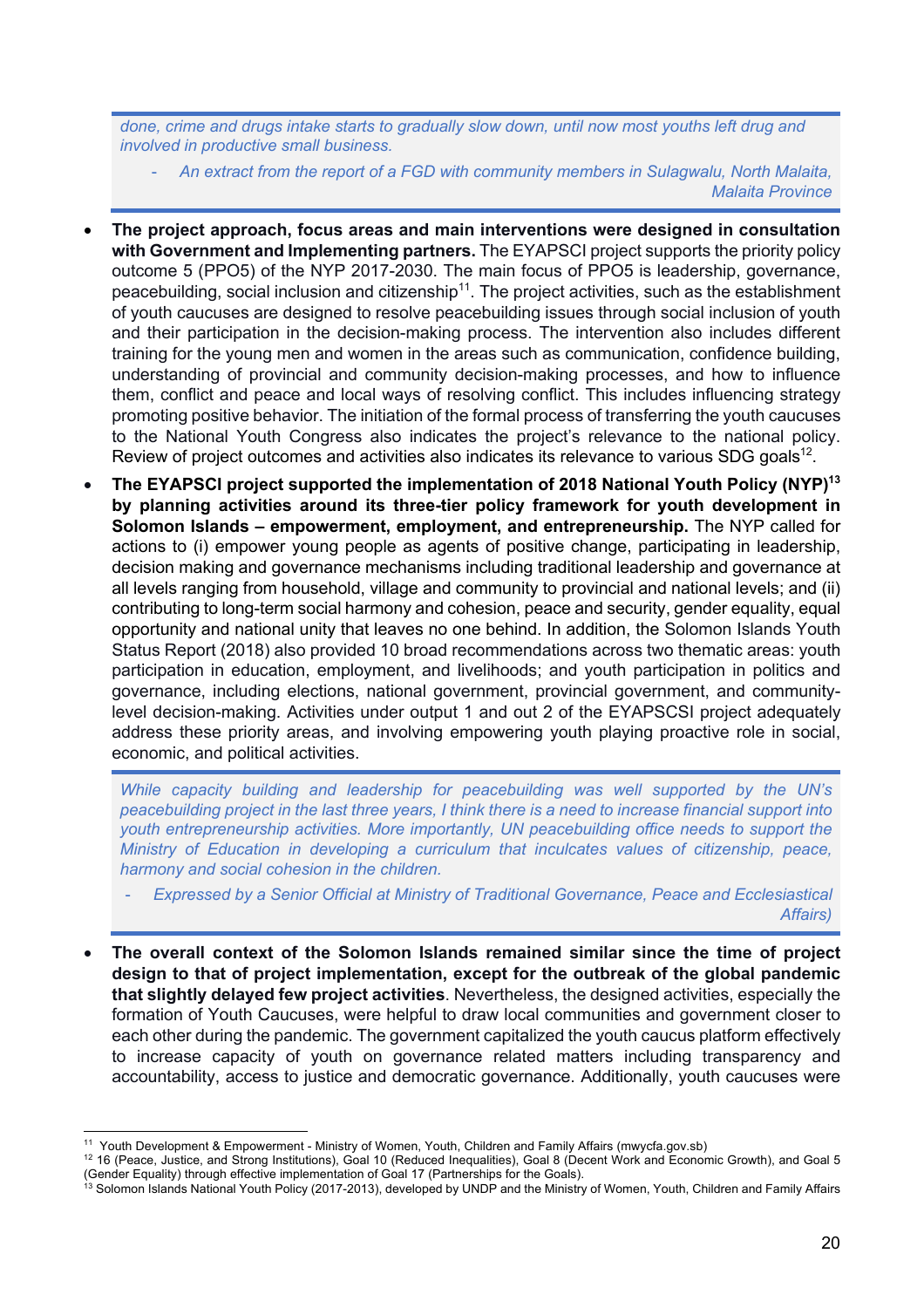*done, crime and drugs intake starts to gradually slow down, until now most youths left drug and involved in productive small business.*

*- An extract from the report of a FGD with community members in Sulagwalu, North Malaita, Malaita Province*

- **The project approach, focus areas and main interventions were designed in consultation with Government and Implementing partners.** The EYAPSCI project supports the priority policy outcome 5 (PPO5) of the NYP 2017-2030. The main focus of PPO5 is leadership, governance, peacebuilding, social inclusion and citizenship[11]. The project activities, such as the establishment of youth caucuses are designed to resolve peacebuilding issues through social inclusion of youth and their participation in the decision-making process. The intervention also includes different training for the young men and women in the areas such as communication, confidence building, understanding of provincial and community decision-making processes, and how to influence them, conflict and peace and local ways of resolving conflict. This includes influencing strategy promoting positive behavior. The initiation of the formal process of transferring the youth caucuses to the National Youth Congress also indicates the project's relevance to the national policy. Review of project outcomes and activities also indicates its relevance to various SDG goals[12].
- **The EYAPSCI project supported the implementation of 2018 National Youth Policy (NYP)[13] by planning activities around its three-tier policy framework for youth development in Solomon Islands – empowerment, employment, and entrepreneurship.** The NYP called for actions to (i) empower young people as agents of positive change, participating in leadership, decision making and governance mechanisms including traditional leadership and governance at all levels ranging from household, village and community to provincial and national levels; and (ii) contributing to long-term social harmony and cohesion, peace and security, gender equality, equal opportunity and national unity that leaves no one behind. In addition, the Solomon Islands Youth Status Report (2018) also provided 10 broad recommendations across two thematic areas: youth participation in education, employment, and livelihoods; and youth participation in politics and governance, including elections, national government, provincial government, and community-level decision-making. Activities under output 1 and out 2 of the EYAPSCSI project adequately address these priority areas, and involving empowering youth playing proactive role in social, economic, and political activities.

*While capacity building and leadership for peacebuilding was well supported by the UN's peacebuilding project in the last three years, I think there is a need to increase financial support into youth entrepreneurship activities. More importantly, UN peacebuilding office needs to support the Ministry of Education in developing a curriculum that inculcates values of citizenship, peace, harmony and social cohesion in the children.*

*- Expressed by a Senior Official at Ministry of Traditional Governance, Peace and Ecclesiastical Affairs)*

- **The overall context of the Solomon Islands remained similar since the time of project design to that of project implementation, except for the outbreak of the global pandemic that slightly delayed few project activities**. Nevertheless, the designed activities, especially the formation of Youth Caucuses, were helpful to draw local communities and government closer to each other during the pandemic. The government capitalized the youth caucus platform effectively to increase capacity of youth on governance related matters including transparency and accountability, access to justice and democratic governance. Additionally, youth caucuses were

---

[11] Youth Development & Empowerment - Ministry of Women, Youth, Children and Family Affairs (mwycfa.gov.sb)

[12] 16 (Peace, Justice, and Strong Institutions), Goal 10 (Reduced Inequalities), Goal 8 (Decent Work and Economic Growth), and Goal 5 (Gender Equality) through effective implementation of Goal 17 (Partnerships for the Goals).

[13] Solomon Islands National Youth Policy (2017-2013), developed by UNDP and the Ministry of Women, Youth, Children and Family Affairs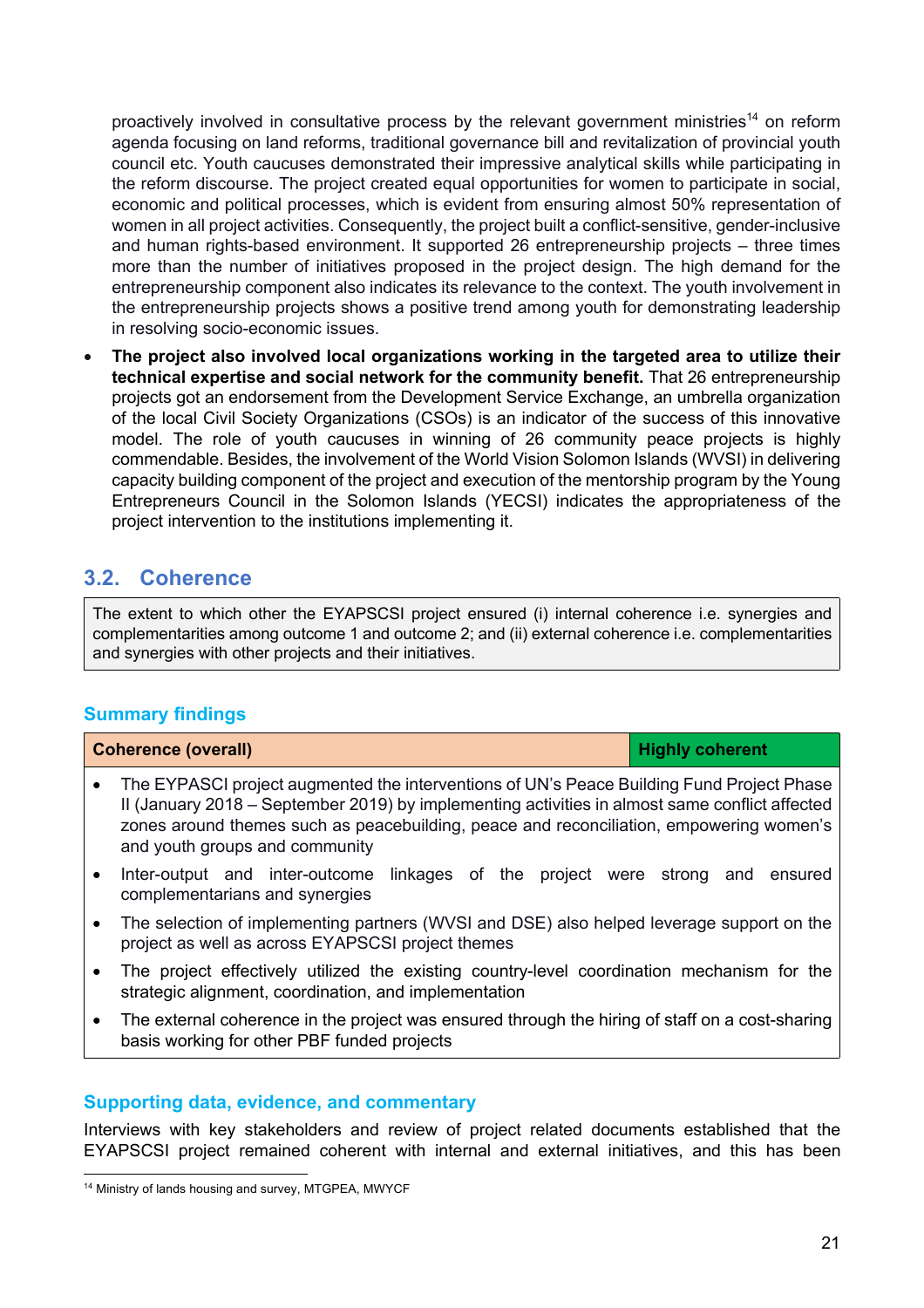proactively involved in consultative process by the relevant government ministries[14] on reform agenda focusing on land reforms, traditional governance bill and revitalization of provincial youth council etc. Youth caucuses demonstrated their impressive analytical skills while participating in the reform discourse. The project created equal opportunities for women to participate in social, economic and political processes, which is evident from ensuring almost 50% representation of women in all project activities. Consequently, the project built a conflict-sensitive, gender-inclusive and human rights-based environment. It supported 26 entrepreneurship projects – three times more than the number of initiatives proposed in the project design. The high demand for the entrepreneurship component also indicates its relevance to the context. The youth involvement in the entrepreneurship projects shows a positive trend among youth for demonstrating leadership in resolving socio-economic issues.

- **The project also involved local organizations working in the targeted area to utilize their technical expertise and social network for the community benefit.** That 26 entrepreneurship projects got an endorsement from the Development Service Exchange, an umbrella organization of the local Civil Society Organizations (CSOs) is an indicator of the success of this innovative model. The role of youth caucuses in winning of 26 community peace projects is highly commendable. Besides, the involvement of the World Vision Solomon Islands (WVSI) in delivering capacity building component of the project and execution of the mentorship program by the Young Entrepreneurs Council in the Solomon Islands (YECSI) indicates the appropriateness of the project intervention to the institutions implementing it.

## 3.2. Coherence

The extent to which other the EYAPSCSI project ensured (i) internal coherence i.e. synergies and complementarities among outcome 1 and outcome 2; and (ii) external coherence i.e. complementarities and synergies with other projects and their initiatives.

### Summary findings

| Coherence (overall) | Highly coherent |
|---|---|
| <ul><li>The EYPASCI project augmented the interventions of UN's Peace Building Fund Project Phase II (January 2018 – September 2019) by implementing activities in almost same conflict affected zones around themes such as peacebuilding, peace and reconciliation, empowering women's and youth groups and community</li><li>Inter-output and inter-outcome linkages of the project were strong and ensured complementarians and synergies</li><li>The selection of implementing partners (WVSI and DSE) also helped leverage support on the project as well as across EYAPSCSI project themes</li><li>The project effectively utilized the existing country-level coordination mechanism for the strategic alignment, coordination, and implementation</li><li>The external coherence in the project was ensured through the hiring of staff on a cost-sharing basis working for other PBF funded projects</li></ul> | |

### Supporting data, evidence, and commentary

Interviews with key stakeholders and review of project related documents established that the EYAPSCSI project remained coherent with internal and external initiatives, and this has been

[14] Ministry of lands housing and survey, MTGPEA, MWYCF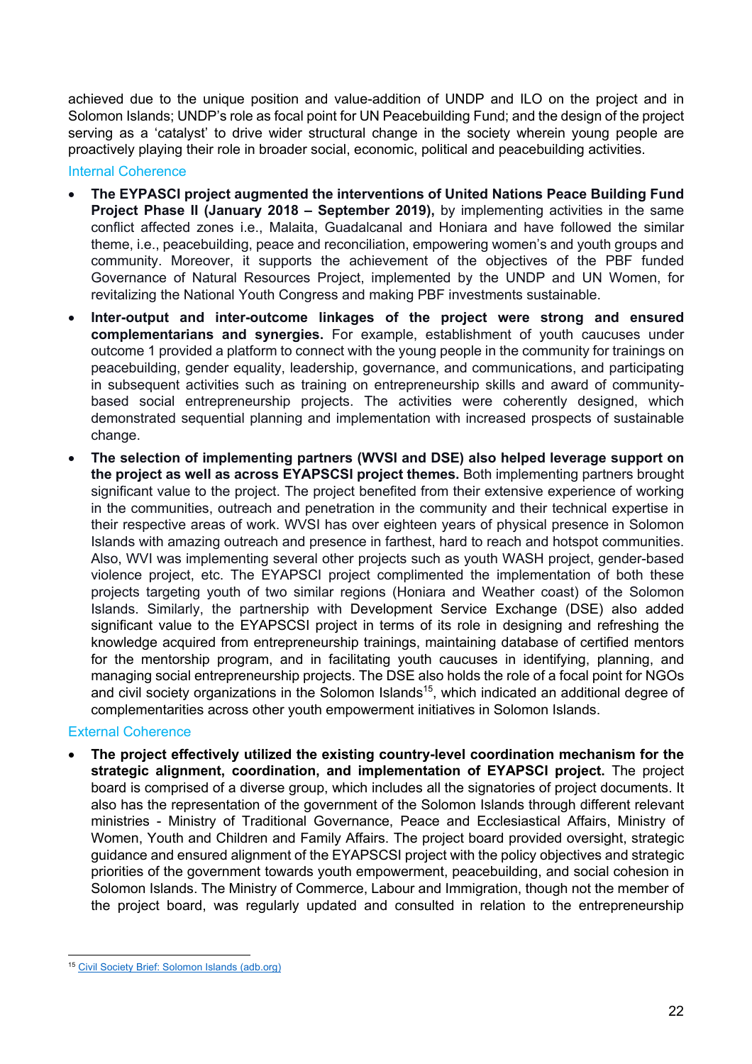achieved due to the unique position and value-addition of UNDP and ILO on the project and in Solomon Islands; UNDP's role as focal point for UN Peacebuilding Fund; and the design of the project serving as a 'catalyst' to drive wider structural change in the society wherein young people are proactively playing their role in broader social, economic, political and peacebuilding activities.

### Internal Coherence

- **The EYPASCI project augmented the interventions of United Nations Peace Building Fund Project Phase II (January 2018 – September 2019),** by implementing activities in the same conflict affected zones i.e., Malaita, Guadalcanal and Honiara and have followed the similar theme, i.e., peacebuilding, peace and reconciliation, empowering women's and youth groups and community. Moreover, it supports the achievement of the objectives of the PBF funded Governance of Natural Resources Project, implemented by the UNDP and UN Women, for revitalizing the National Youth Congress and making PBF investments sustainable.
- **Inter-output and inter-outcome linkages of the project were strong and ensured complementarians and synergies.** For example, establishment of youth caucuses under outcome 1 provided a platform to connect with the young people in the community for trainings on peacebuilding, gender equality, leadership, governance, and communications, and participating in subsequent activities such as training on entrepreneurship skills and award of community-based social entrepreneurship projects. The activities were coherently designed, which demonstrated sequential planning and implementation with increased prospects of sustainable change.
- **The selection of implementing partners (WVSI and DSE) also helped leverage support on the project as well as across EYAPSCSI project themes.** Both implementing partners brought significant value to the project. The project benefited from their extensive experience of working in the communities, outreach and penetration in the community and their technical expertise in their respective areas of work. WVSI has over eighteen years of physical presence in Solomon Islands with amazing outreach and presence in farthest, hard to reach and hotspot communities. Also, WVI was implementing several other projects such as youth WASH project, gender-based violence project, etc. The EYAPSCI project complimented the implementation of both these projects targeting youth of two similar regions (Honiara and Weather coast) of the Solomon Islands. Similarly, the partnership with Development Service Exchange (DSE) also added significant value to the EYAPSCSI project in terms of its role in designing and refreshing the knowledge acquired from entrepreneurship trainings, maintaining database of certified mentors for the mentorship program, and in facilitating youth caucuses in identifying, planning, and managing social entrepreneurship projects. The DSE also holds the role of a focal point for NGOs and civil society organizations in the Solomon Islands[15], which indicated an additional degree of complementarities across other youth empowerment initiatives in Solomon Islands.

### External Coherence

- **The project effectively utilized the existing country-level coordination mechanism for the strategic alignment, coordination, and implementation of EYAPSCI project.** The project board is comprised of a diverse group, which includes all the signatories of project documents. It also has the representation of the government of the Solomon Islands through different relevant ministries - Ministry of Traditional Governance, Peace and Ecclesiastical Affairs, Ministry of Women, Youth and Children and Family Affairs. The project board provided oversight, strategic guidance and ensured alignment of the EYAPSCSI project with the policy objectives and strategic priorities of the government towards youth empowerment, peacebuilding, and social cohesion in Solomon Islands. The Ministry of Commerce, Labour and Immigration, though not the member of the project board, was regularly updated and consulted in relation to the entrepreneurship

[15] Civil Society Brief: Solomon Islands (adb.org)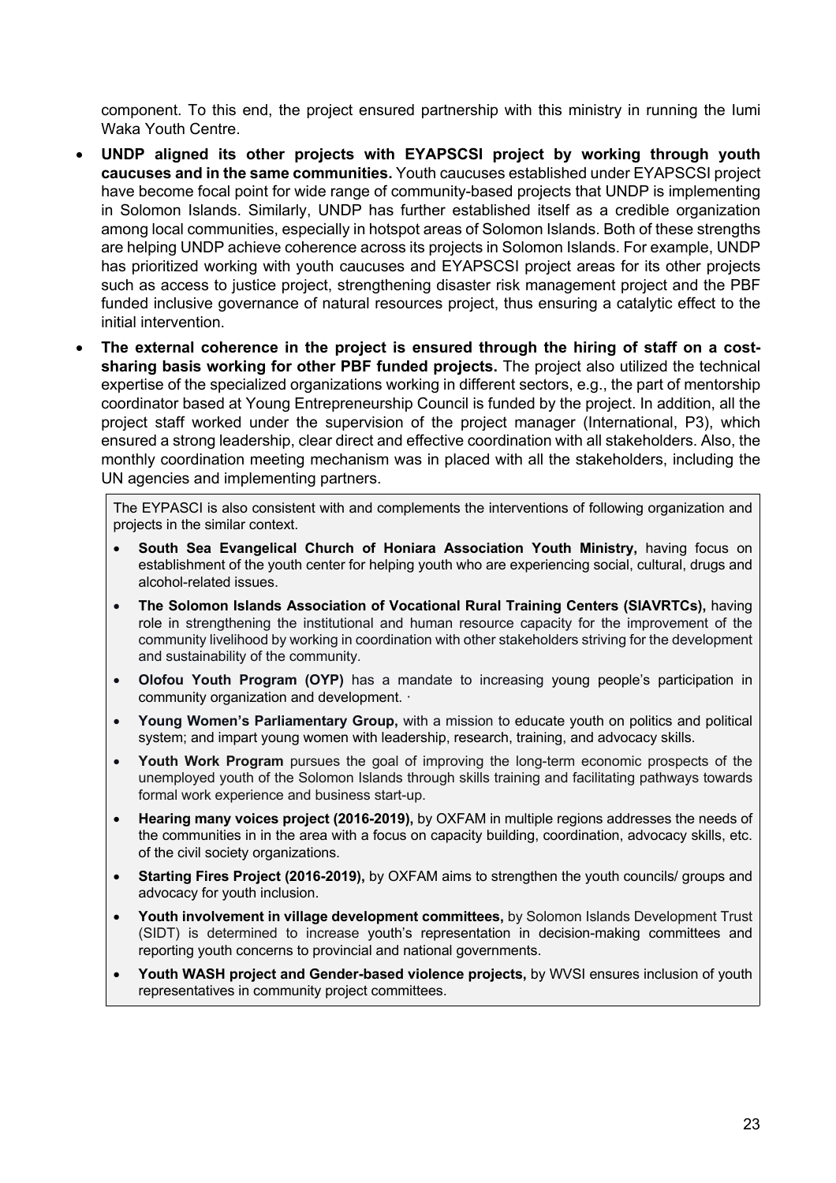component. To this end, the project ensured partnership with this ministry in running the Iumi Waka Youth Centre.

- **UNDP aligned its other projects with EYAPSCSI project by working through youth caucuses and in the same communities.** Youth caucuses established under EYAPSCSI project have become focal point for wide range of community-based projects that UNDP is implementing in Solomon Islands. Similarly, UNDP has further established itself as a credible organization among local communities, especially in hotspot areas of Solomon Islands. Both of these strengths are helping UNDP achieve coherence across its projects in Solomon Islands. For example, UNDP has prioritized working with youth caucuses and EYAPSCSI project areas for its other projects such as access to justice project, strengthening disaster risk management project and the PBF funded inclusive governance of natural resources project, thus ensuring a catalytic effect to the initial intervention.
- **The external coherence in the project is ensured through the hiring of staff on a cost-sharing basis working for other PBF funded projects.** The project also utilized the technical expertise of the specialized organizations working in different sectors, e.g., the part of mentorship coordinator based at Young Entrepreneurship Council is funded by the project. In addition, all the project staff worked under the supervision of the project manager (International, P3), which ensured a strong leadership, clear direct and effective coordination with all stakeholders. Also, the monthly coordination meeting mechanism was in placed with all the stakeholders, including the UN agencies and implementing partners.

The EYPASCI is also consistent with and complements the interventions of following organization and projects in the similar context.

- **South Sea Evangelical Church of Honiara Association Youth Ministry,** having focus on establishment of the youth center for helping youth who are experiencing social, cultural, drugs and alcohol-related issues.
- **The Solomon Islands Association of Vocational Rural Training Centers (SIAVRTCs),** having role in strengthening the institutional and human resource capacity for the improvement of the community livelihood by working in coordination with other stakeholders striving for the development and sustainability of the community.
- **Olofou Youth Program (OYP)** has a mandate to increasing young people's participation in community organization and development. ·
- **Young Women's Parliamentary Group,** with a mission to educate youth on politics and political system; and impart young women with leadership, research, training, and advocacy skills.
- **Youth Work Program** pursues the goal of improving the long-term economic prospects of the unemployed youth of the Solomon Islands through skills training and facilitating pathways towards formal work experience and business start-up.
- **Hearing many voices project (2016-2019),** by OXFAM in multiple regions addresses the needs of the communities in in the area with a focus on capacity building, coordination, advocacy skills, etc. of the civil society organizations.
- **Starting Fires Project (2016-2019),** by OXFAM aims to strengthen the youth councils/ groups and advocacy for youth inclusion.
- **Youth involvement in village development committees,** by Solomon Islands Development Trust (SIDT) is determined to increase youth's representation in decision-making committees and reporting youth concerns to provincial and national governments.
- **Youth WASH project and Gender-based violence projects,** by WVSI ensures inclusion of youth representatives in community project committees.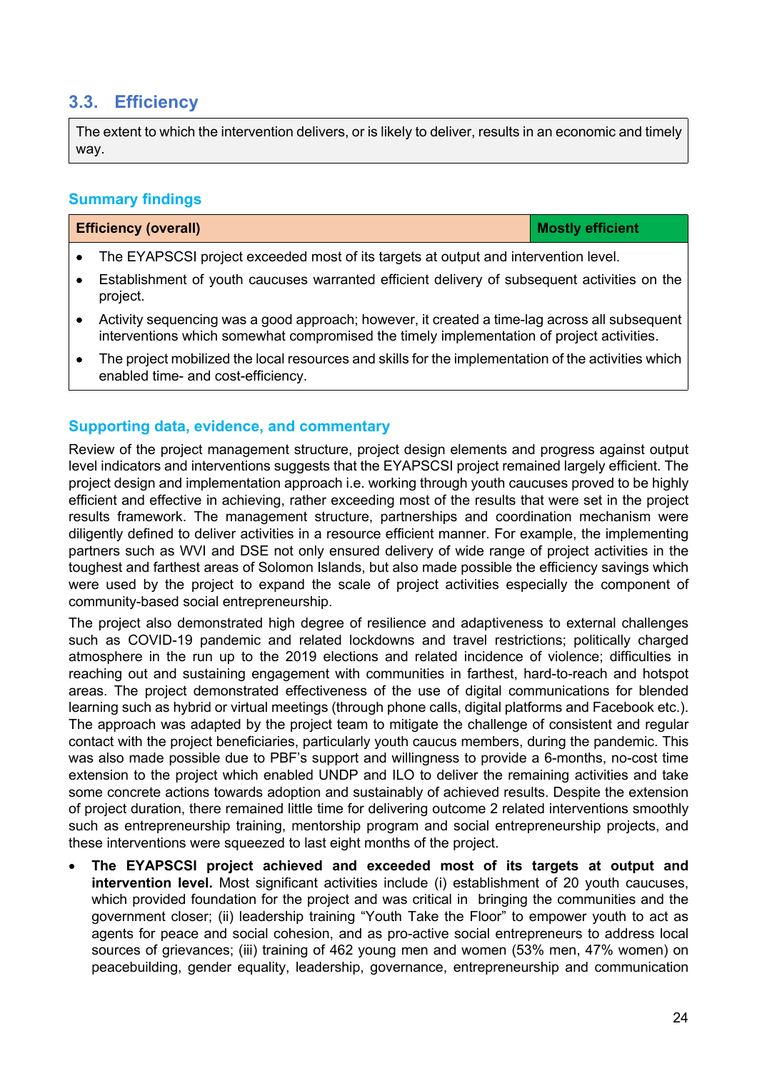## 3.3. Efficiency

| The extent to which the intervention delivers, or is likely to deliver, results in an economic and timely way. |
|---|

### Summary findings

| Efficiency (overall) | Mostly efficient |
|---|---|

- The EYAPSCSI project exceeded most of its targets at output and intervention level.
- Establishment of youth caucuses warranted efficient delivery of subsequent activities on the project.
- Activity sequencing was a good approach; however, it created a time-lag across all subsequent interventions which somewhat compromised the timely implementation of project activities.
- The project mobilized the local resources and skills for the implementation of the activities which enabled time- and cost-efficiency.

### Supporting data, evidence, and commentary

Review of the project management structure, project design elements and progress against output level indicators and interventions suggests that the EYAPSCSI project remained largely efficient. The project design and implementation approach i.e. working through youth caucuses proved to be highly efficient and effective in achieving, rather exceeding most of the results that were set in the project results framework. The management structure, partnerships and coordination mechanism were diligently defined to deliver activities in a resource efficient manner. For example, the implementing partners such as WVI and DSE not only ensured delivery of wide range of project activities in the toughest and farthest areas of Solomon Islands, but also made possible the efficiency savings which were used by the project to expand the scale of project activities especially the component of community-based social entrepreneurship.

The project also demonstrated high degree of resilience and adaptiveness to external challenges such as COVID-19 pandemic and related lockdowns and travel restrictions; politically charged atmosphere in the run up to the 2019 elections and related incidence of violence; difficulties in reaching out and sustaining engagement with communities in farthest, hard-to-reach and hotspot areas. The project demonstrated effectiveness of the use of digital communications for blended learning such as hybrid or virtual meetings (through phone calls, digital platforms and Facebook etc.). The approach was adapted by the project team to mitigate the challenge of consistent and regular contact with the project beneficiaries, particularly youth caucus members, during the pandemic. This was also made possible due to PBF's support and willingness to provide a 6-months, no-cost time extension to the project which enabled UNDP and ILO to deliver the remaining activities and take some concrete actions towards adoption and sustainably of achieved results. Despite the extension of project duration, there remained little time for delivering outcome 2 related interventions smoothly such as entrepreneurship training, mentorship program and social entrepreneurship projects, and these interventions were squeezed to last eight months of the project.

- **The EYAPSCSI project achieved and exceeded most of its targets at output and intervention level.** Most significant activities include (i) establishment of 20 youth caucuses, which provided foundation for the project and was critical in bringing the communities and the government closer; (ii) leadership training "Youth Take the Floor" to empower youth to act as agents for peace and social cohesion, and as pro-active social entrepreneurs to address local sources of grievances; (iii) training of 462 young men and women (53% men, 47% women) on peacebuilding, gender equality, leadership, governance, entrepreneurship and communication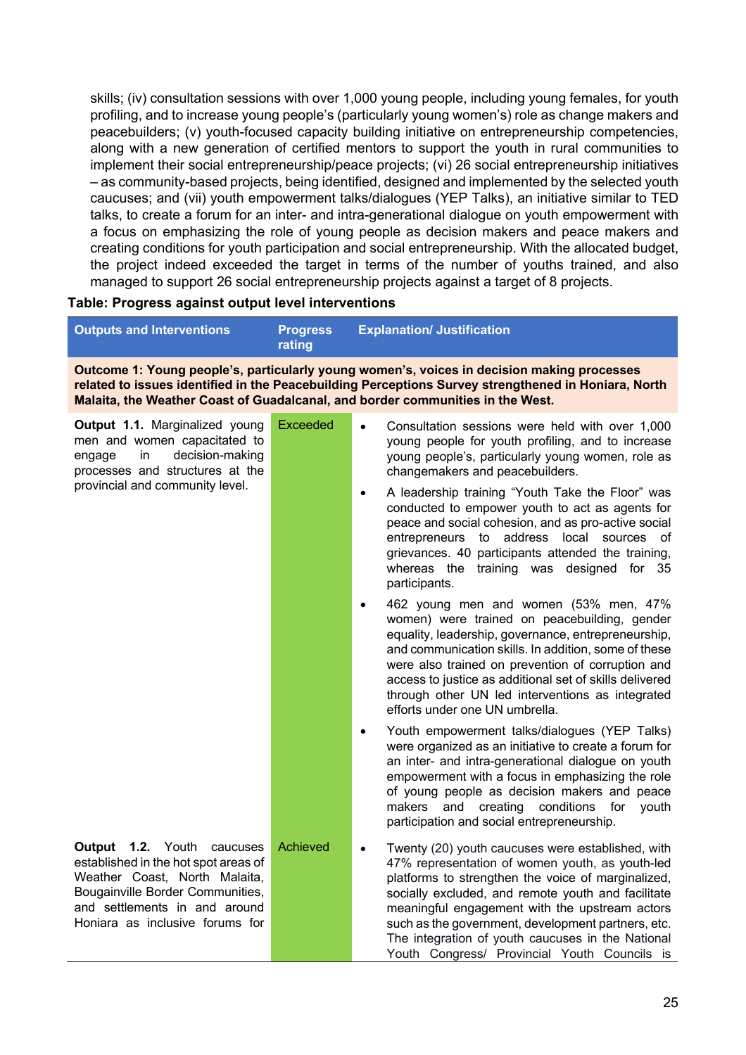skills; (iv) consultation sessions with over 1,000 young people, including young females, for youth profiling, and to increase young people's (particularly young women's) role as change makers and peacebuilders; (v) youth-focused capacity building initiative on entrepreneurship competencies, along with a new generation of certified mentors to support the youth in rural communities to implement their social entrepreneurship/peace projects; (vi) 26 social entrepreneurship initiatives – as community-based projects, being identified, designed and implemented by the selected youth caucuses; and (vii) youth empowerment talks/dialogues (YEP Talks), an initiative similar to TED talks, to create a forum for an inter- and intra-generational dialogue on youth empowerment with a focus on emphasizing the role of young people as decision makers and peace makers and creating conditions for youth participation and social entrepreneurship. With the allocated budget, the project indeed exceeded the target in terms of the number of youths trained, and also managed to support 26 social entrepreneurship projects against a target of 8 projects.

**Table: Progress against output level interventions**

| Outputs and Interventions | Progress rating | Explanation/ Justification |
|---|---|---|
| **Outcome 1: Young people's, particularly young women's, voices in decision making processes related to issues identified in the Peacebuilding Perceptions Survey strengthened in Honiara, North Malaita, the Weather Coast of Guadalcanal, and border communities in the West.** | | |
| **Output 1.1.** Marginalized young men and women capacitated to engage in decision-making processes and structures at the provincial and community level. | Exceeded | • Consultation sessions were held with over 1,000 young people for youth profiling, and to increase young people's, particularly young women, role as changemakers and peacebuilders.<br>• A leadership training "Youth Take the Floor" was conducted to empower youth to act as agents for peace and social cohesion, and as pro-active social entrepreneurs to address local sources of grievances. 40 participants attended the training, whereas the training was designed for 35 participants.<br>• 462 young men and women (53% men, 47% women) were trained on peacebuilding, gender equality, leadership, governance, entrepreneurship, and communication skills. In addition, some of these were also trained on prevention of corruption and access to justice as additional set of skills delivered through other UN led interventions as integrated efforts under one UN umbrella.<br>• Youth empowerment talks/dialogues (YEP Talks) were organized as an initiative to create a forum for an inter- and intra-generational dialogue on youth empowerment with a focus in emphasizing the role of young people as decision makers and peace makers and creating conditions for youth participation and social entrepreneurship. |
| **Output 1.2.** Youth caucuses established in the hot spot areas of Weather Coast, North Malaita, Bougainville Border Communities, and settlements in and around Honiara as inclusive forums for | Achieved | • Twenty (20) youth caucuses were established, with 47% representation of women youth, as youth-led platforms to strengthen the voice of marginalized, socially excluded, and remote youth and facilitate meaningful engagement with the upstream actors such as the government, development partners, etc. The integration of youth caucuses in the National Youth Congress/ Provincial Youth Councils is |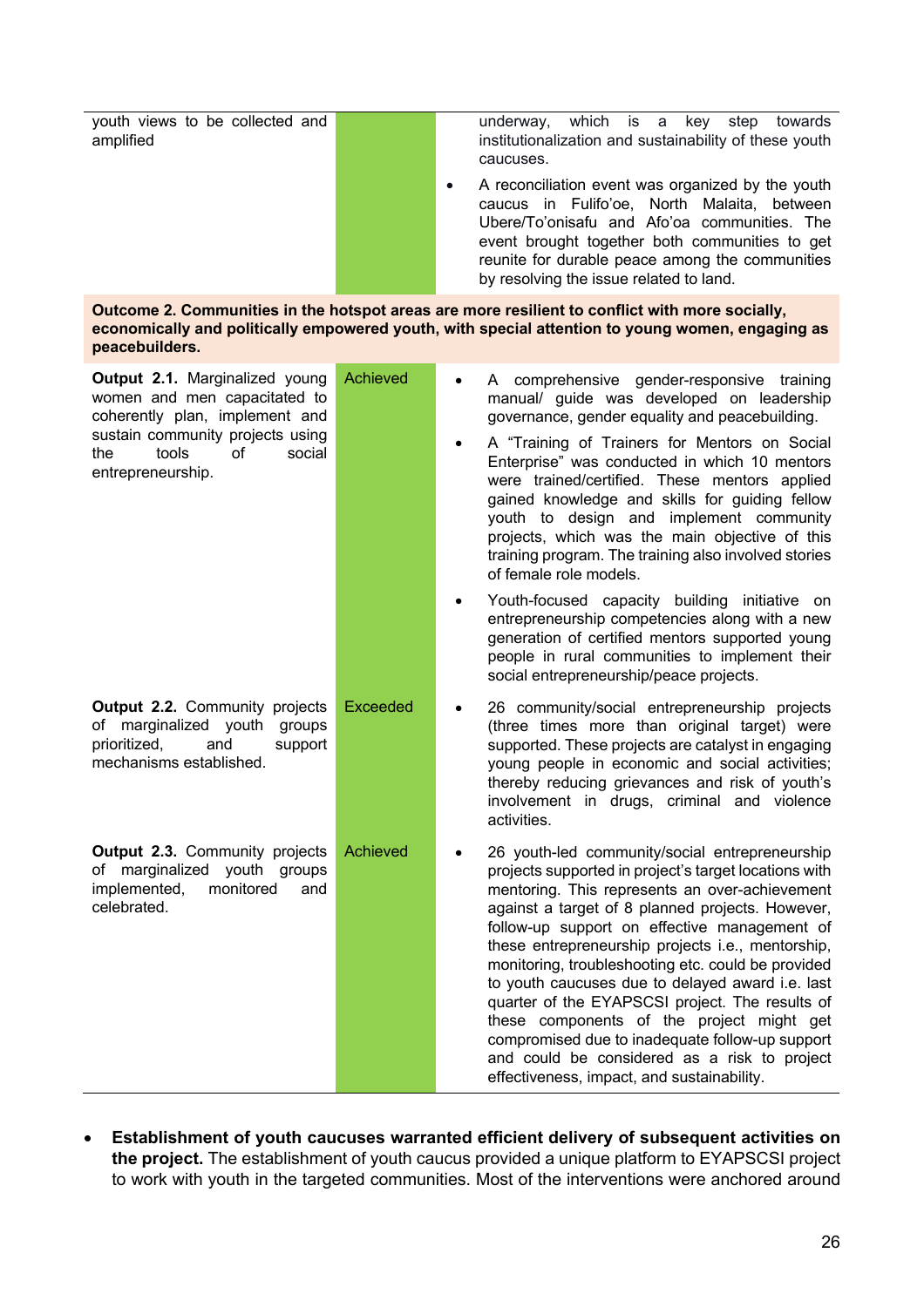| | | |
|---|---|---|
| youth views to be collected and amplified | | underway, which is a key step towards institutionalization and sustainability of these youth caucuses.<br>• A reconciliation event was organized by the youth caucus in Fulifo'oe, North Malaita, between Ubere/To'onisafu and Afo'oa communities. The event brought together both communities to get reunite for durable peace among the communities by resolving the issue related to land. |
| **Outcome 2. Communities in the hotspot areas are more resilient to conflict with more socially, economically and politically empowered youth, with special attention to young women, engaging as peacebuilders.** | | |
| **Output 2.1.** Marginalized young women and men capacitated to coherently plan, implement and sustain community projects using the tools of social entrepreneurship. | Achieved | • A comprehensive gender-responsive training manual/ guide was developed on leadership governance, gender equality and peacebuilding.<br>• A "Training of Trainers for Mentors on Social Enterprise" was conducted in which 10 mentors were trained/certified. These mentors applied gained knowledge and skills for guiding fellow youth to design and implement community projects, which was the main objective of this training program. The training also involved stories of female role models.<br>• Youth-focused capacity building initiative on entrepreneurship competencies along with a new generation of certified mentors supported young people in rural communities to implement their social entrepreneurship/peace projects. |
| **Output 2.2.** Community projects of marginalized youth groups prioritized, and support mechanisms established. | Exceeded | • 26 community/social entrepreneurship projects (three times more than original target) were supported. These projects are catalyst in engaging young people in economic and social activities; thereby reducing grievances and risk of youth's involvement in drugs, criminal and violence activities. |
| **Output 2.3.** Community projects of marginalized youth groups implemented, monitored and celebrated. | Achieved | • 26 youth-led community/social entrepreneurship projects supported in project's target locations with mentoring. This represents an over-achievement against a target of 8 planned projects. However, follow-up support on effective management of these entrepreneurship projects i.e., mentorship, monitoring, troubleshooting etc. could be provided to youth caucuses due to delayed award i.e. last quarter of the EYAPSCSI project. The results of these components of the project might get compromised due to inadequate follow-up support and could be considered as a risk to project effectiveness, impact, and sustainability. |

- **Establishment of youth caucuses warranted efficient delivery of subsequent activities on the project.** The establishment of youth caucus provided a unique platform to EYAPSCSI project to work with youth in the targeted communities. Most of the interventions were anchored around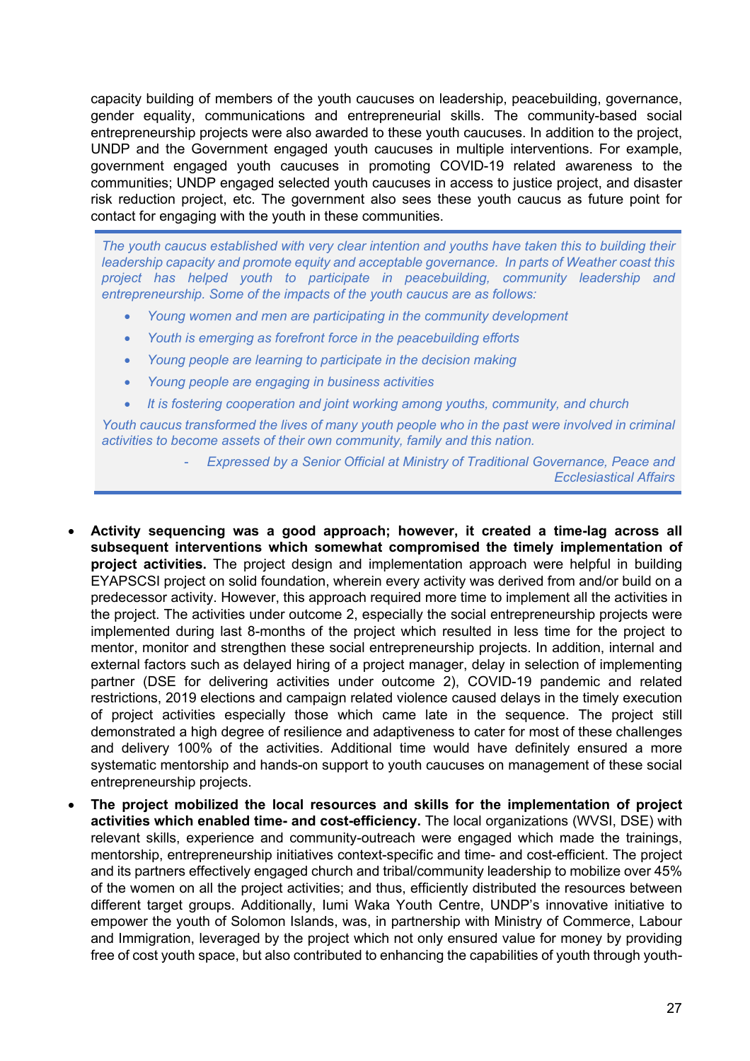capacity building of members of the youth caucuses on leadership, peacebuilding, governance, gender equality, communications and entrepreneurial skills. The community-based social entrepreneurship projects were also awarded to these youth caucuses. In addition to the project, UNDP and the Government engaged youth caucuses in multiple interventions. For example, government engaged youth caucuses in promoting COVID-19 related awareness to the communities; UNDP engaged selected youth caucuses in access to justice project, and disaster risk reduction project, etc. The government also sees these youth caucus as future point for contact for engaging with the youth in these communities.

> *The youth caucus established with very clear intention and youths have taken this to building their leadership capacity and promote equity and acceptable governance. In parts of Weather coast this project has helped youth to participate in peacebuilding, community leadership and entrepreneurship. Some of the impacts of the youth caucus are as follows:*
>
> - *Young women and men are participating in the community development*
> - *Youth is emerging as forefront force in the peacebuilding efforts*
> - *Young people are learning to participate in the decision making*
> - *Young people are engaging in business activities*
> - *It is fostering cooperation and joint working among youths, community, and church*
>
> *Youth caucus transformed the lives of many youth people who in the past were involved in criminal activities to become assets of their own community, family and this nation.*
>
> *- Expressed by a Senior Official at Ministry of Traditional Governance, Peace and Ecclesiastical Affairs*

- **Activity sequencing was a good approach; however, it created a time-lag across all subsequent interventions which somewhat compromised the timely implementation of project activities.** The project design and implementation approach were helpful in building EYAPSCSI project on solid foundation, wherein every activity was derived from and/or build on a predecessor activity. However, this approach required more time to implement all the activities in the project. The activities under outcome 2, especially the social entrepreneurship projects were implemented during last 8-months of the project which resulted in less time for the project to mentor, monitor and strengthen these social entrepreneurship projects. In addition, internal and external factors such as delayed hiring of a project manager, delay in selection of implementing partner (DSE for delivering activities under outcome 2), COVID-19 pandemic and related restrictions, 2019 elections and campaign related violence caused delays in the timely execution of project activities especially those which came late in the sequence. The project still demonstrated a high degree of resilience and adaptiveness to cater for most of these challenges and delivery 100% of the activities. Additional time would have definitely ensured a more systematic mentorship and hands-on support to youth caucuses on management of these social entrepreneurship projects.
- **The project mobilized the local resources and skills for the implementation of project activities which enabled time- and cost-efficiency.** The local organizations (WVSI, DSE) with relevant skills, experience and community-outreach were engaged which made the trainings, mentorship, entrepreneurship initiatives context-specific and time- and cost-efficient. The project and its partners effectively engaged church and tribal/community leadership to mobilize over 45% of the women on all the project activities; and thus, efficiently distributed the resources between different target groups. Additionally, Iumi Waka Youth Centre, UNDP's innovative initiative to empower the youth of Solomon Islands, was, in partnership with Ministry of Commerce, Labour and Immigration, leveraged by the project which not only ensured value for money by providing free of cost youth space, but also contributed to enhancing the capabilities of youth through youth-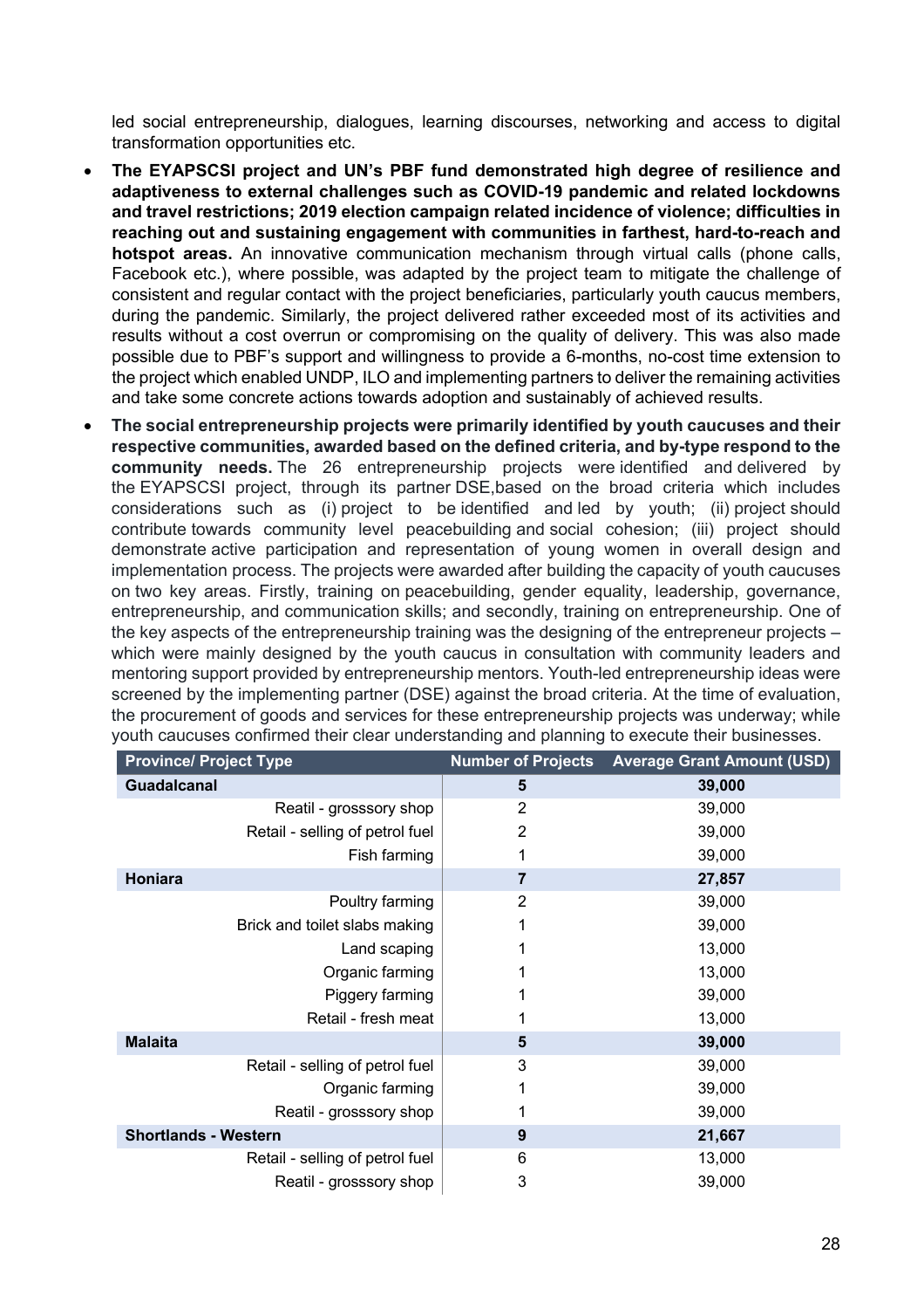led social entrepreneurship, dialogues, learning discourses, networking and access to digital transformation opportunities etc.

- **The EYAPSCSI project and UN's PBF fund demonstrated high degree of resilience and adaptiveness to external challenges such as COVID-19 pandemic and related lockdowns and travel restrictions; 2019 election campaign related incidence of violence; difficulties in reaching out and sustaining engagement with communities in farthest, hard-to-reach and hotspot areas.** An innovative communication mechanism through virtual calls (phone calls, Facebook etc.), where possible, was adapted by the project team to mitigate the challenge of consistent and regular contact with the project beneficiaries, particularly youth caucus members, during the pandemic. Similarly, the project delivered rather exceeded most of its activities and results without a cost overrun or compromising on the quality of delivery. This was also made possible due to PBF's support and willingness to provide a 6-months, no-cost time extension to the project which enabled UNDP, ILO and implementing partners to deliver the remaining activities and take some concrete actions towards adoption and sustainably of achieved results.
- **The social entrepreneurship projects were primarily identified by youth caucuses and their respective communities, awarded based on the defined criteria, and by-type respond to the community needs.** The 26 entrepreneurship projects were identified and delivered by the EYAPSCSI project, through its partner DSE,based on the broad criteria which includes considerations such as (i) project to be identified and led by youth; (ii) project should contribute towards community level peacebuilding and social cohesion; (iii) project should demonstrate active participation and representation of young women in overall design and implementation process. The projects were awarded after building the capacity of youth caucuses on two key areas. Firstly, training on peacebuilding, gender equality, leadership, governance, entrepreneurship, and communication skills; and secondly, training on entrepreneurship. One of the key aspects of the entrepreneurship training was the designing of the entrepreneur projects – which were mainly designed by the youth caucus in consultation with community leaders and mentoring support provided by entrepreneurship mentors. Youth-led entrepreneurship ideas were screened by the implementing partner (DSE) against the broad criteria. At the time of evaluation, the procurement of goods and services for these entrepreneurship projects was underway; while youth caucuses confirmed their clear understanding and planning to execute their businesses.

| Province/ Project Type | Number of Projects | Average Grant Amount (USD) |
|---|---|---|
| **Guadalcanal** | **5** | **39,000** |
| Reatil - grosssory shop | 2 | 39,000 |
| Retail - selling of petrol fuel | 2 | 39,000 |
| Fish farming | 1 | 39,000 |
| **Honiara** | **7** | **27,857** |
| Poultry farming | 2 | 39,000 |
| Brick and toilet slabs making | 1 | 39,000 |
| Land scaping | 1 | 13,000 |
| Organic farming | 1 | 13,000 |
| Piggery farming | 1 | 39,000 |
| Retail - fresh meat | 1 | 13,000 |
| **Malaita** | **5** | **39,000** |
| Retail - selling of petrol fuel | 3 | 39,000 |
| Organic farming | 1 | 39,000 |
| Reatil - grosssory shop | 1 | 39,000 |
| **Shortlands - Western** | **9** | **21,667** |
| Retail - selling of petrol fuel | 6 | 13,000 |
| Reatil - grosssory shop | 3 | 39,000 |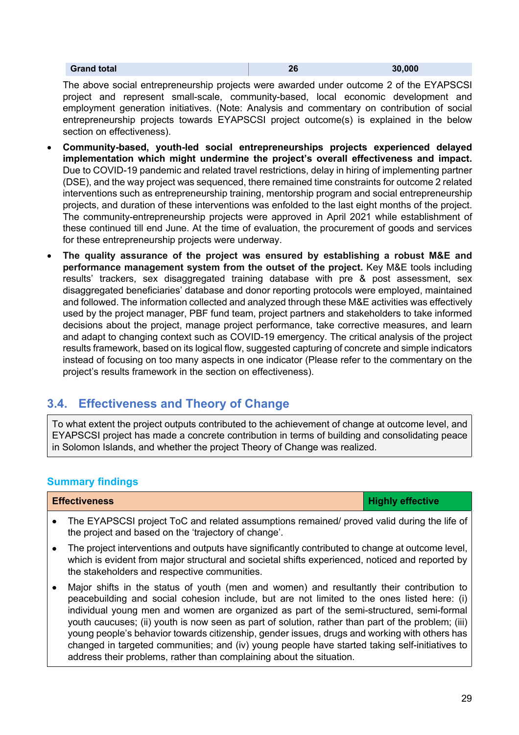| Grand total | 26 | 30,000 |
|---|---|---|

The above social entrepreneurship projects were awarded under outcome 2 of the EYAPSCSI project and represent small-scale, community-based, local economic development and employment generation initiatives. (Note: Analysis and commentary on contribution of social entrepreneurship projects towards EYAPSCSI project outcome(s) is explained in the below section on effectiveness).

- **Community-based, youth-led social entrepreneurships projects experienced delayed implementation which might undermine the project's overall effectiveness and impact.** Due to COVID-19 pandemic and related travel restrictions, delay in hiring of implementing partner (DSE), and the way project was sequenced, there remained time constraints for outcome 2 related interventions such as entrepreneurship training, mentorship program and social entrepreneurship projects, and duration of these interventions was enfolded to the last eight months of the project. The community-entrepreneurship projects were approved in April 2021 while establishment of these continued till end June. At the time of evaluation, the procurement of goods and services for these entrepreneurship projects were underway.
- **The quality assurance of the project was ensured by establishing a robust M&E and performance management system from the outset of the project.** Key M&E tools including results' trackers, sex disaggregated training database with pre & post assessment, sex disaggregated beneficiaries' database and donor reporting protocols were employed, maintained and followed. The information collected and analyzed through these M&E activities was effectively used by the project manager, PBF fund team, project partners and stakeholders to take informed decisions about the project, manage project performance, take corrective measures, and learn and adapt to changing context such as COVID-19 emergency. The critical analysis of the project results framework, based on its logical flow, suggested capturing of concrete and simple indicators instead of focusing on too many aspects in one indicator (Please refer to the commentary on the project's results framework in the section on effectiveness).

## 3.4. Effectiveness and Theory of Change

To what extent the project outputs contributed to the achievement of change at outcome level, and EYAPSCSI project has made a concrete contribution in terms of building and consolidating peace in Solomon Islands, and whether the project Theory of Change was realized.

### Summary findings

| Effectiveness | Highly effective |
|---|---|

- The EYAPSCSI project ToC and related assumptions remained/ proved valid during the life of the project and based on the 'trajectory of change'.
- The project interventions and outputs have significantly contributed to change at outcome level, which is evident from major structural and societal shifts experienced, noticed and reported by the stakeholders and respective communities.
- Major shifts in the status of youth (men and women) and resultantly their contribution to peacebuilding and social cohesion include, but are not limited to the ones listed here: (i) individual young men and women are organized as part of the semi-structured, semi-formal youth caucuses; (ii) youth is now seen as part of solution, rather than part of the problem; (iii) young people's behavior towards citizenship, gender issues, drugs and working with others has changed in targeted communities; and (iv) young people have started taking self-initiatives to address their problems, rather than complaining about the situation.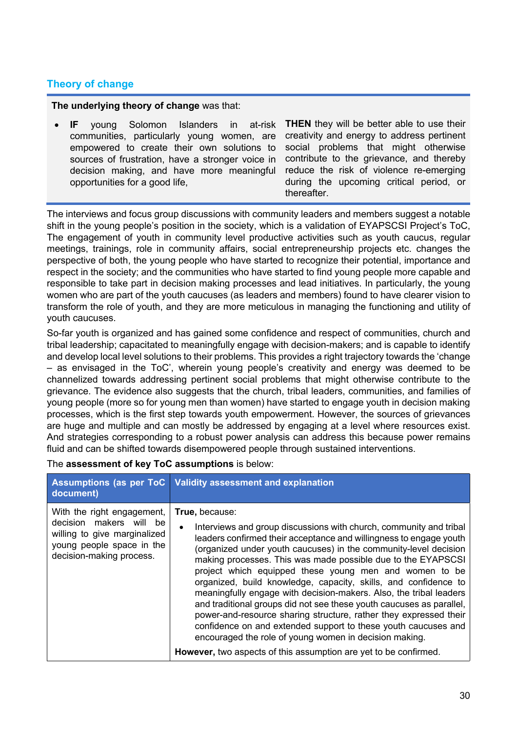## Theory of change

**The underlying theory of change** was that:

- **IF** young Solomon Islanders in at-risk communities, particularly young women, are empowered to create their own solutions to sources of frustration, have a stronger voice in decision making, and have more meaningful opportunities for a good life, **THEN** they will be better able to use their creativity and energy to address pertinent social problems that might otherwise contribute to the grievance, and thereby reduce the risk of violence re-emerging during the upcoming critical period, or thereafter.

The interviews and focus group discussions with community leaders and members suggest a notable shift in the young people's position in the society, which is a validation of EYAPSCSI Project's ToC, The engagement of youth in community level productive activities such as youth caucus, regular meetings, trainings, role in community affairs, social entrepreneurship projects etc. changes the perspective of both, the young people who have started to recognize their potential, importance and respect in the society; and the communities who have started to find young people more capable and responsible to take part in decision making processes and lead initiatives. In particularly, the young women who are part of the youth caucuses (as leaders and members) found to have clearer vision to transform the role of youth, and they are more meticulous in managing the functioning and utility of youth caucuses.

So-far youth is organized and has gained some confidence and respect of communities, church and tribal leadership; capacitated to meaningfully engage with decision-makers; and is capable to identify and develop local level solutions to their problems. This provides a right trajectory towards the 'change – as envisaged in the ToC', wherein young people's creativity and energy was deemed to be channelized towards addressing pertinent social problems that might otherwise contribute to the grievance. The evidence also suggests that the church, tribal leaders, communities, and families of young people (more so for young men than women) have started to engage youth in decision making processes, which is the first step towards youth empowerment. However, the sources of grievances are huge and multiple and can mostly be addressed by engaging at a level where resources exist. And strategies corresponding to a robust power analysis can address this because power remains fluid and can be shifted towards disempowered people through sustained interventions.

The **assessment of key ToC assumptions** is below:

| Assumptions (as per ToC document) | Validity assessment and explanation |
|---|---|
| With the right engagement, decision makers will be willing to give marginalized young people space in the decision-making process. | **True,** because:<br>• Interviews and group discussions with church, community and tribal leaders confirmed their acceptance and willingness to engage youth (organized under youth caucuses) in the community-level decision making processes. This was made possible due to the EYAPSCSI project which equipped these young men and women to be organized, build knowledge, capacity, skills, and confidence to meaningfully engage with decision-makers. Also, the tribal leaders and traditional groups did not see these youth caucuses as parallel, power-and-resource sharing structure, rather they expressed their confidence on and extended support to these youth caucuses and encouraged the role of young women in decision making.<br>**However,** two aspects of this assumption are yet to be confirmed. |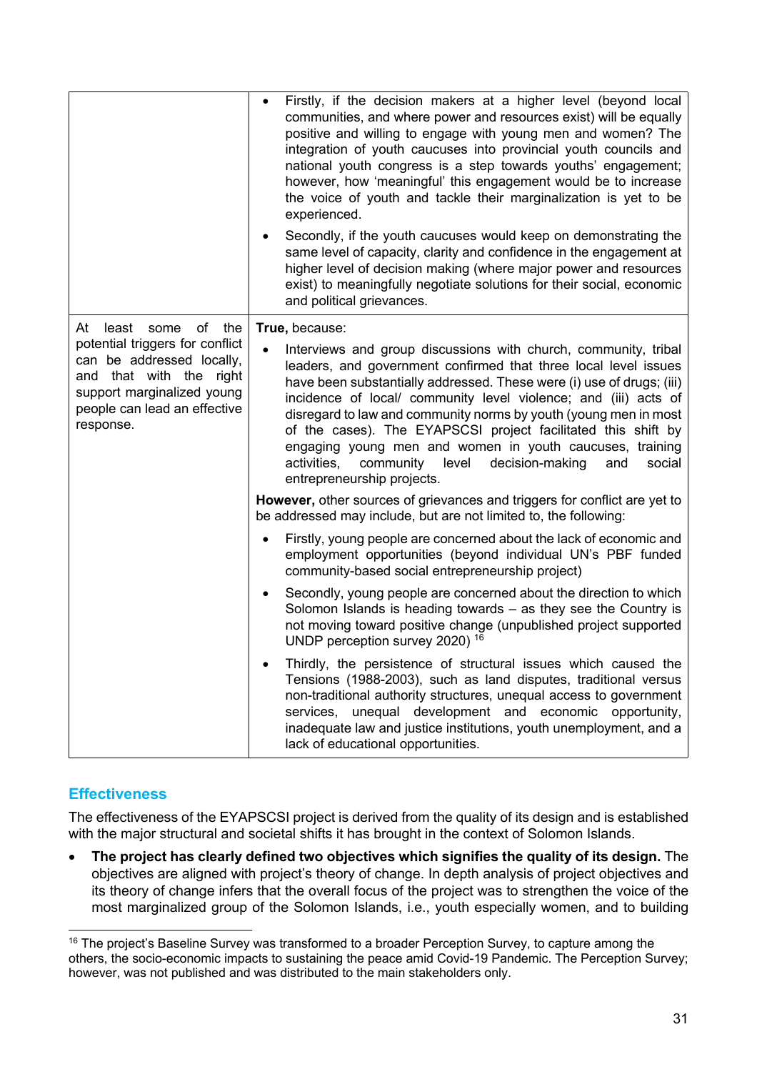| | |
|---|---|
| | • Firstly, if the decision makers at a higher level (beyond local communities, and where power and resources exist) will be equally positive and willing to engage with young men and women? The integration of youth caucuses into provincial youth councils and national youth congress is a step towards youths' engagement; however, how 'meaningful' this engagement would be to increase the voice of youth and tackle their marginalization is yet to be experienced.<br><br>• Secondly, if the youth caucuses would keep on demonstrating the same level of capacity, clarity and confidence in the engagement at higher level of decision making (where major power and resources exist) to meaningfully negotiate solutions for their social, economic and political grievances. |
| At least some of the potential triggers for conflict can be addressed locally, and that with the right support marginalized young people can lead an effective response. | **True,** because:<br><br>• Interviews and group discussions with church, community, tribal leaders, and government confirmed that three local level issues have been substantially addressed. These were (i) use of drugs; (iii) incidence of local/ community level violence; and (iii) acts of disregard to law and community norms by youth (young men in most of the cases). The EYAPSCSI project facilitated this shift by engaging young men and women in youth caucuses, training activities, community level decision-making and social entrepreneurship projects.<br><br>**However,** other sources of grievances and triggers for conflict are yet to be addressed may include, but are not limited to, the following:<br><br>• Firstly, young people are concerned about the lack of economic and employment opportunities (beyond individual UN's PBF funded community-based social entrepreneurship project)<br><br>• Secondly, young people are concerned about the direction to which Solomon Islands is heading towards – as they see the Country is not moving toward positive change (unpublished project supported UNDP perception survey 2020) [16]<br><br>• Thirdly, the persistence of structural issues which caused the Tensions (1988-2003), such as land disputes, traditional versus non-traditional authority structures, unequal access to government services, unequal development and economic opportunity, inadequate law and justice institutions, youth unemployment, and a lack of educational opportunities. |

## Effectiveness

The effectiveness of the EYAPSCSI project is derived from the quality of its design and is established with the major structural and societal shifts it has brought in the context of Solomon Islands.

- **The project has clearly defined two objectives which signifies the quality of its design.** The objectives are aligned with project's theory of change. In depth analysis of project objectives and its theory of change infers that the overall focus of the project was to strengthen the voice of the most marginalized group of the Solomon Islands, i.e., youth especially women, and to building

[16] The project's Baseline Survey was transformed to a broader Perception Survey, to capture among the others, the socio-economic impacts to sustaining the peace amid Covid-19 Pandemic. The Perception Survey; however, was not published and was distributed to the main stakeholders only.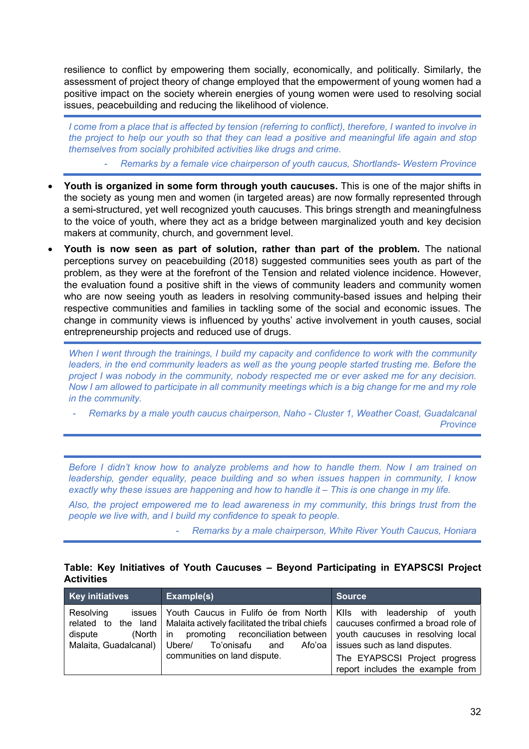resilience to conflict by empowering them socially, economically, and politically. Similarly, the assessment of project theory of change employed that the empowerment of young women had a positive impact on the society wherein energies of young women were used to resolving social issues, peacebuilding and reducing the likelihood of violence.

> *I come from a place that is affected by tension (referring to conflict), therefore, I wanted to involve in the project to help our youth so that they can lead a positive and meaningful life again and stop themselves from socially prohibited activities like drugs and crime.*
>
> *- Remarks by a female vice chairperson of youth caucus, Shortlands- Western Province*

- **Youth is organized in some form through youth caucuses.** This is one of the major shifts in the society as young men and women (in targeted areas) are now formally represented through a semi-structured, yet well recognized youth caucuses. This brings strength and meaningfulness to the voice of youth, where they act as a bridge between marginalized youth and key decision makers at community, church, and government level.
- **Youth is now seen as part of solution, rather than part of the problem.** The national perceptions survey on peacebuilding (2018) suggested communities sees youth as part of the problem, as they were at the forefront of the Tension and related violence incidence. However, the evaluation found a positive shift in the views of community leaders and community women who are now seeing youth as leaders in resolving community-based issues and helping their respective communities and families in tackling some of the social and economic issues. The change in community views is influenced by youths' active involvement in youth causes, social entrepreneurship projects and reduced use of drugs.

> *When I went through the trainings, I build my capacity and confidence to work with the community leaders, in the end community leaders as well as the young people started trusting me. Before the project I was nobody in the community, nobody respected me or ever asked me for any decision. Now I am allowed to participate in all community meetings which is a big change for me and my role in the community.*
>
> *- Remarks by a male youth caucus chairperson, Naho - Cluster 1, Weather Coast, Guadalcanal Province*

> *Before I didn't know how to analyze problems and how to handle them. Now I am trained on leadership, gender equality, peace building and so when issues happen in community, I know exactly why these issues are happening and how to handle it – This is one change in my life.*
>
> *Also, the project empowered me to lead awareness in my community, this brings trust from the people we live with, and I build my confidence to speak to people.*
>
> *- Remarks by a male chairperson, White River Youth Caucus, Honiara*

**Table: Key Initiatives of Youth Caucuses – Beyond Participating in EYAPSCSI Project Activities**

| Key initiatives | Example(s) | Source |
|---|---|---|
| Resolving issues related to the land dispute (North Malaita, Guadalcanal) | Youth Caucus in Fulifo óe from North Malaita actively facilitated the tribal chiefs in promoting reconciliation between Ubere/ To'onisafu and Afo'oa communities on land dispute. | KIIs with leadership of youth caucuses confirmed a broad role of youth caucuses in resolving local issues such as land disputes.<br>The EYAPSCSI Project progress report includes the example from |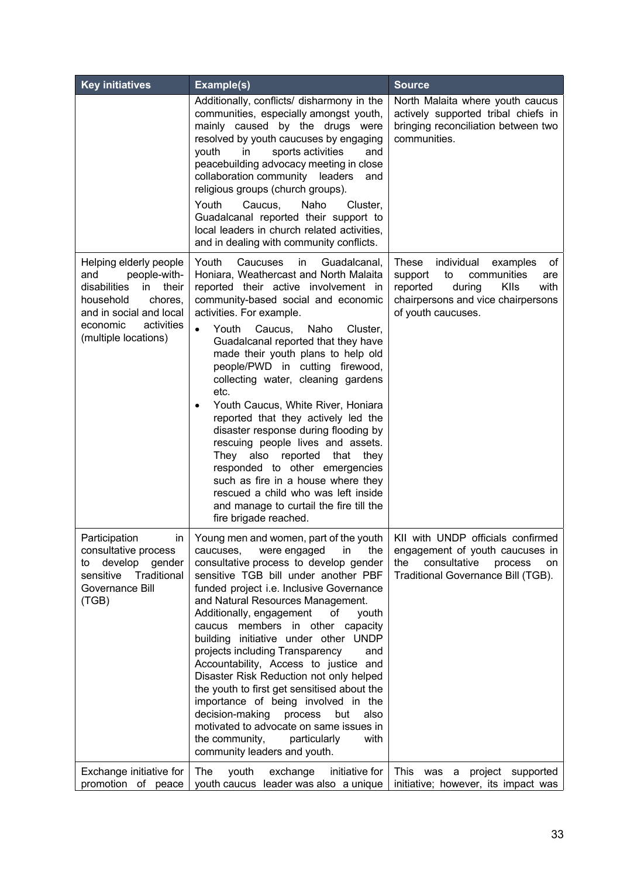| Key initiatives | Example(s) | Source |
| --- | --- | --- |
| | Additionally, conflicts/ disharmony in the communities, especially amongst youth, mainly caused by the drugs were resolved by youth caucuses by engaging youth in sports activities and peacebuilding advocacy meeting in close collaboration community leaders and religious groups (church groups).<br><br>Youth Caucus, Naho Cluster, Guadalcanal reported their support to local leaders in church related activities, and in dealing with community conflicts. | North Malaita where youth caucus actively supported tribal chiefs in bringing reconciliation between two communities. |
| Helping elderly people and people-with-disabilities in their household chores, and in social and local economic activities (multiple locations) | Youth Caucuses in Guadalcanal, Honiara, Weathercast and North Malaita reported their active involvement in community-based social and economic activities. For example.<br><br>• Youth Caucus, Naho Cluster, Guadalcanal reported that they have made their youth plans to help old people/PWD in cutting firewood, collecting water, cleaning gardens etc.<br>• Youth Caucus, White River, Honiara reported that they actively led the disaster response during flooding by rescuing people lives and assets. They also reported that they responded to other emergencies such as fire in a house where they rescued a child who was left inside and manage to curtail the fire till the fire brigade reached. | These individual examples of support to communities are reported during KIIs with chairpersons and vice chairpersons of youth caucuses. |
| Participation in consultative process to develop gender sensitive Traditional Governance Bill (TGB) | Young men and women, part of the youth caucuses, were engaged in the consultative process to develop gender sensitive TGB bill under another PBF funded project i.e. Inclusive Governance and Natural Resources Management.<br>Additionally, engagement of youth caucus members in other capacity building initiative under other UNDP projects including Transparency and Accountability, Access to justice and Disaster Risk Reduction not only helped the youth to first get sensitised about the importance of being involved in the decision-making process but also motivated to advocate on same issues in the community, particularly with community leaders and youth. | KII with UNDP officials confirmed engagement of youth caucuses in the consultative process on Traditional Governance Bill (TGB). |
| Exchange initiative for promotion of peace | The youth exchange initiative for youth caucus leader was also a unique | This was a project supported initiative; however, its impact was |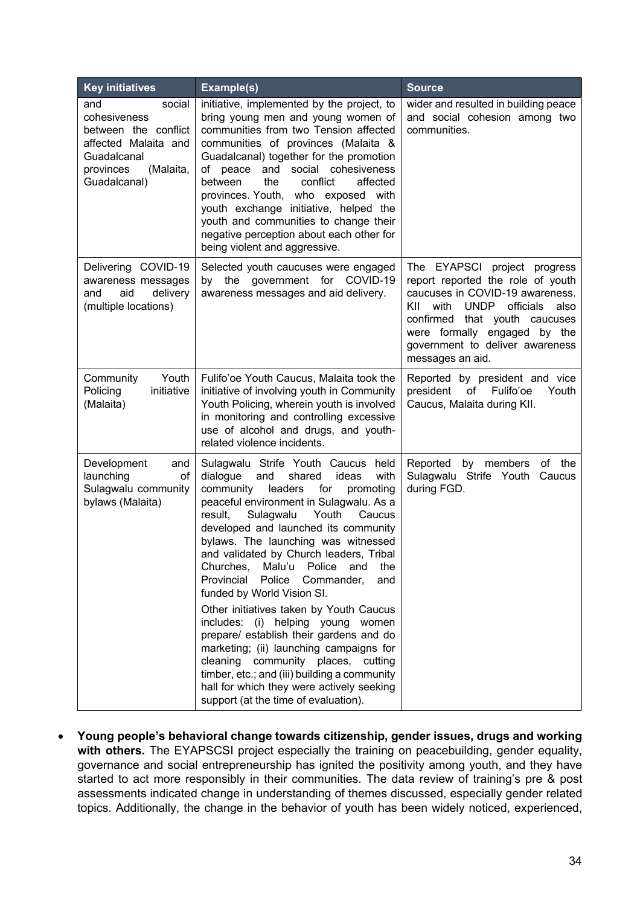| Key initiatives | Example(s) | Source |
| --- | --- | --- |
| and social cohesiveness between the conflict affected Malaita and Guadalcanal provinces (Malaita, Guadalcanal) | initiative, implemented by the project, to bring young men and young women of communities from two Tension affected communities of provinces (Malaita & Guadalcanal) together for the promotion of peace and social cohesiveness between the conflict affected provinces. Youth, who exposed with youth exchange initiative, helped the youth and communities to change their negative perception about each other for being violent and aggressive. | wider and resulted in building peace and social cohesion among two communities. |
| Delivering COVID-19 awareness messages and aid delivery (multiple locations) | Selected youth caucuses were engaged by the government for COVID-19 awareness messages and aid delivery. | The EYAPSCI project progress report reported the role of youth caucuses in COVID-19 awareness. KII with UNDP officials also confirmed that youth caucuses were formally engaged by the government to deliver awareness messages an aid. |
| Community Youth Policing initiative (Malaita) | Fulifo'oe Youth Caucus, Malaita took the initiative of involving youth in Community Youth Policing, wherein youth is involved in monitoring and controlling excessive use of alcohol and drugs, and youth-related violence incidents. | Reported by president and vice president of Fulifo'oe Youth Caucus, Malaita during KII. |
| Development and launching of Sulagwalu community bylaws (Malaita) | Sulagwalu Strife Youth Caucus held dialogue and shared ideas with community leaders for promoting peaceful environment in Sulagwalu. As a result, Sulagwalu Youth Caucus developed and launched its community bylaws. The launching was witnessed and validated by Church leaders, Tribal Churches, Malu'u Police and the Provincial Police Commander, and funded by World Vision SI.<br><br>Other initiatives taken by Youth Caucus includes: (i) helping young women prepare/ establish their gardens and do marketing; (ii) launching campaigns for cleaning community places, cutting timber, etc.; and (iii) building a community hall for which they were actively seeking support (at the time of evaluation). | Reported by members of the Sulagwalu Strife Youth Caucus during FGD. |

- **Young people's behavioral change towards citizenship, gender issues, drugs and working with others.** The EYAPSCSI project especially the training on peacebuilding, gender equality, governance and social entrepreneurship has ignited the positivity among youth, and they have started to act more responsibly in their communities. The data review of training's pre & post assessments indicated change in understanding of themes discussed, especially gender related topics. Additionally, the change in the behavior of youth has been widely noticed, experienced,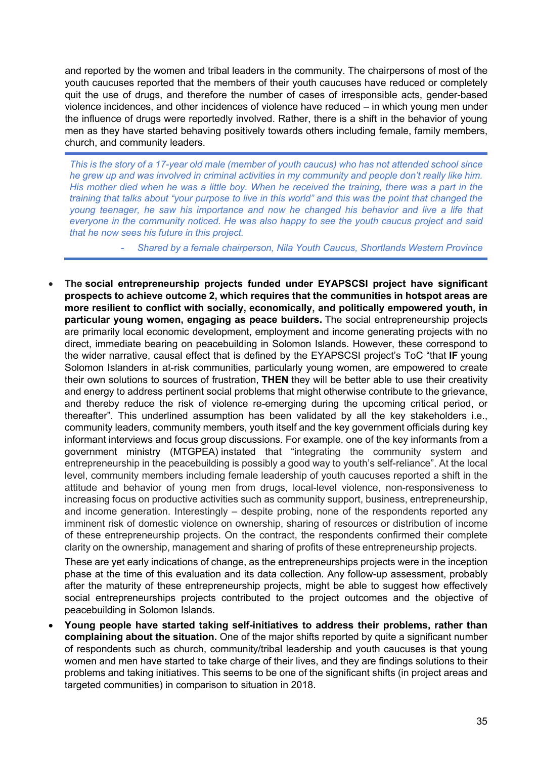and reported by the women and tribal leaders in the community. The chairpersons of most of the youth caucuses reported that the members of their youth caucuses have reduced or completely quit the use of drugs, and therefore the number of cases of irresponsible acts, gender-based violence incidences, and other incidences of violence have reduced – in which young men under the influence of drugs were reportedly involved. Rather, there is a shift in the behavior of young men as they have started behaving positively towards others including female, family members, church, and community leaders.

> *This is the story of a 17-year old male (member of youth caucus) who has not attended school since he grew up and was involved in criminal activities in my community and people don't really like him. His mother died when he was a little boy. When he received the training, there was a part in the training that talks about "your purpose to live in this world" and this was the point that changed the young teenager, he saw his importance and now he changed his behavior and live a life that everyone in the community noticed. He was also happy to see the youth caucus project and said that he now sees his future in this project.*
>
> *- Shared by a female chairperson, Nila Youth Caucus, Shortlands Western Province*

- **The social entrepreneurship projects funded under EYAPSCSI project have significant prospects to achieve outcome 2, which requires that the communities in hotspot areas are more resilient to conflict with socially, economically, and politically empowered youth, in particular young women, engaging as peace builders.** The social entrepreneurship projects are primarily local economic development, employment and income generating projects with no direct, immediate bearing on peacebuilding in Solomon Islands. However, these correspond to the wider narrative, causal effect that is defined by the EYAPSCSI project's ToC "that **IF** young Solomon Islanders in at-risk communities, particularly young women, are empowered to create their own solutions to sources of frustration, **THEN** they will be better able to use their creativity and energy to address pertinent social problems that might otherwise contribute to the grievance, and thereby reduce the risk of violence re-emerging during the upcoming critical period, or thereafter". This underlined assumption has been validated by all the key stakeholders i.e., community leaders, community members, youth itself and the key government officials during key informant interviews and focus group discussions. For example. one of the key informants from a government ministry (MTGPEA) instated that "integrating the community system and entrepreneurship in the peacebuilding is possibly a good way to youth's self-reliance". At the local level, community members including female leadership of youth caucuses reported a shift in the attitude and behavior of young men from drugs, local-level violence, non-responsiveness to increasing focus on productive activities such as community support, business, entrepreneurship, and income generation. Interestingly – despite probing, none of the respondents reported any imminent risk of domestic violence on ownership, sharing of resources or distribution of income of these entrepreneurship projects. On the contract, the respondents confirmed their complete clarity on the ownership, management and sharing of profits of these entrepreneurship projects.

  These are yet early indications of change, as the entrepreneurships projects were in the inception phase at the time of this evaluation and its data collection. Any follow-up assessment, probably after the maturity of these entrepreneurship projects, might be able to suggest how effectively social entrepreneurships projects contributed to the project outcomes and the objective of peacebuilding in Solomon Islands.

- **Young people have started taking self-initiatives to address their problems, rather than complaining about the situation.** One of the major shifts reported by quite a significant number of respondents such as church, community/tribal leadership and youth caucuses is that young women and men have started to take charge of their lives, and they are findings solutions to their problems and taking initiatives. This seems to be one of the significant shifts (in project areas and targeted communities) in comparison to situation in 2018.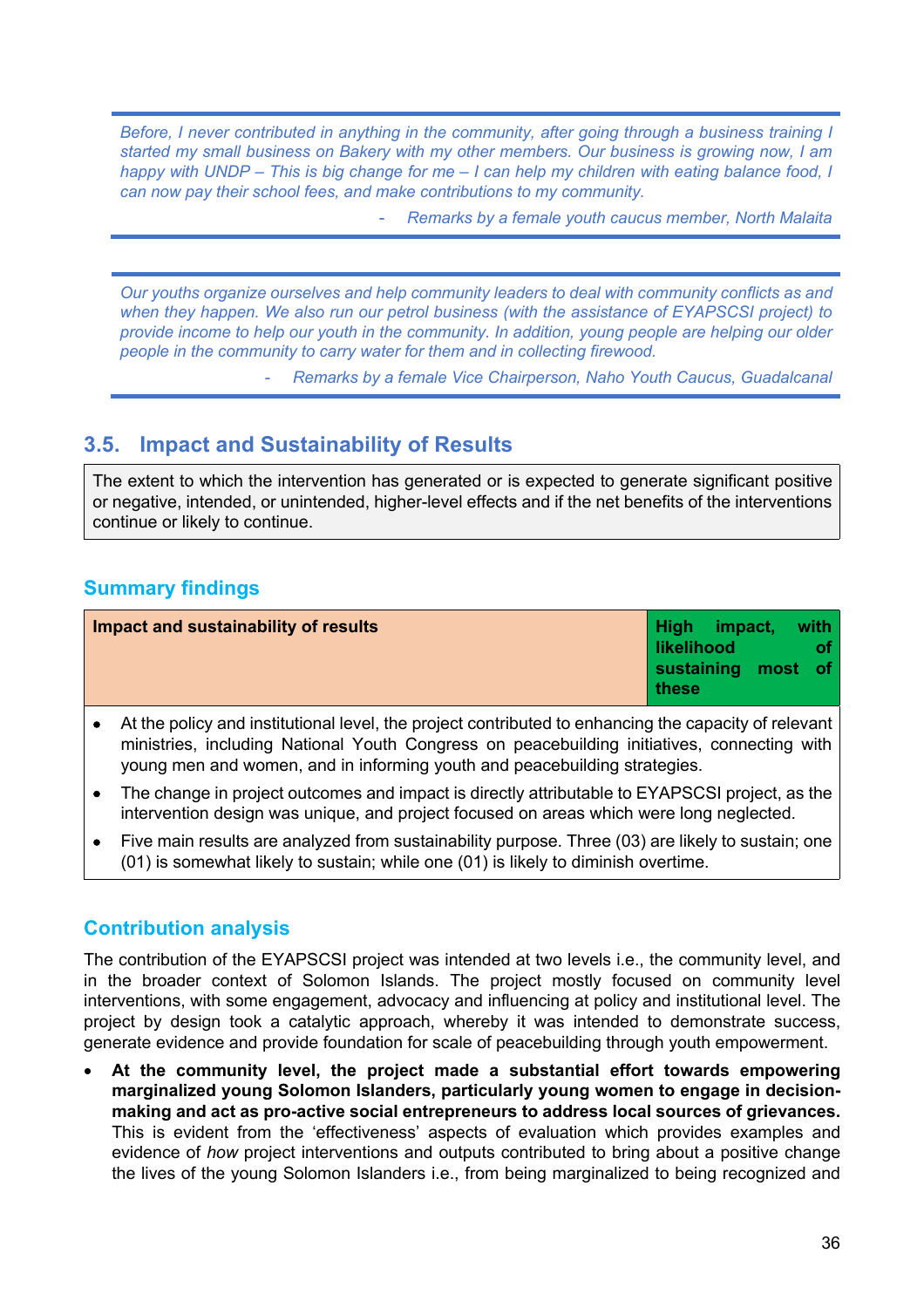> *Before, I never contributed in anything in the community, after going through a business training I started my small business on Bakery with my other members. Our business is growing now, I am happy with UNDP – This is big change for me – I can help my children with eating balance food, I can now pay their school fees, and make contributions to my community.*
>
> *- Remarks by a female youth caucus member, North Malaita*

> *Our youths organize ourselves and help community leaders to deal with community conflicts as and when they happen. We also run our petrol business (with the assistance of EYAPSCSI project) to provide income to help our youth in the community. In addition, young people are helping our older people in the community to carry water for them and in collecting firewood.*
>
> *- Remarks by a female Vice Chairperson, Naho Youth Caucus, Guadalcanal*

## 3.5. Impact and Sustainability of Results

The extent to which the intervention has generated or is expected to generate significant positive or negative, intended, or unintended, higher-level effects and if the net benefits of the interventions continue or likely to continue.

### Summary findings

| **Impact and sustainability of results** | **High impact, with likelihood of sustaining most of these** |
|---|---|

- At the policy and institutional level, the project contributed to enhancing the capacity of relevant ministries, including National Youth Congress on peacebuilding initiatives, connecting with young men and women, and in informing youth and peacebuilding strategies.
- The change in project outcomes and impact is directly attributable to EYAPSCSI project, as the intervention design was unique, and project focused on areas which were long neglected.
- Five main results are analyzed from sustainability purpose. Three (03) are likely to sustain; one (01) is somewhat likely to sustain; while one (01) is likely to diminish overtime.

### Contribution analysis

The contribution of the EYAPSCSI project was intended at two levels i.e., the community level, and in the broader context of Solomon Islands. The project mostly focused on community level interventions, with some engagement, advocacy and influencing at policy and institutional level. The project by design took a catalytic approach, whereby it was intended to demonstrate success, generate evidence and provide foundation for scale of peacebuilding through youth empowerment.

- **At the community level, the project made a substantial effort towards empowering marginalized young Solomon Islanders, particularly young women to engage in decision-making and act as pro-active social entrepreneurs to address local sources of grievances.** This is evident from the 'effectiveness' aspects of evaluation which provides examples and evidence of *how* project interventions and outputs contributed to bring about a positive change the lives of the young Solomon Islanders i.e., from being marginalized to being recognized and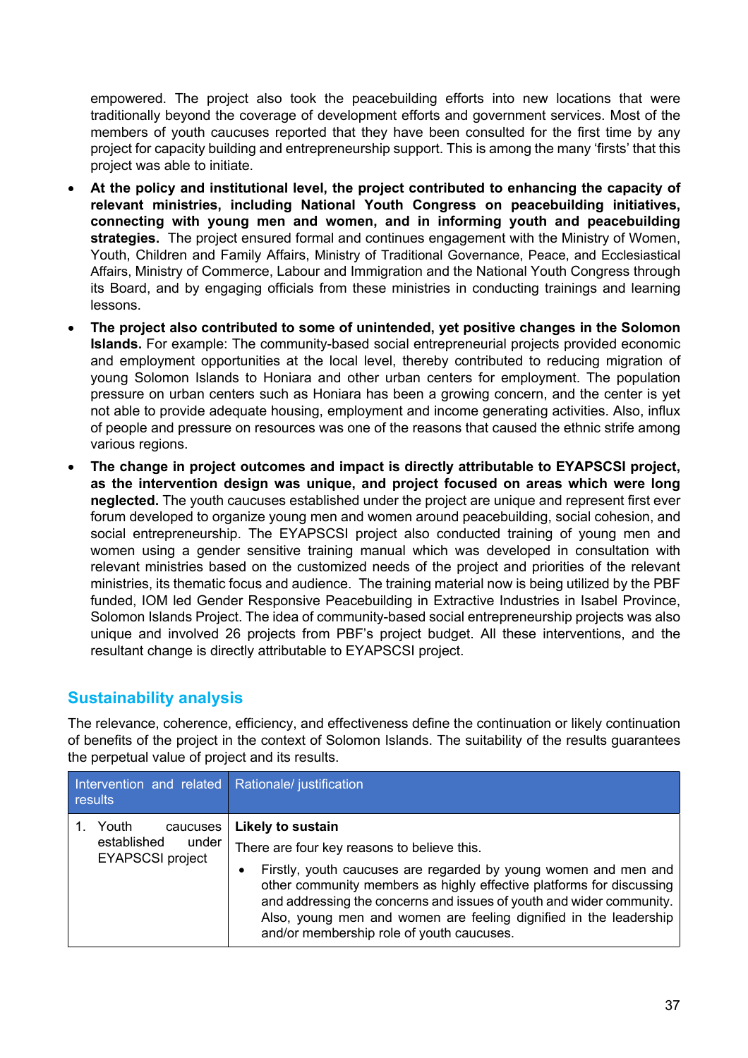empowered. The project also took the peacebuilding efforts into new locations that were traditionally beyond the coverage of development efforts and government services. Most of the members of youth caucuses reported that they have been consulted for the first time by any project for capacity building and entrepreneurship support. This is among the many 'firsts' that this project was able to initiate.

- **At the policy and institutional level, the project contributed to enhancing the capacity of relevant ministries, including National Youth Congress on peacebuilding initiatives, connecting with young men and women, and in informing youth and peacebuilding strategies.** The project ensured formal and continues engagement with the Ministry of Women, Youth, Children and Family Affairs, Ministry of Traditional Governance, Peace, and Ecclesiastical Affairs, Ministry of Commerce, Labour and Immigration and the National Youth Congress through its Board, and by engaging officials from these ministries in conducting trainings and learning lessons.
- **The project also contributed to some of unintended, yet positive changes in the Solomon Islands.** For example: The community-based social entrepreneurial projects provided economic and employment opportunities at the local level, thereby contributed to reducing migration of young Solomon Islands to Honiara and other urban centers for employment. The population pressure on urban centers such as Honiara has been a growing concern, and the center is yet not able to provide adequate housing, employment and income generating activities. Also, influx of people and pressure on resources was one of the reasons that caused the ethnic strife among various regions.
- **The change in project outcomes and impact is directly attributable to EYAPSCSI project, as the intervention design was unique, and project focused on areas which were long neglected.** The youth caucuses established under the project are unique and represent first ever forum developed to organize young men and women around peacebuilding, social cohesion, and social entrepreneurship. The EYAPSCSI project also conducted training of young men and women using a gender sensitive training manual which was developed in consultation with relevant ministries based on the customized needs of the project and priorities of the relevant ministries, its thematic focus and audience. The training material now is being utilized by the PBF funded, IOM led Gender Responsive Peacebuilding in Extractive Industries in Isabel Province, Solomon Islands Project. The idea of community-based social entrepreneurship projects was also unique and involved 26 projects from PBF's project budget. All these interventions, and the resultant change is directly attributable to EYAPSCSI project.

## Sustainability analysis

The relevance, coherence, efficiency, and effectiveness define the continuation or likely continuation of benefits of the project in the context of Solomon Islands. The suitability of the results guarantees the perpetual value of project and its results.

| Intervention and related results | Rationale/ justification |
|---|---|
| 1. Youth caucuses established under EYAPSCSI project | **Likely to sustain**<br>There are four key reasons to believe this.<br>• Firstly, youth caucuses are regarded by young women and men and other community members as highly effective platforms for discussing and addressing the concerns and issues of youth and wider community. Also, young men and women are feeling dignified in the leadership and/or membership role of youth caucuses. |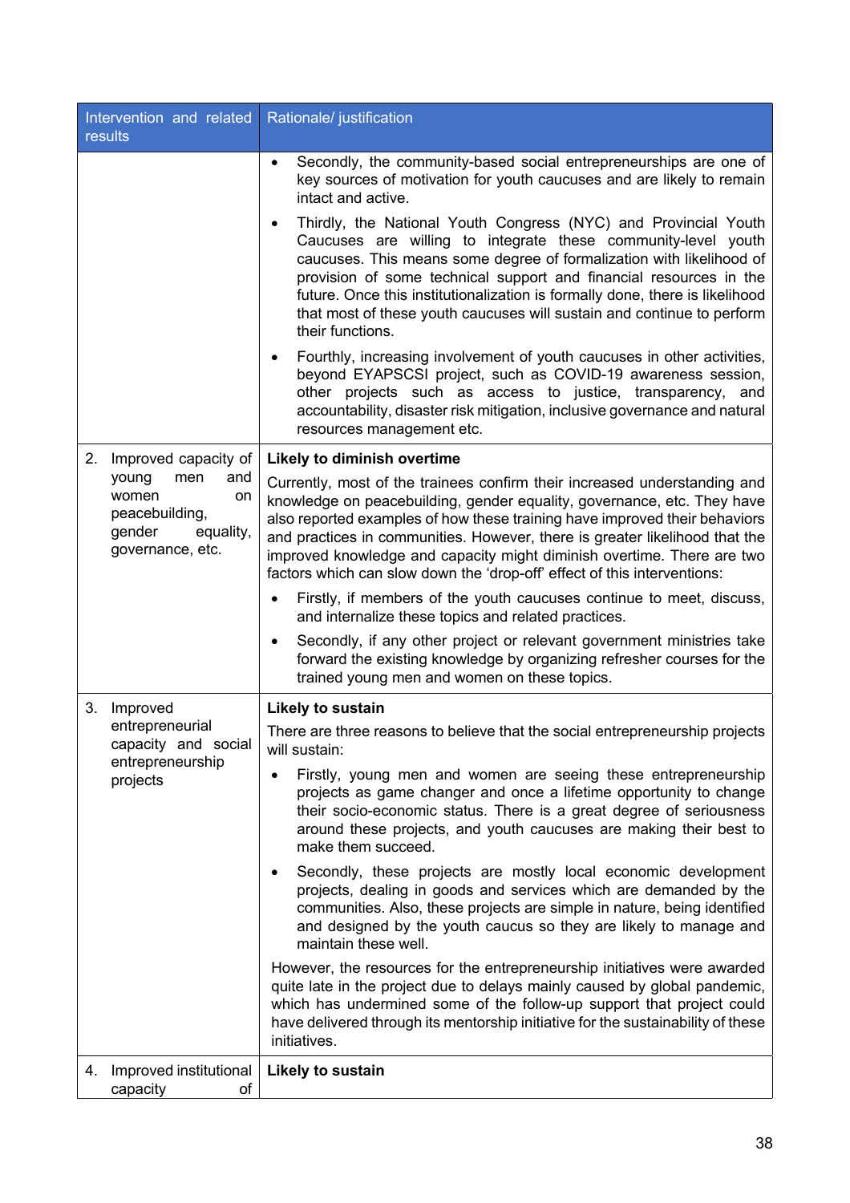| Intervention and related results | Rationale/ justification |
|---|---|
| | • Secondly, the community-based social entrepreneurships are one of key sources of motivation for youth caucuses and are likely to remain intact and active.<br>• Thirdly, the National Youth Congress (NYC) and Provincial Youth Caucuses are willing to integrate these community-level youth caucuses. This means some degree of formalization with likelihood of provision of some technical support and financial resources in the future. Once this institutionalization is formally done, there is likelihood that most of these youth caucuses will sustain and continue to perform their functions.<br>• Fourthly, increasing involvement of youth caucuses in other activities, beyond EYAPSCSI project, such as COVID-19 awareness session, other projects such as access to justice, transparency, and accountability, disaster risk mitigation, inclusive governance and natural resources management etc. |
| 2. Improved capacity of young men and women on peacebuilding, gender equality, governance, etc. | **Likely to diminish overtime**<br>Currently, most of the trainees confirm their increased understanding and knowledge on peacebuilding, gender equality, governance, etc. They have also reported examples of how these training have improved their behaviors and practices in communities. However, there is greater likelihood that the improved knowledge and capacity might diminish overtime. There are two factors which can slow down the 'drop-off' effect of this interventions:<br>• Firstly, if members of the youth caucuses continue to meet, discuss, and internalize these topics and related practices.<br>• Secondly, if any other project or relevant government ministries take forward the existing knowledge by organizing refresher courses for the trained young men and women on these topics. |
| 3. Improved entrepreneurial capacity and social entrepreneurship projects | **Likely to sustain**<br>There are three reasons to believe that the social entrepreneurship projects will sustain:<br>• Firstly, young men and women are seeing these entrepreneurship projects as game changer and once a lifetime opportunity to change their socio-economic status. There is a great degree of seriousness around these projects, and youth caucuses are making their best to make them succeed.<br>• Secondly, these projects are mostly local economic development projects, dealing in goods and services which are demanded by the communities. Also, these projects are simple in nature, being identified and designed by the youth caucus so they are likely to manage and maintain these well.<br>However, the resources for the entrepreneurship initiatives were awarded quite late in the project due to delays mainly caused by global pandemic, which has undermined some of the follow-up support that project could have delivered through its mentorship initiative for the sustainability of these initiatives. |
| 4. Improved institutional capacity of | **Likely to sustain** |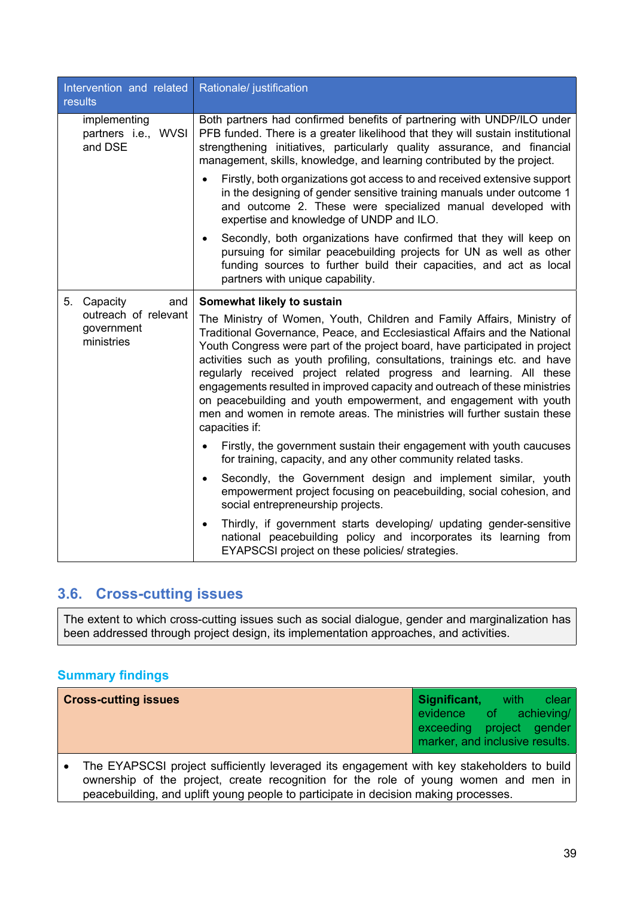| Intervention and related results | Rationale/ justification |
|---|---|
| implementing partners i.e., WVSI and DSE | Both partners had confirmed benefits of partnering with UNDP/ILO under PFB funded. There is a greater likelihood that they will sustain institutional strengthening initiatives, particularly quality assurance, and financial management, skills, knowledge, and learning contributed by the project.<br>• Firstly, both organizations got access to and received extensive support in the designing of gender sensitive training manuals under outcome 1 and outcome 2. These were specialized manual developed with expertise and knowledge of UNDP and ILO.<br>• Secondly, both organizations have confirmed that they will keep on pursuing for similar peacebuilding projects for UN as well as other funding sources to further build their capacities, and act as local partners with unique capability. |
| 5. Capacity and outreach of relevant government ministries | **Somewhat likely to sustain**<br>The Ministry of Women, Youth, Children and Family Affairs, Ministry of Traditional Governance, Peace, and Ecclesiastical Affairs and the National Youth Congress were part of the project board, have participated in project activities such as youth profiling, consultations, trainings etc. and have regularly received project related progress and learning. All these engagements resulted in improved capacity and outreach of these ministries on peacebuilding and youth empowerment, and engagement with youth men and women in remote areas. The ministries will further sustain these capacities if:<br>• Firstly, the government sustain their engagement with youth caucuses for training, capacity, and any other community related tasks.<br>• Secondly, the Government design and implement similar, youth empowerment project focusing on peacebuilding, social cohesion, and social entrepreneurship projects.<br>• Thirdly, if government starts developing/ updating gender-sensitive national peacebuilding policy and incorporates its learning from EYAPSCSI project on these policies/ strategies. |

## 3.6. Cross-cutting issues

The extent to which cross-cutting issues such as social dialogue, gender and marginalization has been addressed through project design, its implementation approaches, and activities.

### Summary findings

| **Cross-cutting issues** | **Significant,** with clear evidence of achieving/ exceeding project gender marker, and inclusive results. |
|---|---|
| • The EYAPSCSI project sufficiently leveraged its engagement with key stakeholders to build ownership of the project, create recognition for the role of young women and men in peacebuilding, and uplift young people to participate in decision making processes. | |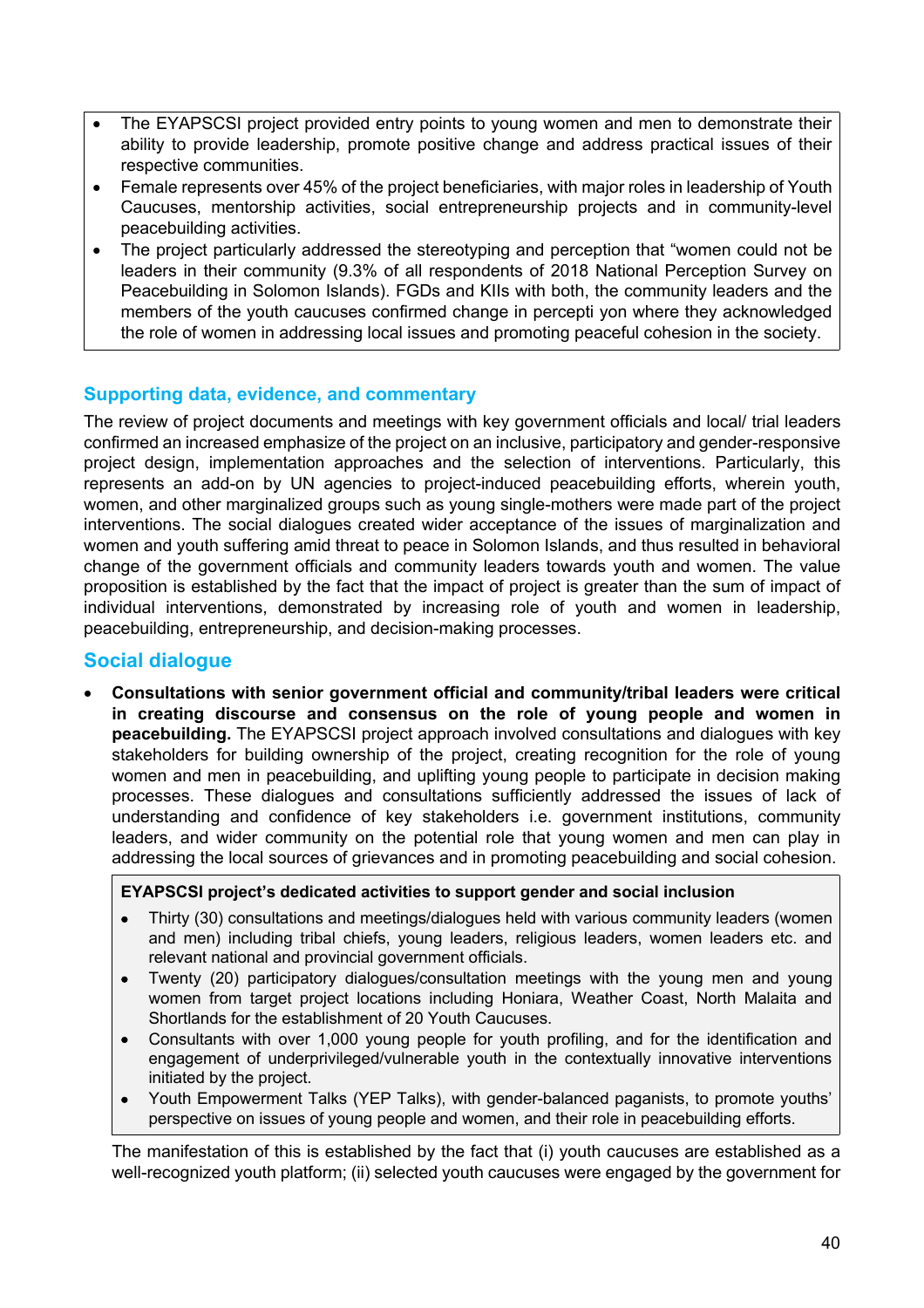- The EYAPSCSI project provided entry points to young women and men to demonstrate their ability to provide leadership, promote positive change and address practical issues of their respective communities.
- Female represents over 45% of the project beneficiaries, with major roles in leadership of Youth Caucuses, mentorship activities, social entrepreneurship projects and in community-level peacebuilding activities.
- The project particularly addressed the stereotyping and perception that "women could not be leaders in their community (9.3% of all respondents of 2018 National Perception Survey on Peacebuilding in Solomon Islands). FGDs and KIIs with both, the community leaders and the members of the youth caucuses confirmed change in percepti yon where they acknowledged the role of women in addressing local issues and promoting peaceful cohesion in the society.

## Supporting data, evidence, and commentary

The review of project documents and meetings with key government officials and local/ trial leaders confirmed an increased emphasize of the project on an inclusive, participatory and gender-responsive project design, implementation approaches and the selection of interventions. Particularly, this represents an add-on by UN agencies to project-induced peacebuilding efforts, wherein youth, women, and other marginalized groups such as young single-mothers were made part of the project interventions. The social dialogues created wider acceptance of the issues of marginalization and women and youth suffering amid threat to peace in Solomon Islands, and thus resulted in behavioral change of the government officials and community leaders towards youth and women. The value proposition is established by the fact that the impact of project is greater than the sum of impact of individual interventions, demonstrated by increasing role of youth and women in leadership, peacebuilding, entrepreneurship, and decision-making processes.

## Social dialogue

- **Consultations with senior government official and community/tribal leaders were critical in creating discourse and consensus on the role of young people and women in peacebuilding.** The EYAPSCSI project approach involved consultations and dialogues with key stakeholders for building ownership of the project, creating recognition for the role of young women and men in peacebuilding, and uplifting young people to participate in decision making processes. These dialogues and consultations sufficiently addressed the issues of lack of understanding and confidence of key stakeholders i.e. government institutions, community leaders, and wider community on the potential role that young women and men can play in addressing the local sources of grievances and in promoting peacebuilding and social cohesion.

**EYAPSCSI project's dedicated activities to support gender and social inclusion**

- Thirty (30) consultations and meetings/dialogues held with various community leaders (women and men) including tribal chiefs, young leaders, religious leaders, women leaders etc. and relevant national and provincial government officials.
- Twenty (20) participatory dialogues/consultation meetings with the young men and young women from target project locations including Honiara, Weather Coast, North Malaita and Shortlands for the establishment of 20 Youth Caucuses.
- Consultants with over 1,000 young people for youth profiling, and for the identification and engagement of underprivileged/vulnerable youth in the contextually innovative interventions initiated by the project.
- Youth Empowerment Talks (YEP Talks), with gender-balanced paganists, to promote youths' perspective on issues of young people and women, and their role in peacebuilding efforts.

The manifestation of this is established by the fact that (i) youth caucuses are established as a well-recognized youth platform; (ii) selected youth caucuses were engaged by the government for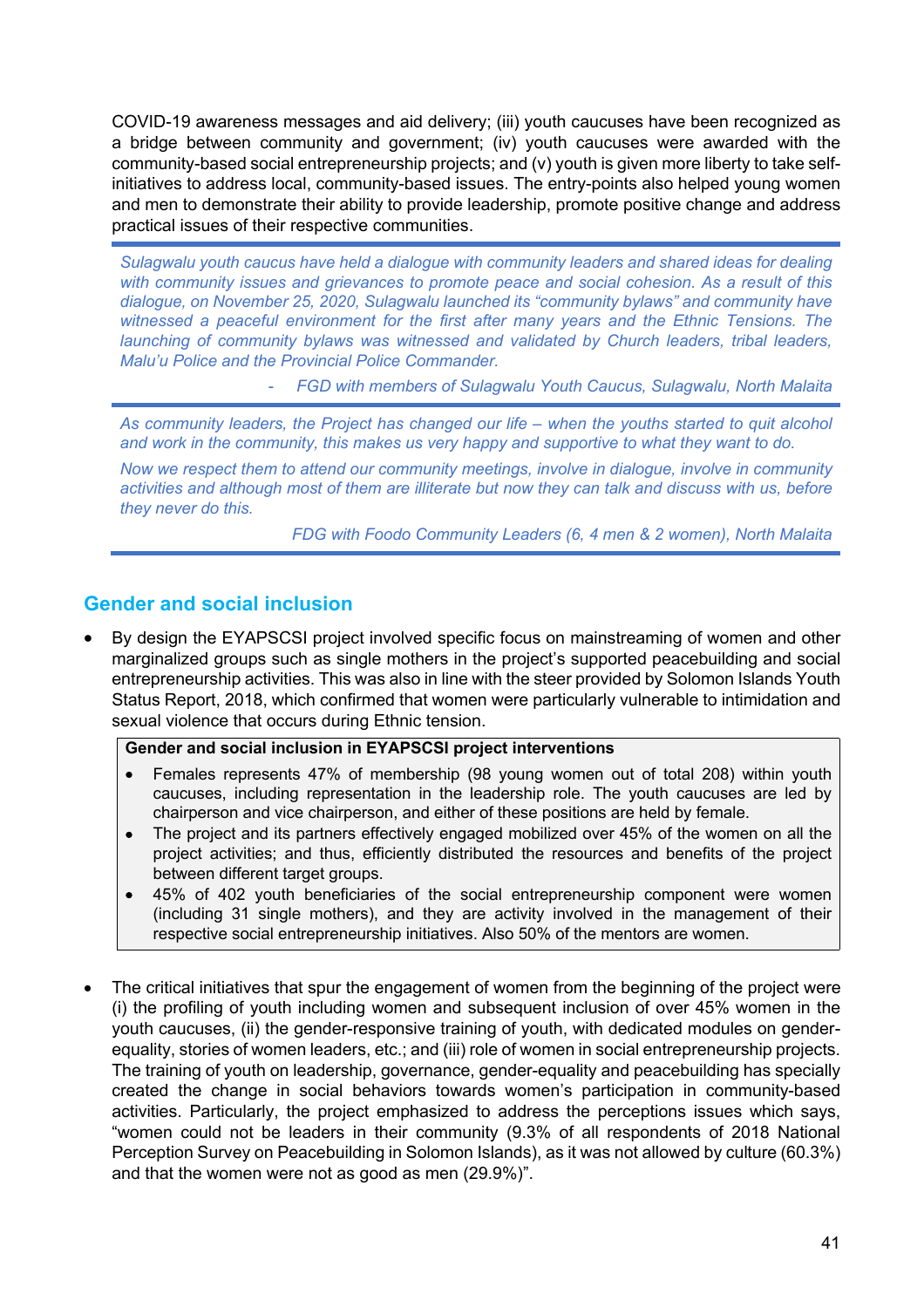COVID-19 awareness messages and aid delivery; (iii) youth caucuses have been recognized as a bridge between community and government; (iv) youth caucuses were awarded with the community-based social entrepreneurship projects; and (v) youth is given more liberty to take self-initiatives to address local, community-based issues. The entry-points also helped young women and men to demonstrate their ability to provide leadership, promote positive change and address practical issues of their respective communities.

> *Sulagwalu youth caucus have held a dialogue with community leaders and shared ideas for dealing with community issues and grievances to promote peace and social cohesion. As a result of this dialogue, on November 25, 2020, Sulagwalu launched its "community bylaws" and community have witnessed a peaceful environment for the first after many years and the Ethnic Tensions. The launching of community bylaws was witnessed and validated by Church leaders, tribal leaders, Malu'u Police and the Provincial Police Commander.*
>
> *- FGD with members of Sulagwalu Youth Caucus, Sulagwalu, North Malaita*

> *As community leaders, the Project has changed our life – when the youths started to quit alcohol and work in the community, this makes us very happy and supportive to what they want to do.*
>
> *Now we respect them to attend our community meetings, involve in dialogue, involve in community activities and although most of them are illiterate but now they can talk and discuss with us, before they never do this.*
>
> *FDG with Foodo Community Leaders (6, 4 men & 2 women), North Malaita*

## Gender and social inclusion

- By design the EYAPSCSI project involved specific focus on mainstreaming of women and other marginalized groups such as single mothers in the project's supported peacebuilding and social entrepreneurship activities. This was also in line with the steer provided by Solomon Islands Youth Status Report, 2018, which confirmed that women were particularly vulnerable to intimidation and sexual violence that occurs during Ethnic tension.

> **Gender and social inclusion in EYAPSCSI project interventions**
>
> - Females represents 47% of membership (98 young women out of total 208) within youth caucuses, including representation in the leadership role. The youth caucuses are led by chairperson and vice chairperson, and either of these positions are held by female.
> - The project and its partners effectively engaged mobilized over 45% of the women on all the project activities; and thus, efficiently distributed the resources and benefits of the project between different target groups.
> - 45% of 402 youth beneficiaries of the social entrepreneurship component were women (including 31 single mothers), and they are activity involved in the management of their respective social entrepreneurship initiatives. Also 50% of the mentors are women.

- The critical initiatives that spur the engagement of women from the beginning of the project were (i) the profiling of youth including women and subsequent inclusion of over 45% women in the youth caucuses, (ii) the gender-responsive training of youth, with dedicated modules on gender-equality, stories of women leaders, etc.; and (iii) role of women in social entrepreneurship projects. The training of youth on leadership, governance, gender-equality and peacebuilding has specially created the change in social behaviors towards women's participation in community-based activities. Particularly, the project emphasized to address the perceptions issues which says, "women could not be leaders in their community (9.3% of all respondents of 2018 National Perception Survey on Peacebuilding in Solomon Islands), as it was not allowed by culture (60.3%) and that the women were not as good as men (29.9%)".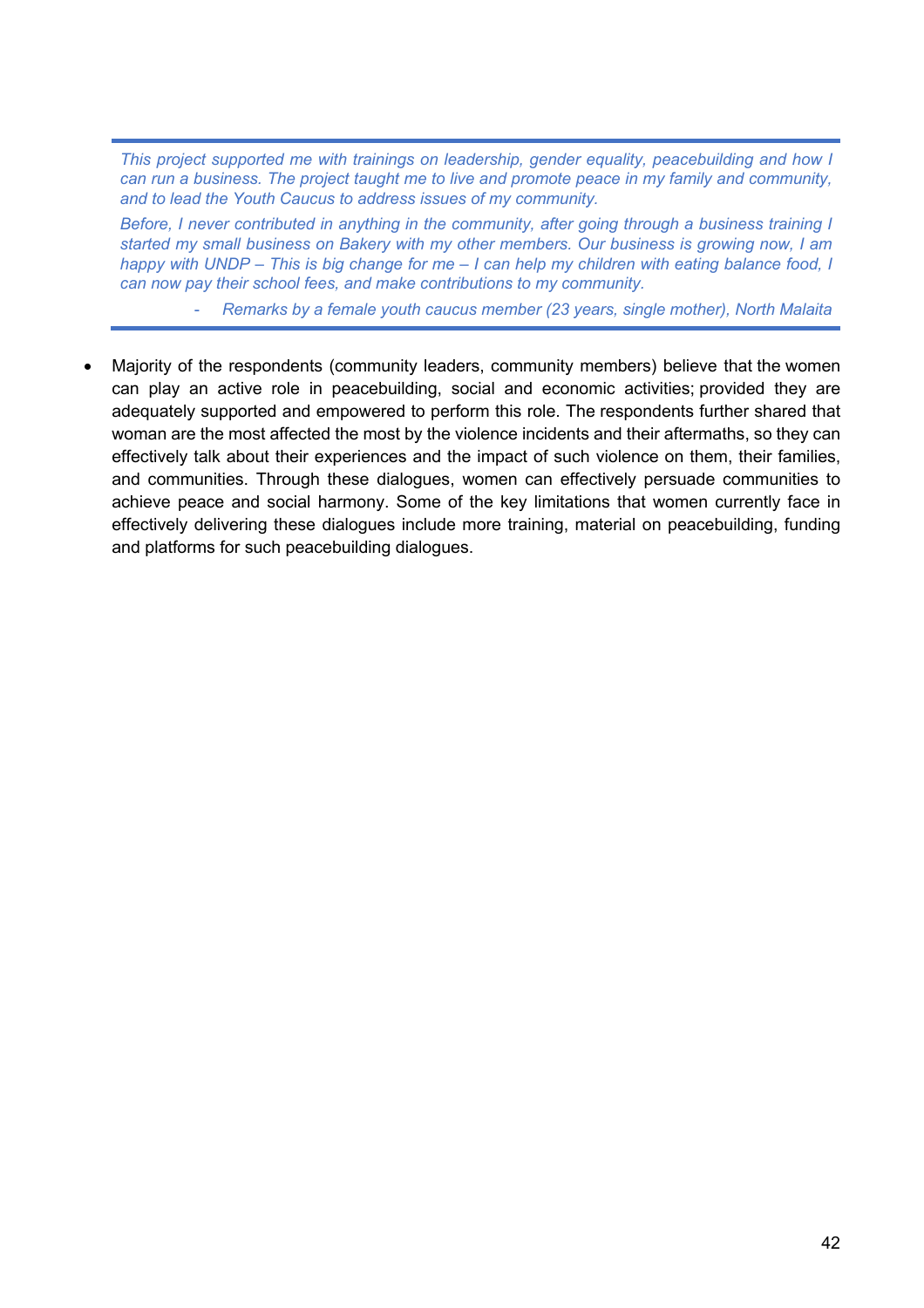> *This project supported me with trainings on leadership, gender equality, peacebuilding and how I can run a business. The project taught me to live and promote peace in my family and community, and to lead the Youth Caucus to address issues of my community.*
>
> *Before, I never contributed in anything in the community, after going through a business training I started my small business on Bakery with my other members. Our business is growing now, I am happy with UNDP – This is big change for me – I can help my children with eating balance food, I can now pay their school fees, and make contributions to my community.*
>
> *- Remarks by a female youth caucus member (23 years, single mother), North Malaita*

- Majority of the respondents (community leaders, community members) believe that the women can play an active role in peacebuilding, social and economic activities; provided they are adequately supported and empowered to perform this role. The respondents further shared that woman are the most affected the most by the violence incidents and their aftermaths, so they can effectively talk about their experiences and the impact of such violence on them, their families, and communities. Through these dialogues, women can effectively persuade communities to achieve peace and social harmony. Some of the key limitations that women currently face in effectively delivering these dialogues include more training, material on peacebuilding, funding and platforms for such peacebuilding dialogues.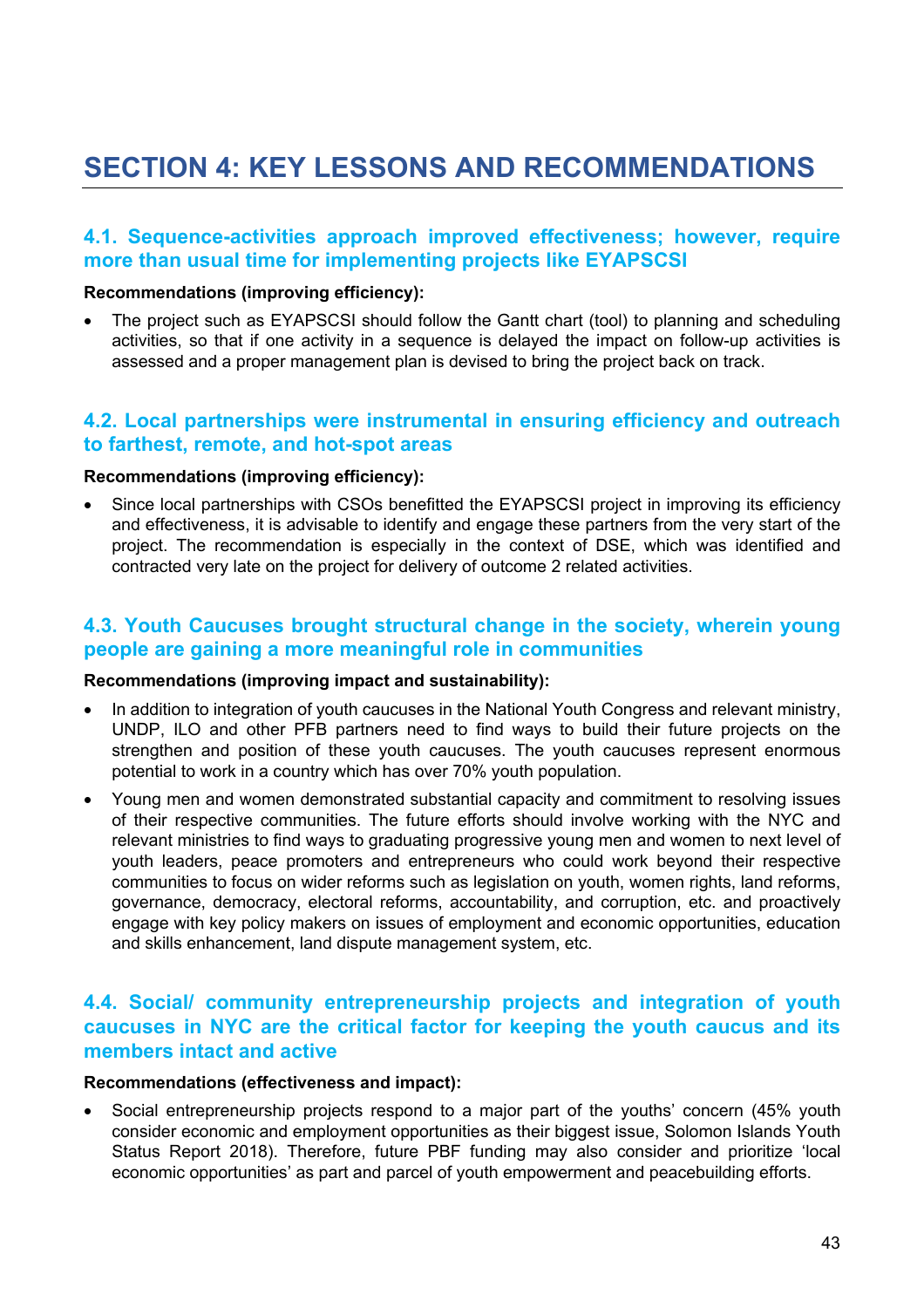# SECTION 4: KEY LESSONS AND RECOMMENDATIONS

## 4.1. Sequence-activities approach improved effectiveness; however, require more than usual time for implementing projects like EYAPSCSI

**Recommendations (improving efficiency):**

- The project such as EYAPSCSI should follow the Gantt chart (tool) to planning and scheduling activities, so that if one activity in a sequence is delayed the impact on follow-up activities is assessed and a proper management plan is devised to bring the project back on track.

## 4.2. Local partnerships were instrumental in ensuring efficiency and outreach to farthest, remote, and hot-spot areas

**Recommendations (improving efficiency):**

- Since local partnerships with CSOs benefitted the EYAPSCSI project in improving its efficiency and effectiveness, it is advisable to identify and engage these partners from the very start of the project. The recommendation is especially in the context of DSE, which was identified and contracted very late on the project for delivery of outcome 2 related activities.

## 4.3. Youth Caucuses brought structural change in the society, wherein young people are gaining a more meaningful role in communities

**Recommendations (improving impact and sustainability):**

- In addition to integration of youth caucuses in the National Youth Congress and relevant ministry, UNDP, ILO and other PFB partners need to find ways to build their future projects on the strengthen and position of these youth caucuses. The youth caucuses represent enormous potential to work in a country which has over 70% youth population.
- Young men and women demonstrated substantial capacity and commitment to resolving issues of their respective communities. The future efforts should involve working with the NYC and relevant ministries to find ways to graduating progressive young men and women to next level of youth leaders, peace promoters and entrepreneurs who could work beyond their respective communities to focus on wider reforms such as legislation on youth, women rights, land reforms, governance, democracy, electoral reforms, accountability, and corruption, etc. and proactively engage with key policy makers on issues of employment and economic opportunities, education and skills enhancement, land dispute management system, etc.

## 4.4. Social/ community entrepreneurship projects and integration of youth caucuses in NYC are the critical factor for keeping the youth caucus and its members intact and active

**Recommendations (effectiveness and impact):**

- Social entrepreneurship projects respond to a major part of the youths' concern (45% youth consider economic and employment opportunities as their biggest issue, Solomon Islands Youth Status Report 2018). Therefore, future PBF funding may also consider and prioritize 'local economic opportunities' as part and parcel of youth empowerment and peacebuilding efforts.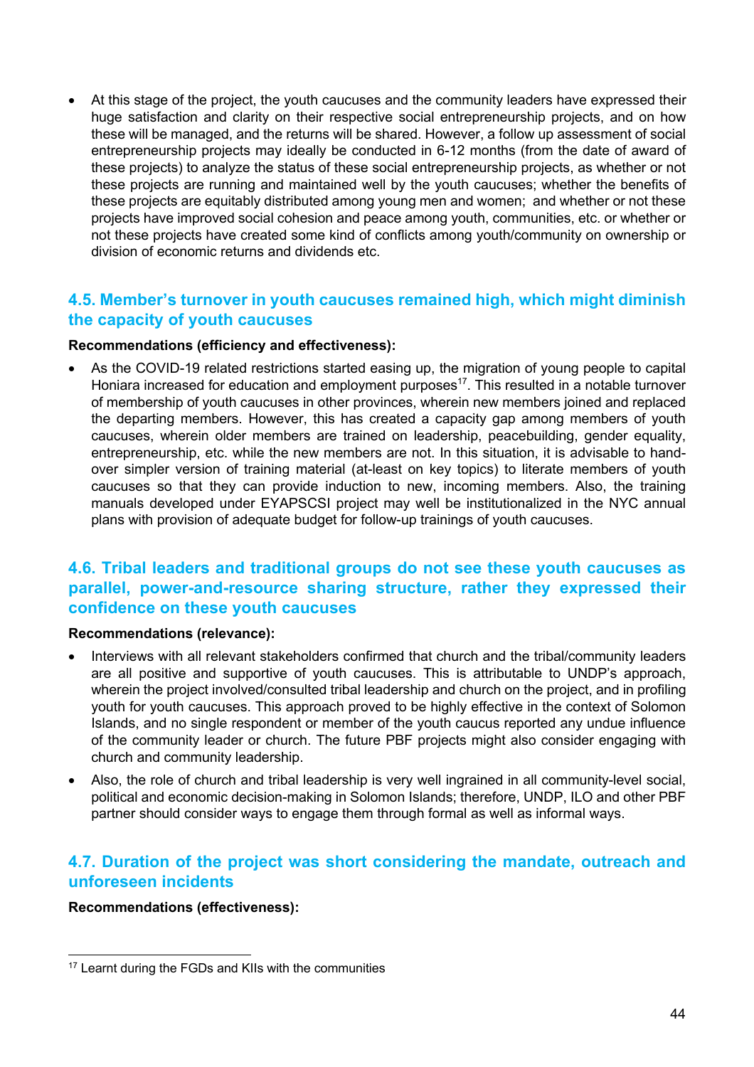- At this stage of the project, the youth caucuses and the community leaders have expressed their huge satisfaction and clarity on their respective social entrepreneurship projects, and on how these will be managed, and the returns will be shared. However, a follow up assessment of social entrepreneurship projects may ideally be conducted in 6-12 months (from the date of award of these projects) to analyze the status of these social entrepreneurship projects, as whether or not these projects are running and maintained well by the youth caucuses; whether the benefits of these projects are equitably distributed among young men and women; and whether or not these projects have improved social cohesion and peace among youth, communities, etc. or whether or not these projects have created some kind of conflicts among youth/community on ownership or division of economic returns and dividends etc.

## 4.5. Member's turnover in youth caucuses remained high, which might diminish the capacity of youth caucuses

**Recommendations (efficiency and effectiveness):**

- As the COVID-19 related restrictions started easing up, the migration of young people to capital Honiara increased for education and employment purposes[17]. This resulted in a notable turnover of membership of youth caucuses in other provinces, wherein new members joined and replaced the departing members. However, this has created a capacity gap among members of youth caucuses, wherein older members are trained on leadership, peacebuilding, gender equality, entrepreneurship, etc. while the new members are not. In this situation, it is advisable to hand-over simpler version of training material (at-least on key topics) to literate members of youth caucuses so that they can provide induction to new, incoming members. Also, the training manuals developed under EYAPSCSI project may well be institutionalized in the NYC annual plans with provision of adequate budget for follow-up trainings of youth caucuses.

## 4.6. Tribal leaders and traditional groups do not see these youth caucuses as parallel, power-and-resource sharing structure, rather they expressed their confidence on these youth caucuses

**Recommendations (relevance):**

- Interviews with all relevant stakeholders confirmed that church and the tribal/community leaders are all positive and supportive of youth caucuses. This is attributable to UNDP's approach, wherein the project involved/consulted tribal leadership and church on the project, and in profiling youth for youth caucuses. This approach proved to be highly effective in the context of Solomon Islands, and no single respondent or member of the youth caucus reported any undue influence of the community leader or church. The future PBF projects might also consider engaging with church and community leadership.
- Also, the role of church and tribal leadership is very well ingrained in all community-level social, political and economic decision-making in Solomon Islands; therefore, UNDP, ILO and other PBF partner should consider ways to engage them through formal as well as informal ways.

## 4.7. Duration of the project was short considering the mandate, outreach and unforeseen incidents

**Recommendations (effectiveness):**

[17] Learnt during the FGDs and KIIs with the communities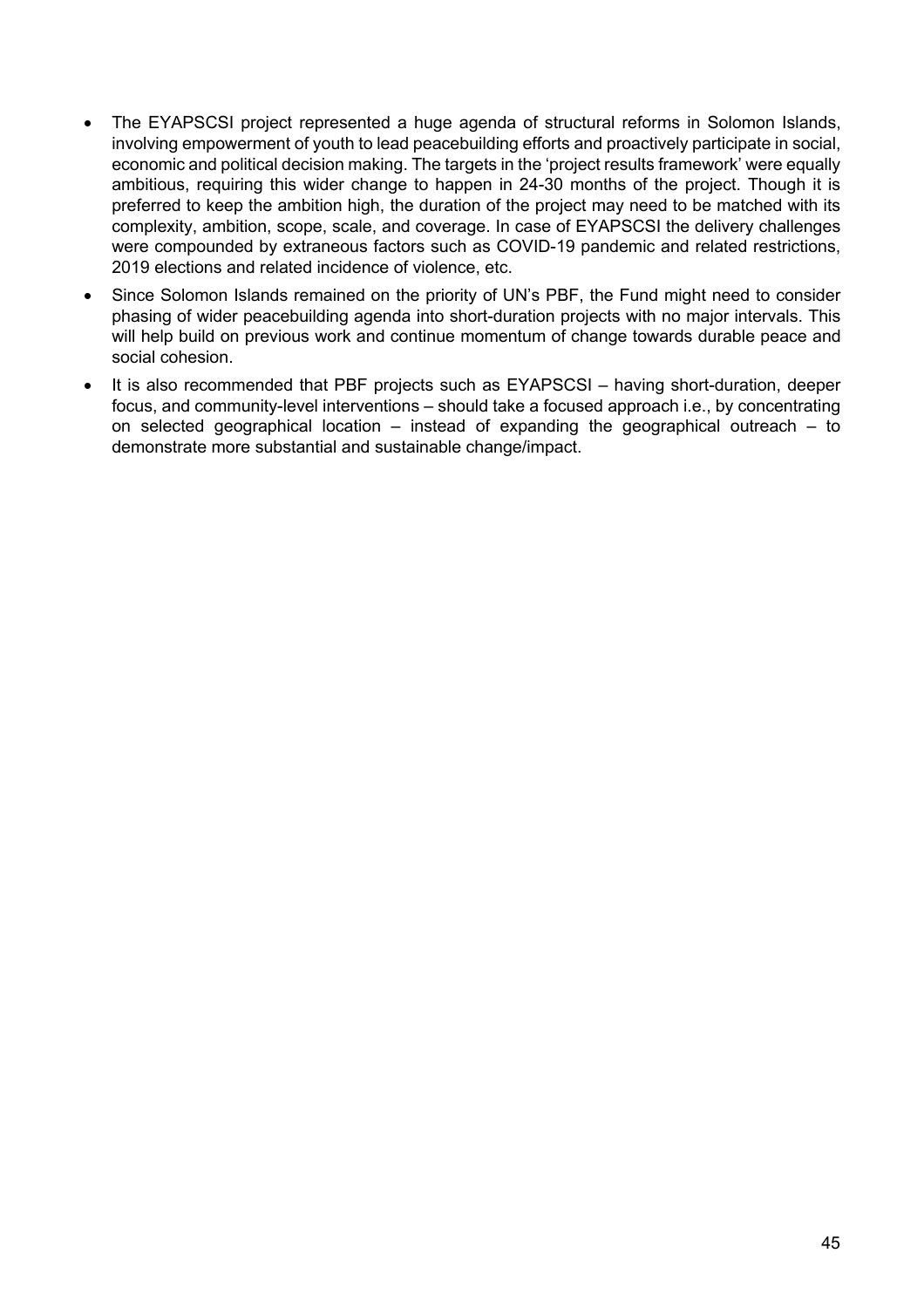- The EYAPSCSI project represented a huge agenda of structural reforms in Solomon Islands, involving empowerment of youth to lead peacebuilding efforts and proactively participate in social, economic and political decision making. The targets in the 'project results framework' were equally ambitious, requiring this wider change to happen in 24-30 months of the project. Though it is preferred to keep the ambition high, the duration of the project may need to be matched with its complexity, ambition, scope, scale, and coverage. In case of EYAPSCSI the delivery challenges were compounded by extraneous factors such as COVID-19 pandemic and related restrictions, 2019 elections and related incidence of violence, etc.
- Since Solomon Islands remained on the priority of UN's PBF, the Fund might need to consider phasing of wider peacebuilding agenda into short-duration projects with no major intervals. This will help build on previous work and continue momentum of change towards durable peace and social cohesion.
- It is also recommended that PBF projects such as EYAPSCSI – having short-duration, deeper focus, and community-level interventions – should take a focused approach i.e., by concentrating on selected geographical location – instead of expanding the geographical outreach – to demonstrate more substantial and sustainable change/impact.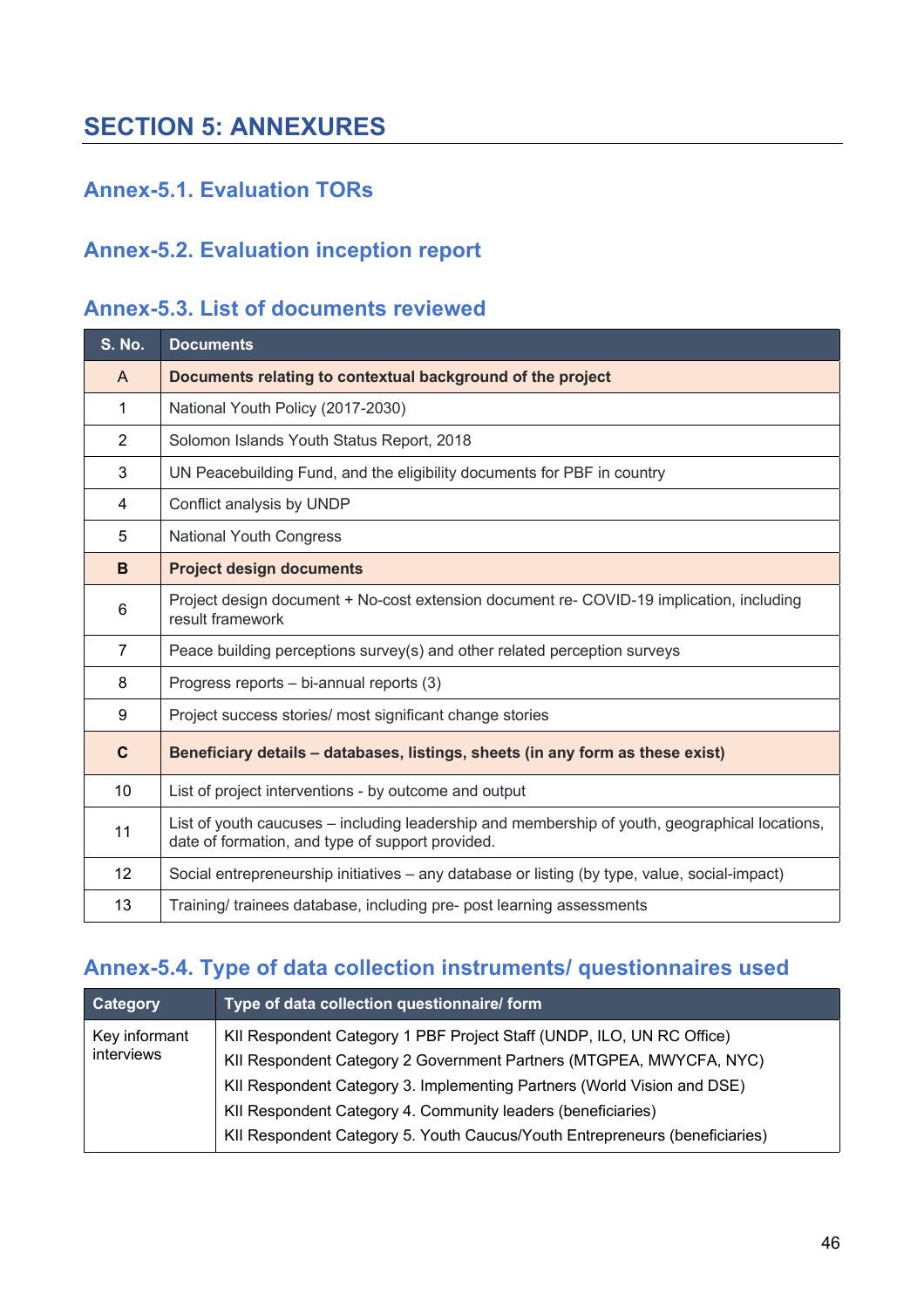# SECTION 5: ANNEXURES

## Annex-5.1. Evaluation TORs

## Annex-5.2. Evaluation inception report

## Annex-5.3. List of documents reviewed

| S. No. | Documents |
|---|---|
| A | **Documents relating to contextual background of the project** |
| 1 | National Youth Policy (2017-2030) |
| 2 | Solomon Islands Youth Status Report, 2018 |
| 3 | UN Peacebuilding Fund, and the eligibility documents for PBF in country |
| 4 | Conflict analysis by UNDP |
| 5 | National Youth Congress |
| **B** | **Project design documents** |
| 6 | Project design document + No-cost extension document re- COVID-19 implication, including result framework |
| 7 | Peace building perceptions survey(s) and other related perception surveys |
| 8 | Progress reports – bi-annual reports (3) |
| 9 | Project success stories/ most significant change stories |
| **C** | **Beneficiary details – databases, listings, sheets (in any form as these exist)** |
| 10 | List of project interventions - by outcome and output |
| 11 | List of youth caucuses – including leadership and membership of youth, geographical locations, date of formation, and type of support provided. |
| 12 | Social entrepreneurship initiatives – any database or listing (by type, value, social-impact) |
| 13 | Training/ trainees database, including pre- post learning assessments |

## Annex-5.4. Type of data collection instruments/ questionnaires used

| Category | Type of data collection questionnaire/ form |
|---|---|
| Key informant interviews | KII Respondent Category 1 PBF Project Staff (UNDP, ILO, UN RC Office)<br>KII Respondent Category 2 Government Partners (MTGPEA, MWYCFA, NYC)<br>KII Respondent Category 3. Implementing Partners (World Vision and DSE)<br>KII Respondent Category 4. Community leaders (beneficiaries)<br>KII Respondent Category 5. Youth Caucus/Youth Entrepreneurs (beneficiaries) |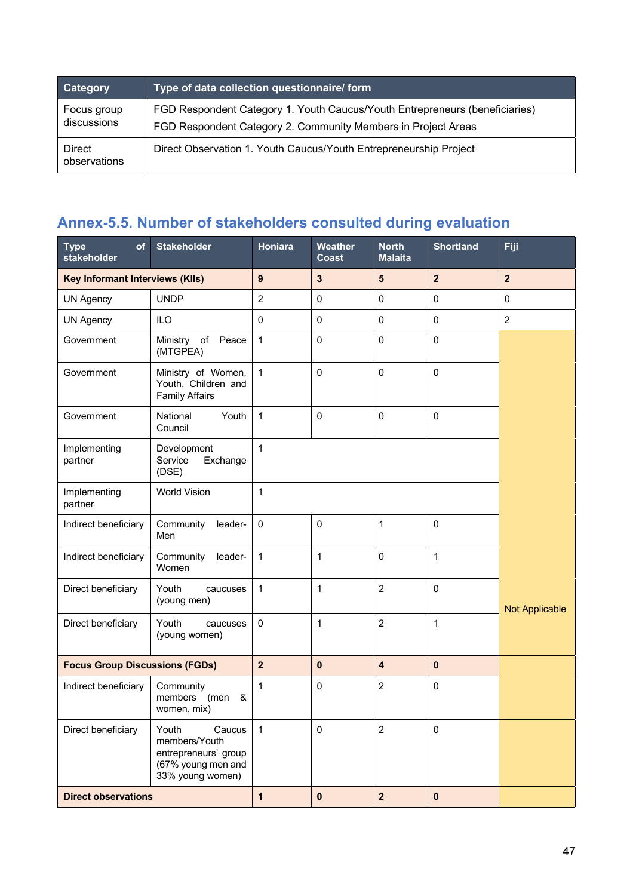| Category | Type of data collection questionnaire/ form |
| --- | --- |
| Focus group discussions | FGD Respondent Category 1. Youth Caucus/Youth Entrepreneurs (beneficiaries)<br>FGD Respondent Category 2. Community Members in Project Areas |
| Direct observations | Direct Observation 1. Youth Caucus/Youth Entrepreneurship Project |

## Annex-5.5. Number of stakeholders consulted during evaluation

| Type of stakeholder | Stakeholder | Honiara | Weather Coast | North Malaita | Shortland | Fiji |
| --- | --- | --- | --- | --- | --- | --- |
| **Key Informant Interviews (KIIs)** | | **9** | **3** | **5** | **2** | **2** |
| UN Agency | UNDP | 2 | 0 | 0 | 0 | 0 |
| UN Agency | ILO | 0 | 0 | 0 | 0 | 2 |
| Government | Ministry of Peace (MTGPEA) | 1 | 0 | 0 | 0 | Not Applicable |
| Government | Ministry of Women, Youth, Children and Family Affairs | 1 | 0 | 0 | 0 | |
| Government | National Youth Council | 1 | 0 | 0 | 0 | |
| Implementing partner | Development Service Exchange (DSE) | 1 | | | | |
| Implementing partner | World Vision | 1 | | | | |
| Indirect beneficiary | Community leader-Men | 0 | 0 | 1 | 0 | |
| Indirect beneficiary | Community leader-Women | 1 | 1 | 0 | 1 | |
| Direct beneficiary | Youth caucuses (young men) | 1 | 1 | 2 | 0 | |
| Direct beneficiary | Youth caucuses (young women) | 0 | 1 | 2 | 1 | |
| **Focus Group Discussions (FGDs)** | | **2** | **0** | **4** | **0** | |
| Indirect beneficiary | Community members (men & women, mix) | 1 | 0 | 2 | 0 | |
| Direct beneficiary | Youth Caucus members/Youth entrepreneurs' group (67% young men and 33% young women) | 1 | 0 | 2 | 0 | |
| **Direct observations** | | **1** | **0** | **2** | **0** | |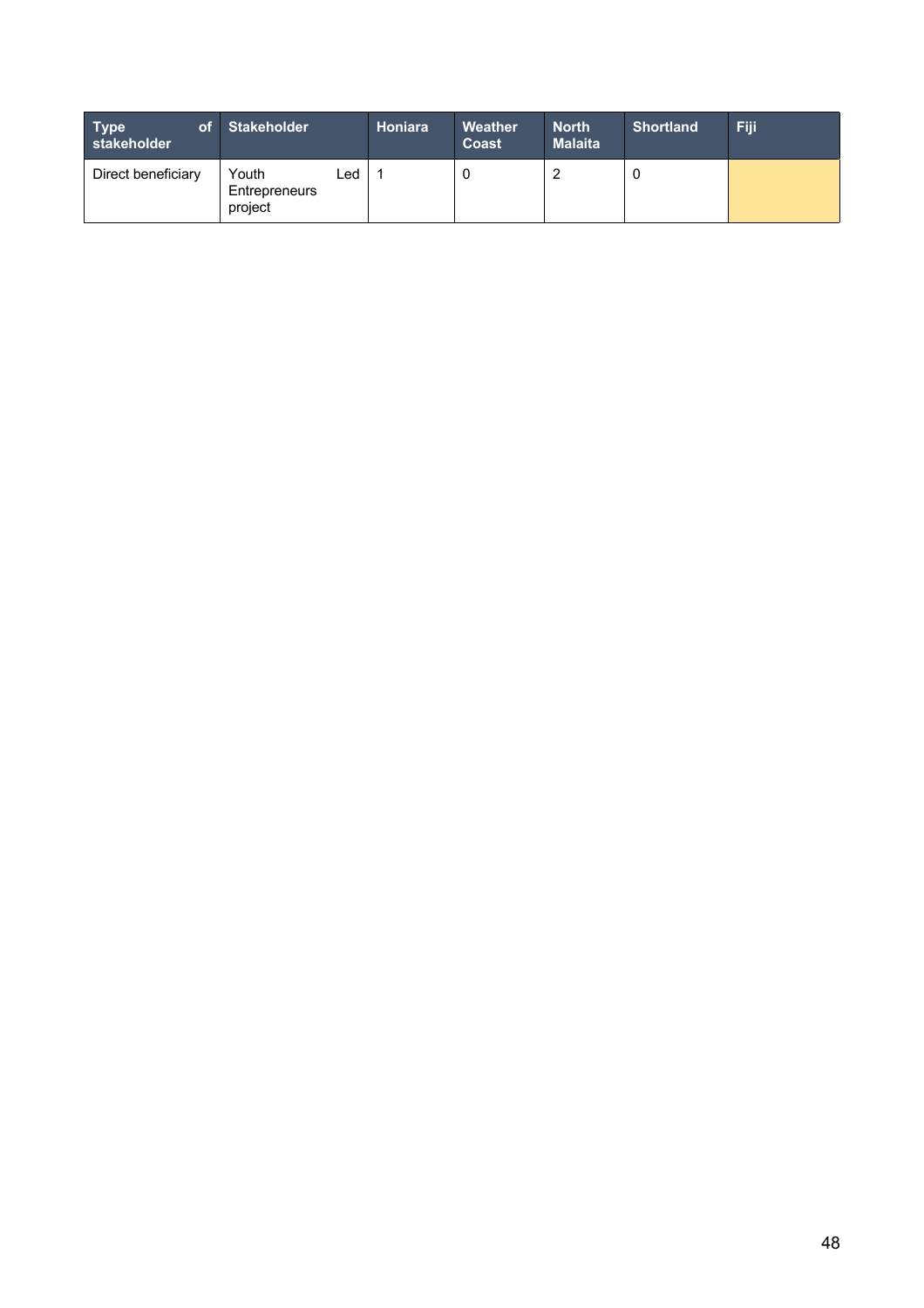| Type of stakeholder | Stakeholder | Honiara | Weather Coast | North Malaita | Shortland | Fiji |
|---|---|---|---|---|---|---|
| Direct beneficiary | Youth Led Entrepreneurs project | 1 | 0 | 2 | 0 | |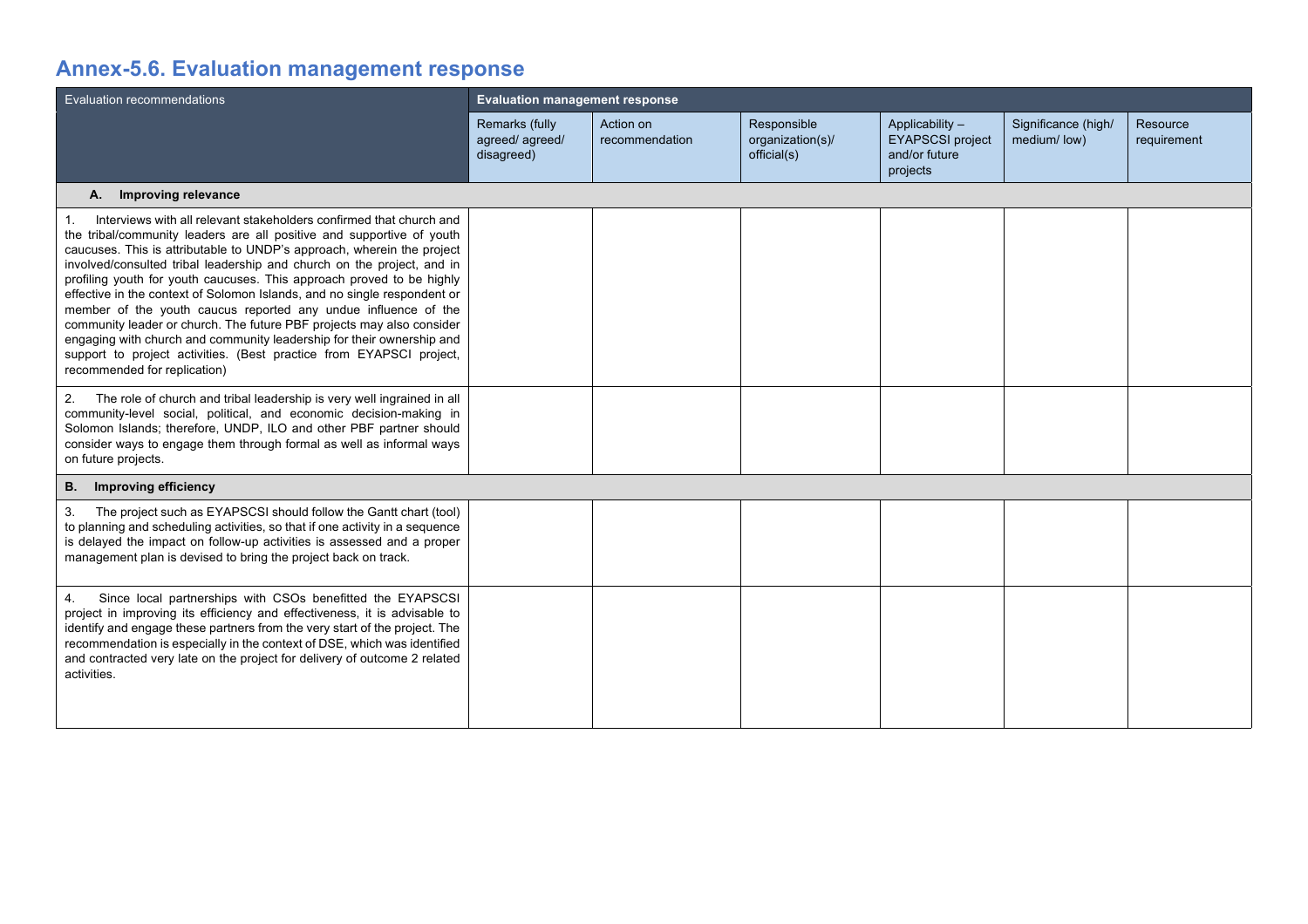## Annex-5.6. Evaluation management response

| Evaluation recommendations | Evaluation management response | | | | | |
|---|---|---|---|---|---|---|
| | Remarks (fully agreed/ agreed/ disagreed) | Action on recommendation | Responsible organization(s)/ official(s) | Applicability – EYAPSCSI project and/or future projects | Significance (high/ medium/ low) | Resource requirement |
| **A. Improving relevance** | | | | | | |
| 1. Interviews with all relevant stakeholders confirmed that church and the tribal/community leaders are all positive and supportive of youth caucuses. This is attributable to UNDP's approach, wherein the project involved/consulted tribal leadership and church on the project, and in profiling youth for youth caucuses. This approach proved to be highly effective in the context of Solomon Islands, and no single respondent or member of the youth caucus reported any undue influence of the community leader or church. The future PBF projects may also consider engaging with church and community leadership for their ownership and support to project activities. (Best practice from EYAPSCI project, recommended for replication) | | | | | | |
| 2. The role of church and tribal leadership is very well ingrained in all community-level social, political, and economic decision-making in Solomon Islands; therefore, UNDP, ILO and other PBF partner should consider ways to engage them through formal as well as informal ways on future projects. | | | | | | |
| **B. Improving efficiency** | | | | | | |
| 3. The project such as EYAPSCSI should follow the Gantt chart (tool) to planning and scheduling activities, so that if one activity in a sequence is delayed the impact on follow-up activities is assessed and a proper management plan is devised to bring the project back on track. | | | | | | |
| 4. Since local partnerships with CSOs benefitted the EYAPSCSI project in improving its efficiency and effectiveness, it is advisable to identify and engage these partners from the very start of the project. The recommendation is especially in the context of DSE, which was identified and contracted very late on the project for delivery of outcome 2 related activities. | | | | | | |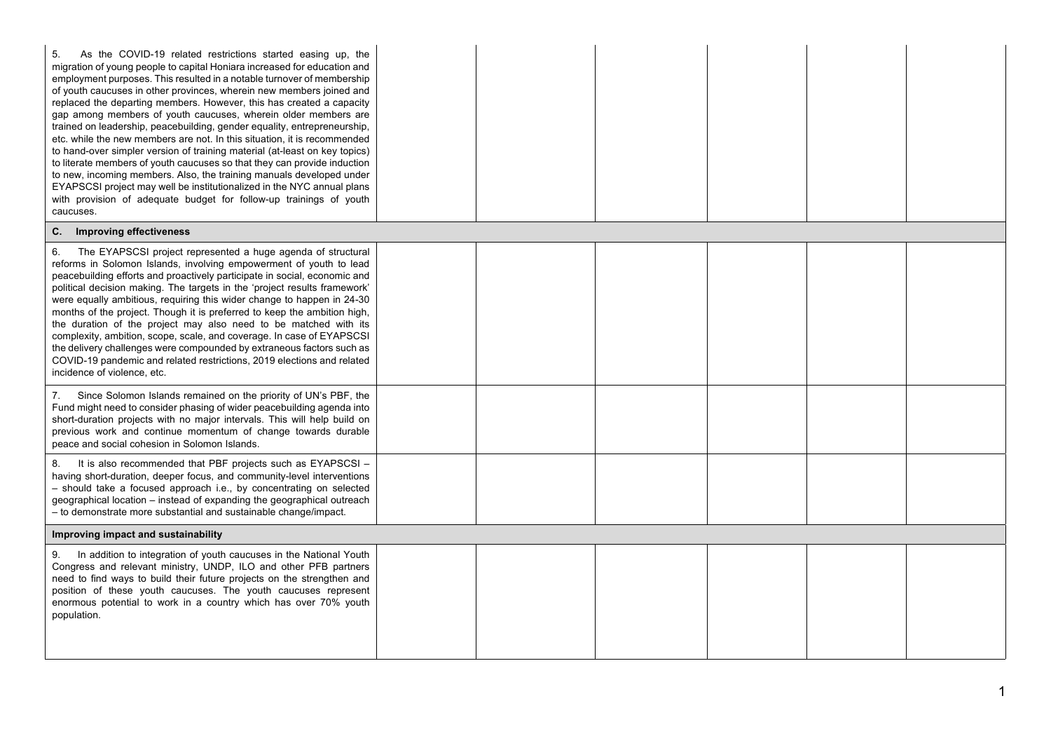| | | | | | | |
|---|---|---|---|---|---|---|
| 5. As the COVID-19 related restrictions started easing up, the migration of young people to capital Honiara increased for education and employment purposes. This resulted in a notable turnover of membership of youth caucuses in other provinces, wherein new members joined and replaced the departing members. However, this has created a capacity gap among members of youth caucuses, wherein older members are trained on leadership, peacebuilding, gender equality, entrepreneurship, etc. while the new members are not. In this situation, it is recommended to hand-over simpler version of training material (at-least on key topics) to literate members of youth caucuses so that they can provide induction to new, incoming members. Also, the training manuals developed under EYAPSCSI project may well be institutionalized in the NYC annual plans with provision of adequate budget for follow-up trainings of youth caucuses. | | | | | | |
| **C. Improving effectiveness** | | | | | | |
| 6. The EYAPSCSI project represented a huge agenda of structural reforms in Solomon Islands, involving empowerment of youth to lead peacebuilding efforts and proactively participate in social, economic and political decision making. The targets in the 'project results framework' were equally ambitious, requiring this wider change to happen in 24-30 months of the project. Though it is preferred to keep the ambition high, the duration of the project may also need to be matched with its complexity, ambition, scope, scale, and coverage. In case of EYAPSCSI the delivery challenges were compounded by extraneous factors such as COVID-19 pandemic and related restrictions, 2019 elections and related incidence of violence, etc. | | | | | | |
| 7. Since Solomon Islands remained on the priority of UN's PBF, the Fund might need to consider phasing of wider peacebuilding agenda into short-duration projects with no major intervals. This will help build on previous work and continue momentum of change towards durable peace and social cohesion in Solomon Islands. | | | | | | |
| 8. It is also recommended that PBF projects such as EYAPSCSI – having short-duration, deeper focus, and community-level interventions – should take a focused approach i.e., by concentrating on selected geographical location – instead of expanding the geographical outreach – to demonstrate more substantial and sustainable change/impact. | | | | | | |
| **Improving impact and sustainability** | | | | | | |
| 9. In addition to integration of youth caucuses in the National Youth Congress and relevant ministry, UNDP, ILO and other PFB partners need to find ways to build their future projects on the strengthen and position of these youth caucuses. The youth caucuses represent enormous potential to work in a country which has over 70% youth population. | | | | | | |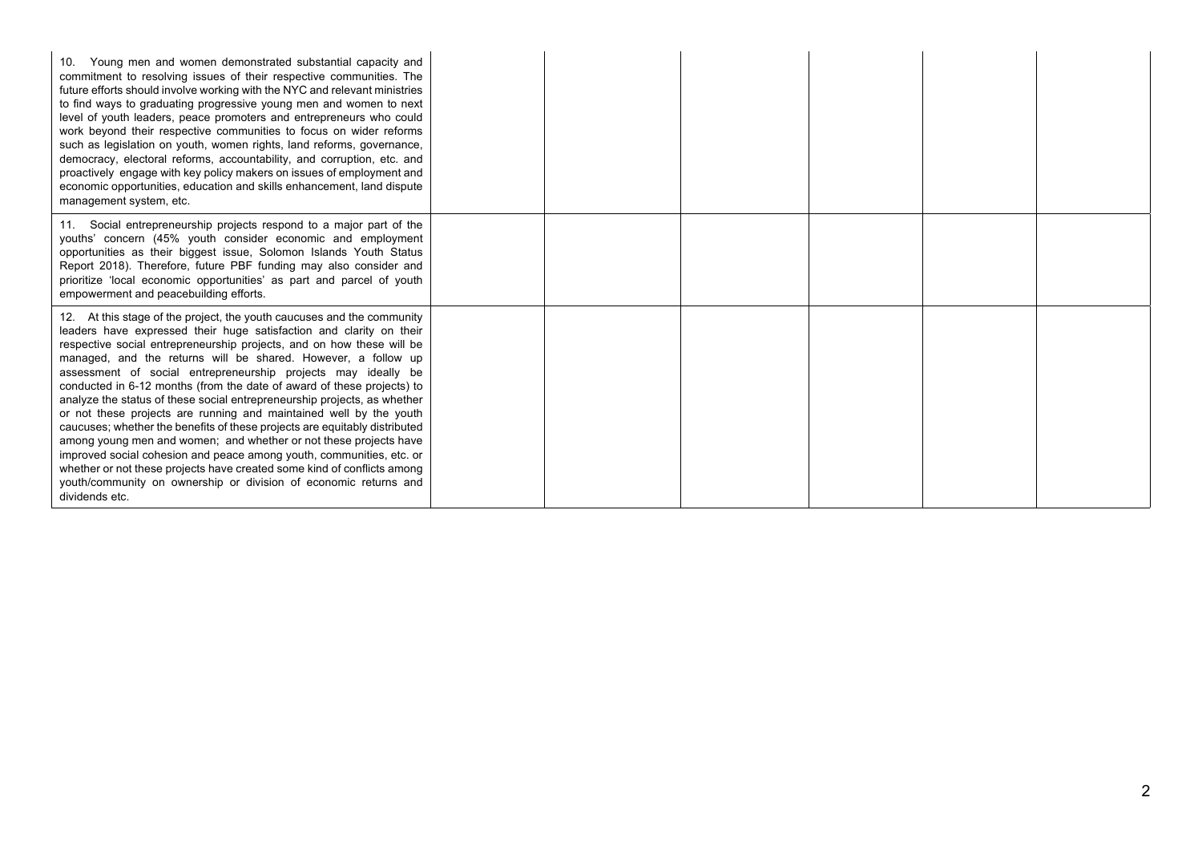| | | | | | |
|---|---|---|---|---|---|
| 10. Young men and women demonstrated substantial capacity and commitment to resolving issues of their respective communities. The future efforts should involve working with the NYC and relevant ministries to find ways to graduating progressive young men and women to next level of youth leaders, peace promoters and entrepreneurs who could work beyond their respective communities to focus on wider reforms such as legislation on youth, women rights, land reforms, governance, democracy, electoral reforms, accountability, and corruption, etc. and proactively engage with key policy makers on issues of employment and economic opportunities, education and skills enhancement, land dispute management system, etc. | | | | | |
| 11. Social entrepreneurship projects respond to a major part of the youths' concern (45% youth consider economic and employment opportunities as their biggest issue, Solomon Islands Youth Status Report 2018). Therefore, future PBF funding may also consider and prioritize 'local economic opportunities' as part and parcel of youth empowerment and peacebuilding efforts. | | | | | |
| 12. At this stage of the project, the youth caucuses and the community leaders have expressed their huge satisfaction and clarity on their respective social entrepreneurship projects, and on how these will be managed, and the returns will be shared. However, a follow up assessment of social entrepreneurship projects may ideally be conducted in 6-12 months (from the date of award of these projects) to analyze the status of these social entrepreneurship projects, as whether or not these projects are running and maintained well by the youth caucuses; whether the benefits of these projects are equitably distributed among young men and women; and whether or not these projects have improved social cohesion and peace among youth, communities, etc. or whether or not these projects have created some kind of conflicts among youth/community on ownership or division of economic returns and dividends etc. | | | | | |